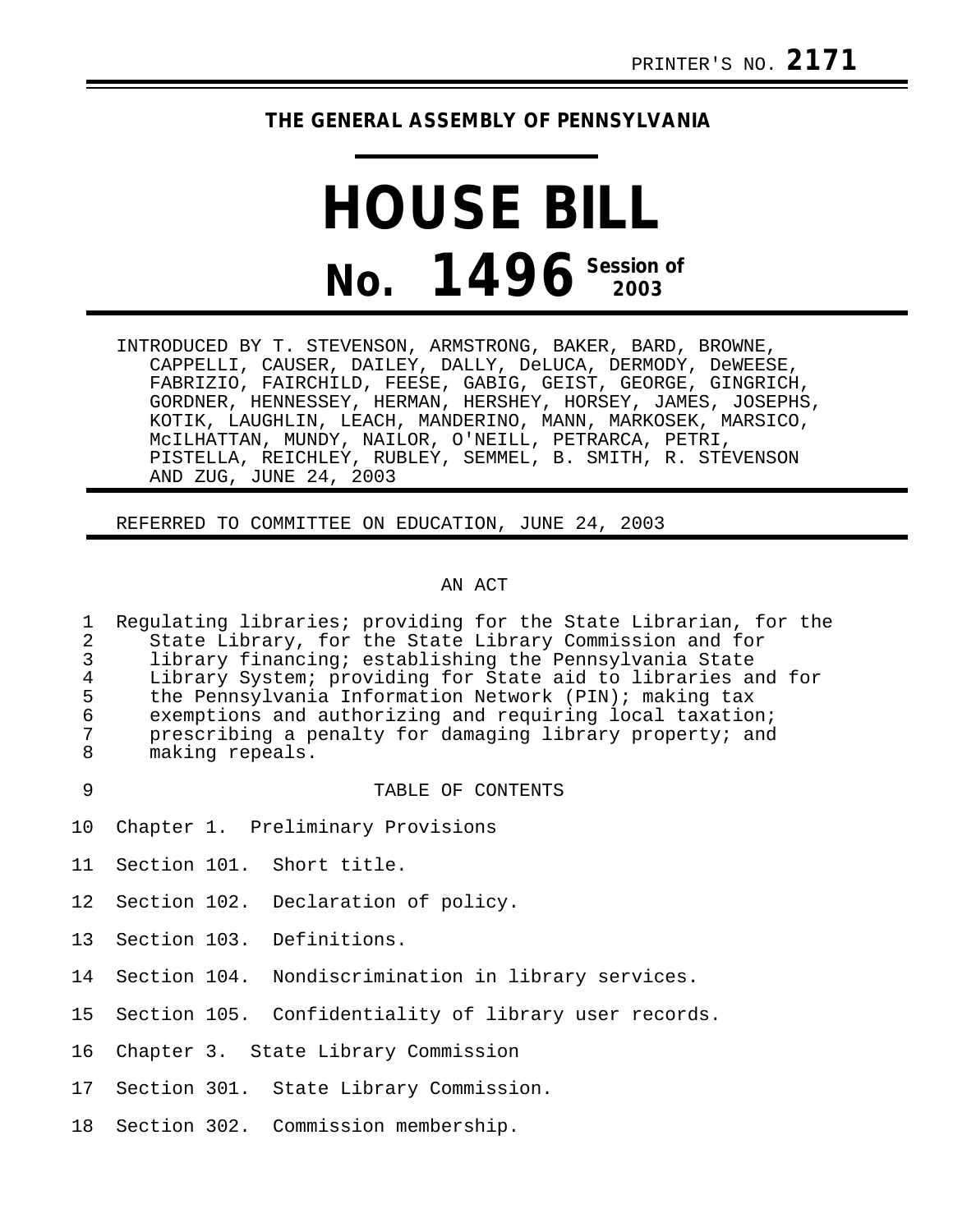PRINTER'S NO. **2171**

**THE GENERAL ASSEMBLY OF PENNSYLVANIA**

# HOUSE BILL

# No. 1496 Session of 2003

INTRODUCED BY T. STEVENSON, ARMSTRONG, BAKER, BARD, BROWNE, CAPPELLI, CAUSER, DAILEY, DALLY, DeLUCA, DERMODY, DeWEESE, FABRIZIO, FAIRCHILD, FEESE, GABIG, GEIST, GEORGE, GINGRICH, GORDNER, HENNESSEY, HERMAN, HERSHEY, HORSEY, JAMES, JOSEPHS, KOTIK, LAUGHLIN, LEACH, MANDERINO, MANN, MARKOSEK, MARSICO, McILHATTAN, MUNDY, NAILOR, O'NEILL, PETRARCA, PETRI, PISTELLA, REICHLEY, RUBLEY, SEMMEL, B. SMITH, R. STEVENSON AND ZUG, JUNE 24, 2003

REFERRED TO COMMITTEE ON EDUCATION, JUNE 24, 2003

AN ACT

1 Regulating libraries; providing for the State Librarian, for the
2 State Library, for the State Library Commission and for
3 library financing; establishing the Pennsylvania State
4 Library System; providing for State aid to libraries and for
5 the Pennsylvania Information Network (PIN); making tax
6 exemptions and authorizing and requiring local taxation;
7 prescribing a penalty for damaging library property; and
8 making repeals.

9 TABLE OF CONTENTS

10 Chapter 1. Preliminary Provisions

11 Section 101. Short title.

12 Section 102. Declaration of policy.

13 Section 103. Definitions.

14 Section 104. Nondiscrimination in library services.

15 Section 105. Confidentiality of library user records.

16 Chapter 3. State Library Commission

17 Section 301. State Library Commission.

18 Section 302. Commission membership.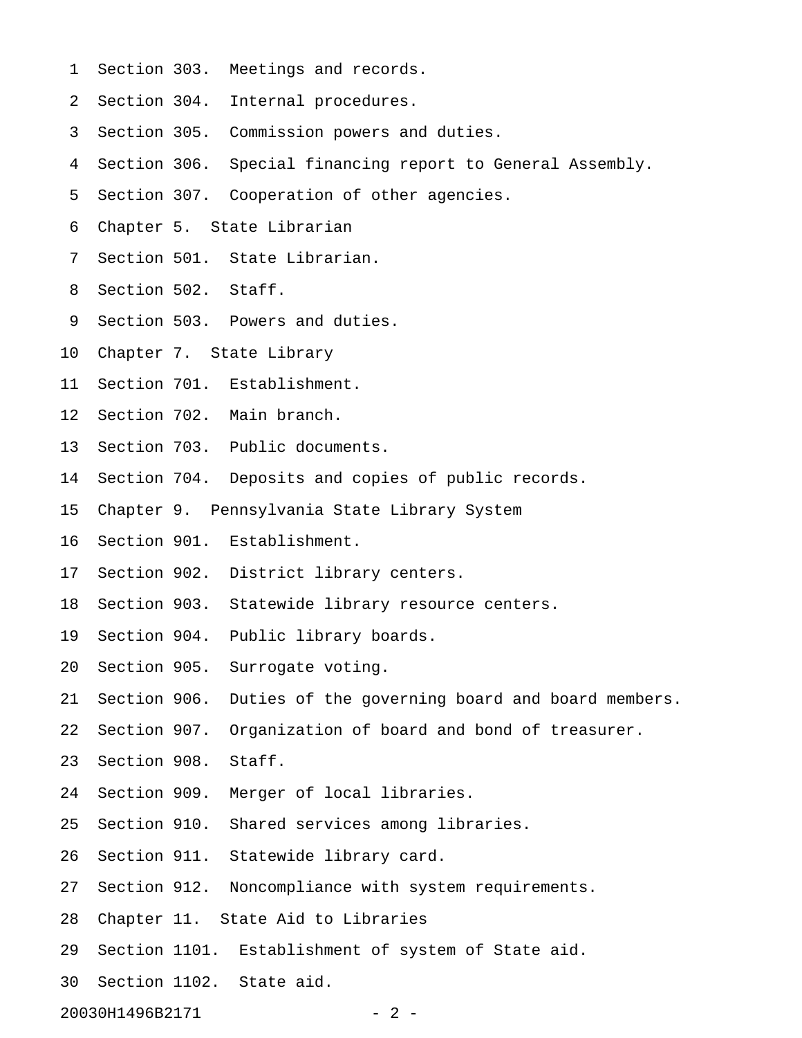Section 303. Meetings and records.
Section 304. Internal procedures.
Section 305. Commission powers and duties.
Section 306. Special financing report to General Assembly.
Section 307. Cooperation of other agencies.
Chapter 5. State Librarian
Section 501. State Librarian.
Section 502. Staff.
Section 503. Powers and duties.
Chapter 7. State Library
Section 701. Establishment.
Section 702. Main branch.
Section 703. Public documents.
Section 704. Deposits and copies of public records.
Chapter 9. Pennsylvania State Library System
Section 901. Establishment.
Section 902. District library centers.
Section 903. Statewide library resource centers.
Section 904. Public library boards.
Section 905. Surrogate voting.
Section 906. Duties of the governing board and board members.
Section 907. Organization of board and bond of treasurer.
Section 908. Staff.
Section 909. Merger of local libraries.
Section 910. Shared services among libraries.
Section 911. Statewide library card.
Section 912. Noncompliance with system requirements.
Chapter 11. State Aid to Libraries
Section 1101. Establishment of system of State aid.
Section 1102. State aid.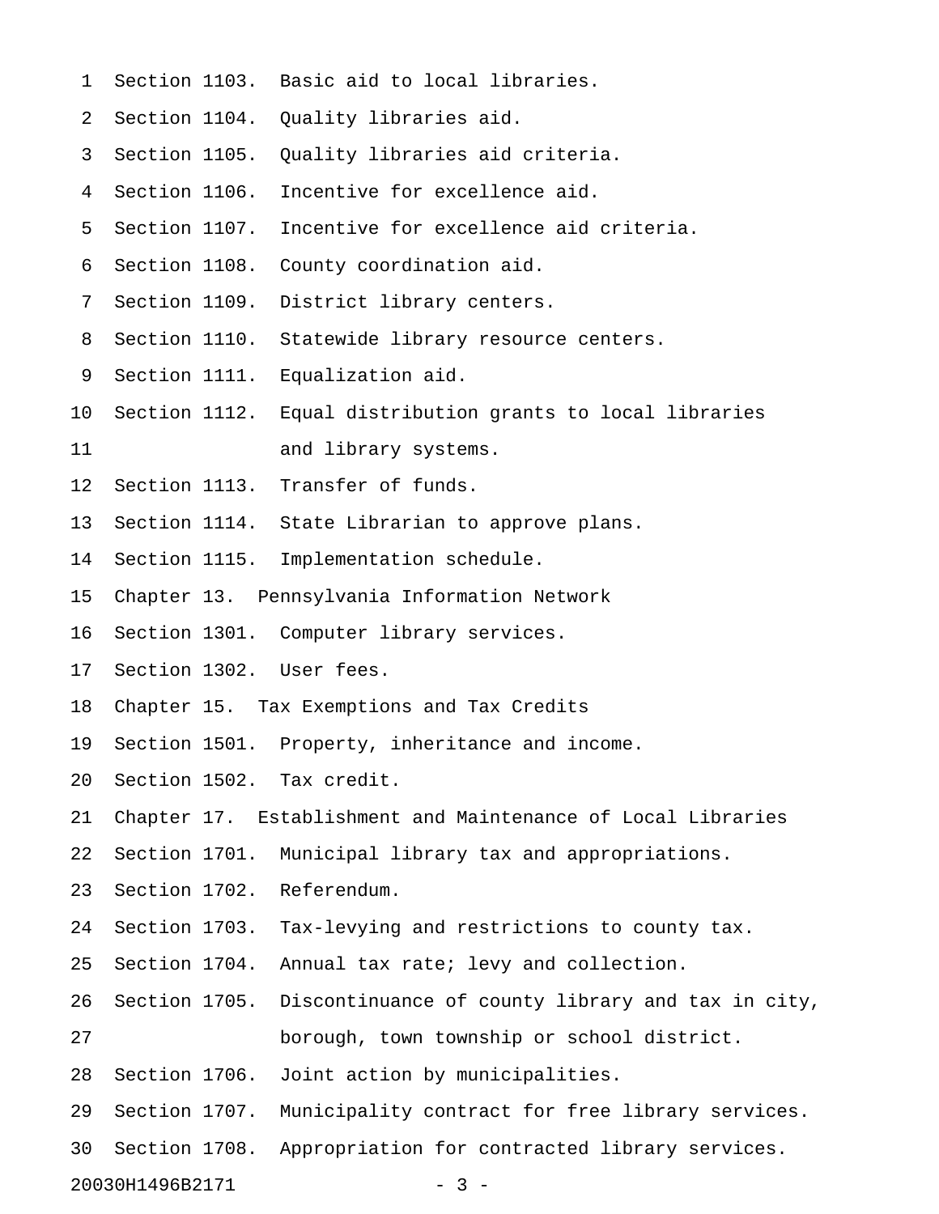Section 1103. Basic aid to local libraries.
Section 1104. Quality libraries aid.
Section 1105. Quality libraries aid criteria.
Section 1106. Incentive for excellence aid.
Section 1107. Incentive for excellence aid criteria.
Section 1108. County coordination aid.
Section 1109. District library centers.
Section 1110. Statewide library resource centers.
Section 1111. Equalization aid.
Section 1112. Equal distribution grants to local libraries and library systems.
Section 1113. Transfer of funds.
Section 1114. State Librarian to approve plans.
Section 1115. Implementation schedule.

Chapter 13. Pennsylvania Information Network

Section 1301. Computer library services.
Section 1302. User fees.

Chapter 15. Tax Exemptions and Tax Credits

Section 1501. Property, inheritance and income.
Section 1502. Tax credit.

Chapter 17. Establishment and Maintenance of Local Libraries

Section 1701. Municipal library tax and appropriations.
Section 1702. Referendum.
Section 1703. Tax-levying and restrictions to county tax.
Section 1704. Annual tax rate; levy and collection.
Section 1705. Discontinuance of county library and tax in city, borough, town township or school district.
Section 1706. Joint action by municipalities.
Section 1707. Municipality contract for free library services.
Section 1708. Appropriation for contracted library services.

20030H1496B2171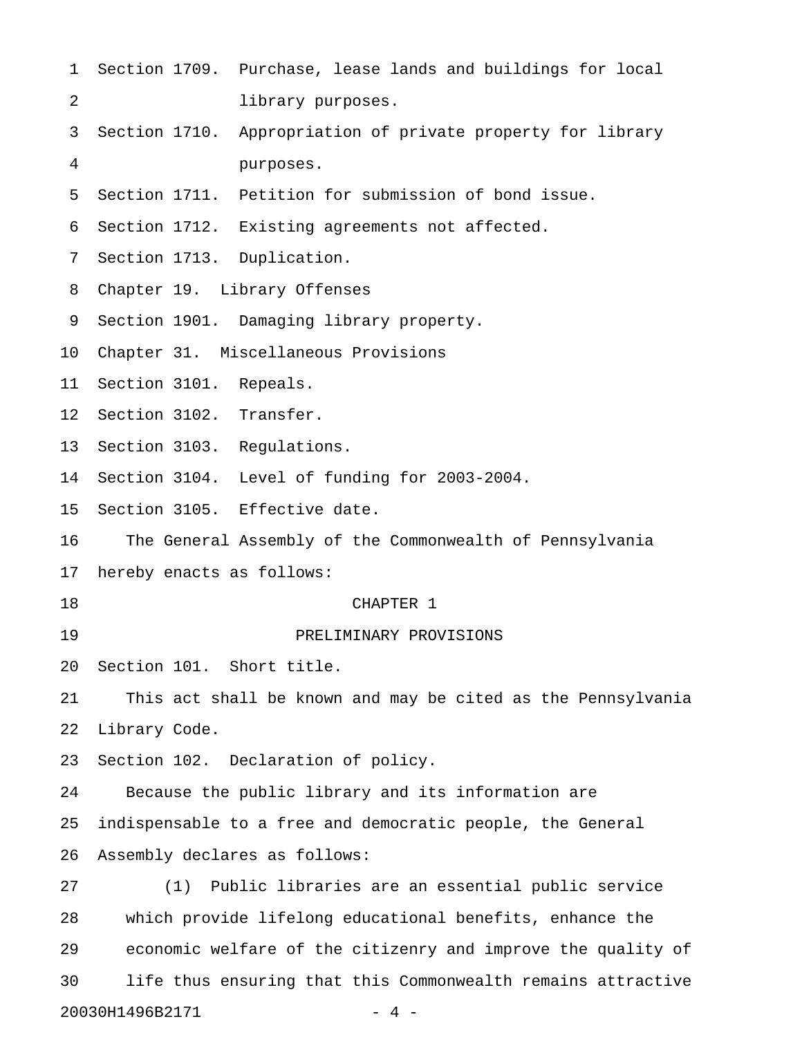Section 1709. Purchase, lease lands and buildings for local library purposes.

Section 1710. Appropriation of private property for library purposes.

Section 1711. Petition for submission of bond issue.

Section 1712. Existing agreements not affected.

Section 1713. Duplication.

Chapter 19. Library Offenses

Section 1901. Damaging library property.

Chapter 31. Miscellaneous Provisions

Section 3101. Repeals.

Section 3102. Transfer.

Section 3103. Regulations.

Section 3104. Level of funding for 2003-2004.

Section 3105. Effective date.

The General Assembly of the Commonwealth of Pennsylvania hereby enacts as follows:

# CHAPTER 1

# PRELIMINARY PROVISIONS

Section 101. Short title.

This act shall be known and may be cited as the Pennsylvania Library Code.

Section 102. Declaration of policy.

Because the public library and its information are indispensable to a free and democratic people, the General Assembly declares as follows:

(1) Public libraries are an essential public service which provide lifelong educational benefits, enhance the economic welfare of the citizenry and improve the quality of life thus ensuring that this Commonwealth remains attractive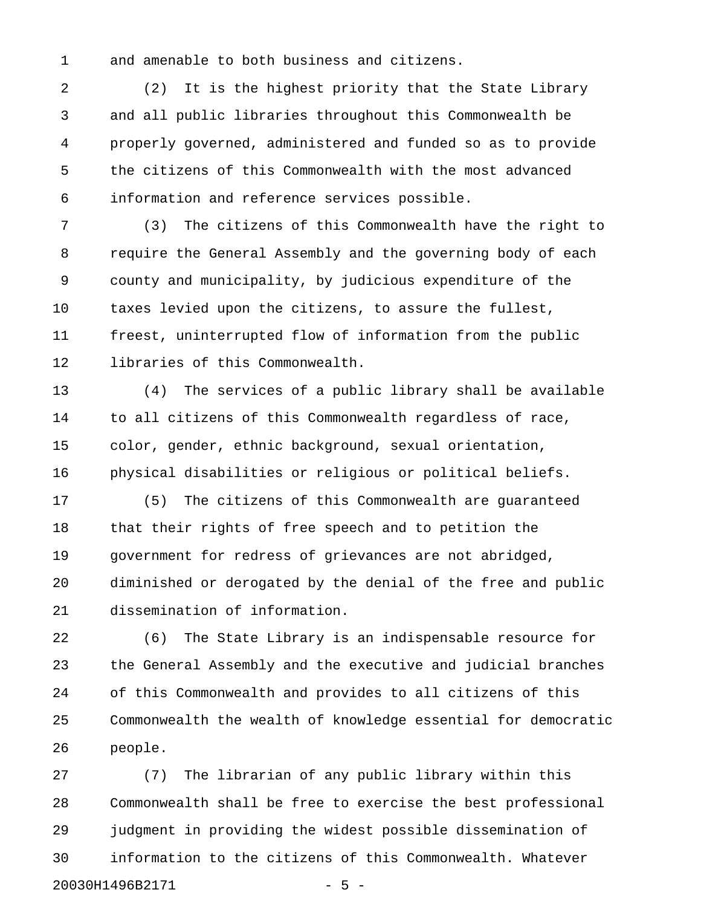and amenable to both business and citizens.

(2) It is the highest priority that the State Library and all public libraries throughout this Commonwealth be properly governed, administered and funded so as to provide the citizens of this Commonwealth with the most advanced information and reference services possible.

(3) The citizens of this Commonwealth have the right to require the General Assembly and the governing body of each county and municipality, by judicious expenditure of the taxes levied upon the citizens, to assure the fullest, freest, uninterrupted flow of information from the public libraries of this Commonwealth.

(4) The services of a public library shall be available to all citizens of this Commonwealth regardless of race, color, gender, ethnic background, sexual orientation, physical disabilities or religious or political beliefs.

(5) The citizens of this Commonwealth are guaranteed that their rights of free speech and to petition the government for redress of grievances are not abridged, diminished or derogated by the denial of the free and public dissemination of information.

(6) The State Library is an indispensable resource for the General Assembly and the executive and judicial branches of this Commonwealth and provides to all citizens of this Commonwealth the wealth of knowledge essential for democratic people.

(7) The librarian of any public library within this Commonwealth shall be free to exercise the best professional judgment in providing the widest possible dissemination of information to the citizens of this Commonwealth. Whatever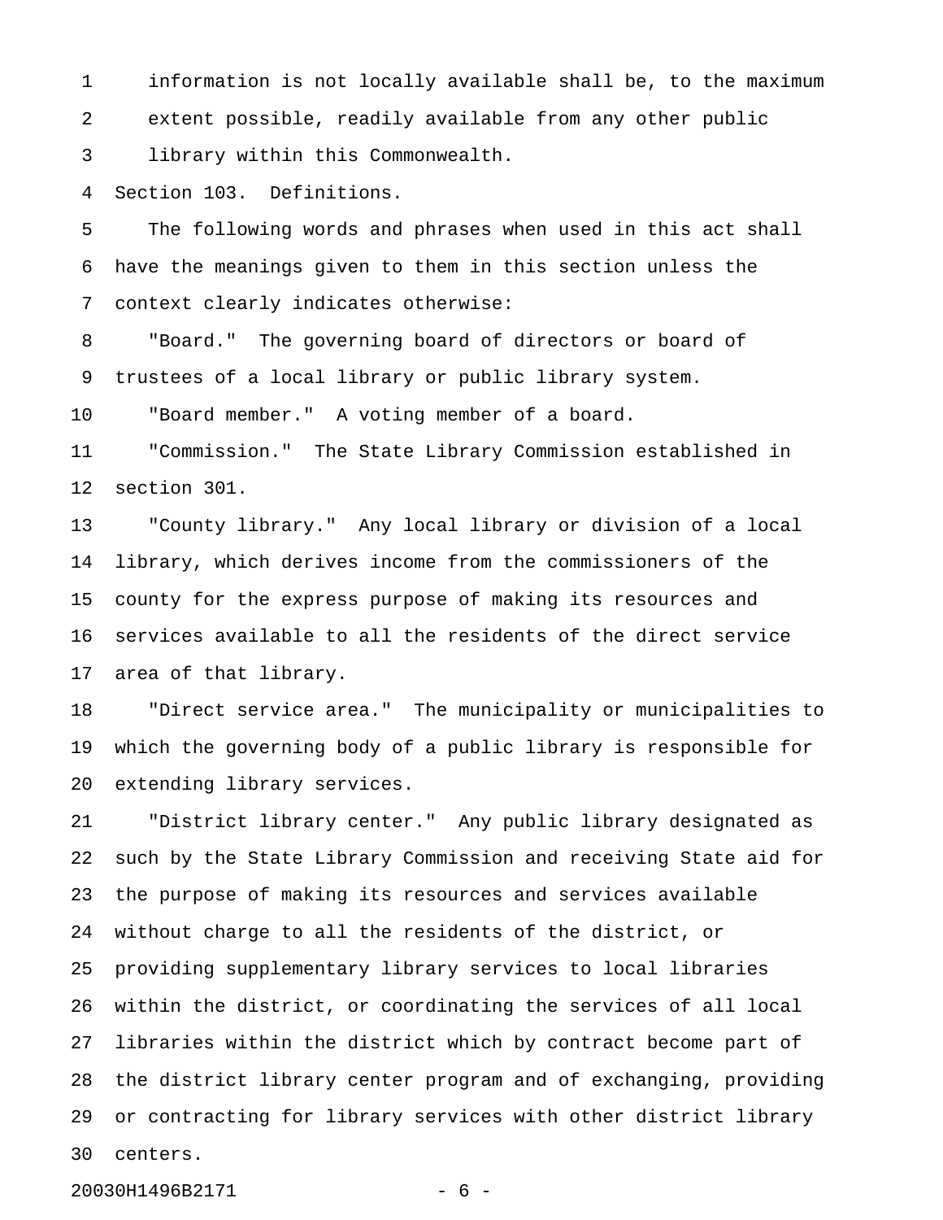information is not locally available shall be, to the maximum extent possible, readily available from any other public library within this Commonwealth.

Section 103. Definitions.

The following words and phrases when used in this act shall have the meanings given to them in this section unless the context clearly indicates otherwise:

"Board." The governing board of directors or board of trustees of a local library or public library system.

"Board member." A voting member of a board.

"Commission." The State Library Commission established in section 301.

"County library." Any local library or division of a local library, which derives income from the commissioners of the county for the express purpose of making its resources and services available to all the residents of the direct service area of that library.

"Direct service area." The municipality or municipalities to which the governing body of a public library is responsible for extending library services.

"District library center." Any public library designated as such by the State Library Commission and receiving State aid for the purpose of making its resources and services available without charge to all the residents of the district, or providing supplementary library services to local libraries within the district, or coordinating the services of all local libraries within the district which by contract become part of the district library center program and of exchanging, providing or contracting for library services with other district library centers.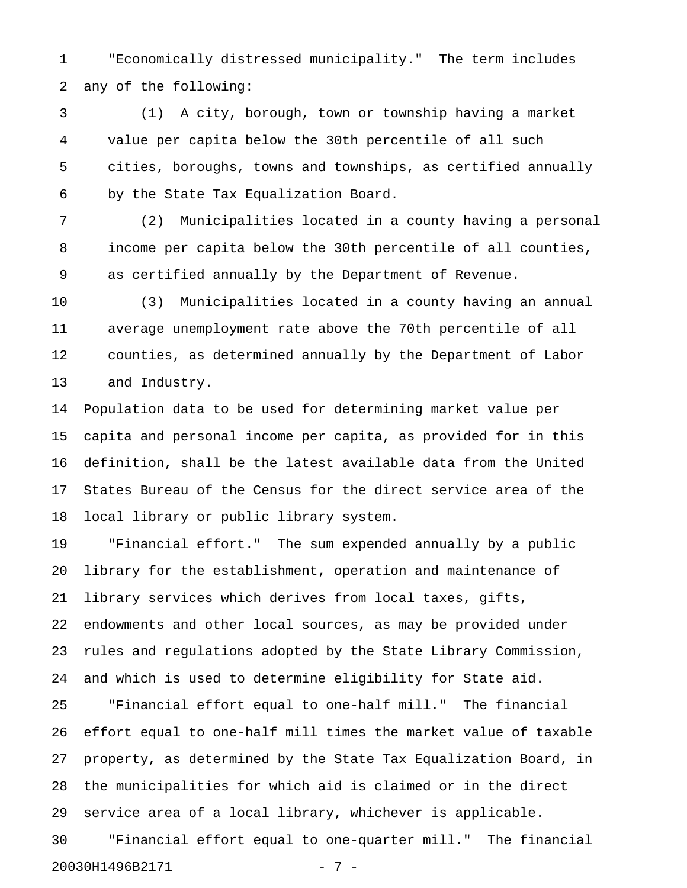"Economically distressed municipality." The term includes any of the following:

(1) A city, borough, town or township having a market value per capita below the 30th percentile of all such cities, boroughs, towns and townships, as certified annually by the State Tax Equalization Board.

(2) Municipalities located in a county having a personal income per capita below the 30th percentile of all counties, as certified annually by the Department of Revenue.

(3) Municipalities located in a county having an annual average unemployment rate above the 70th percentile of all counties, as determined annually by the Department of Labor and Industry.

Population data to be used for determining market value per capita and personal income per capita, as provided for in this definition, shall be the latest available data from the United States Bureau of the Census for the direct service area of the local library or public library system.

"Financial effort." The sum expended annually by a public library for the establishment, operation and maintenance of library services which derives from local taxes, gifts, endowments and other local sources, as may be provided under rules and regulations adopted by the State Library Commission, and which is used to determine eligibility for State aid.

"Financial effort equal to one-half mill." The financial effort equal to one-half mill times the market value of taxable property, as determined by the State Tax Equalization Board, in the municipalities for which aid is claimed or in the direct service area of a local library, whichever is applicable.

"Financial effort equal to one-quarter mill." The financial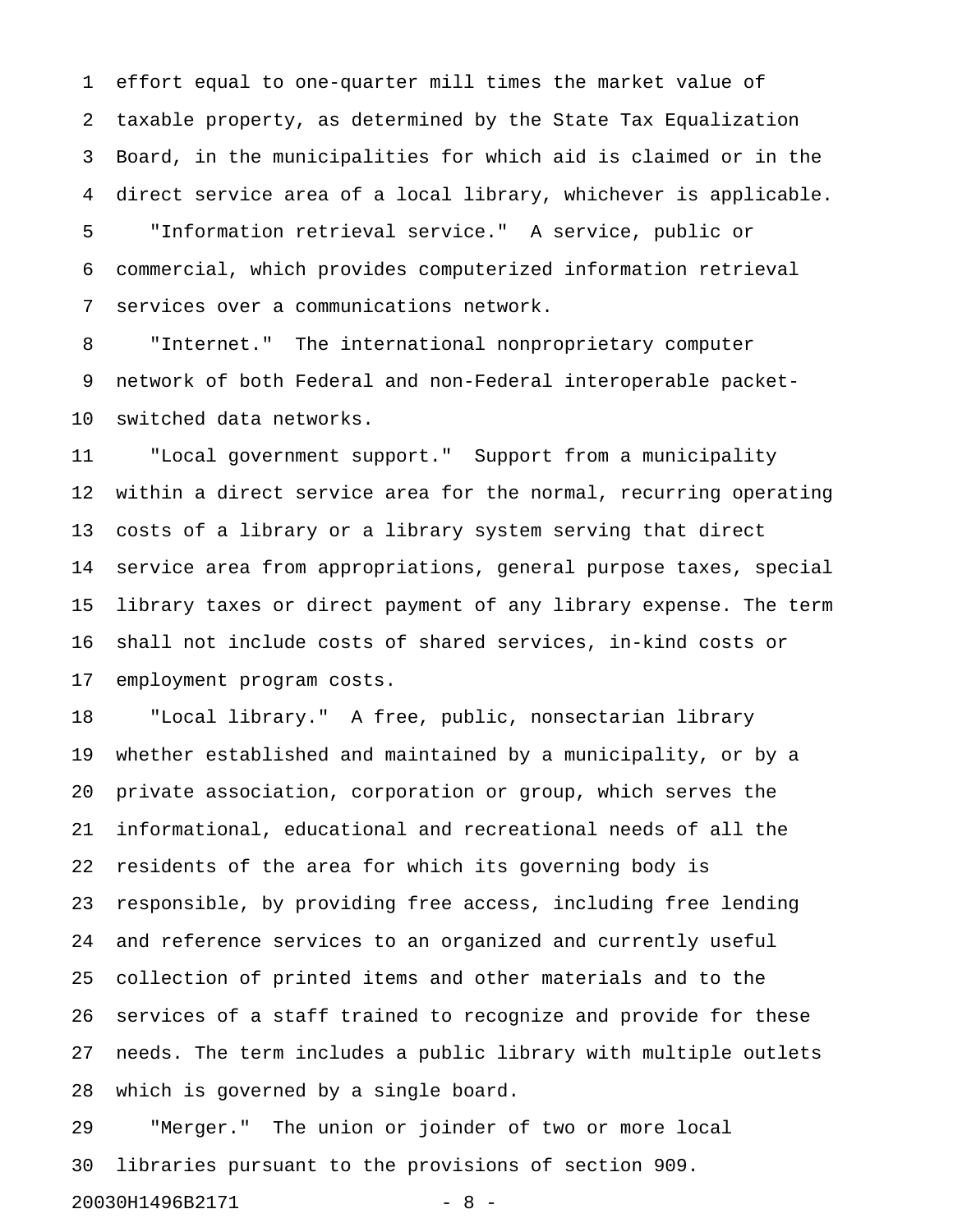effort equal to one-quarter mill times the market value of taxable property, as determined by the State Tax Equalization Board, in the municipalities for which aid is claimed or in the direct service area of a local library, whichever is applicable.

"Information retrieval service." A service, public or commercial, which provides computerized information retrieval services over a communications network.

"Internet." The international nonproprietary computer network of both Federal and non-Federal interoperable packet-switched data networks.

"Local government support." Support from a municipality within a direct service area for the normal, recurring operating costs of a library or a library system serving that direct service area from appropriations, general purpose taxes, special library taxes or direct payment of any library expense. The term shall not include costs of shared services, in-kind costs or employment program costs.

"Local library." A free, public, nonsectarian library whether established and maintained by a municipality, or by a private association, corporation or group, which serves the informational, educational and recreational needs of all the residents of the area for which its governing body is responsible, by providing free access, including free lending and reference services to an organized and currently useful collection of printed items and other materials and to the services of a staff trained to recognize and provide for these needs. The term includes a public library with multiple outlets which is governed by a single board.

"Merger." The union or joinder of two or more local libraries pursuant to the provisions of section 909.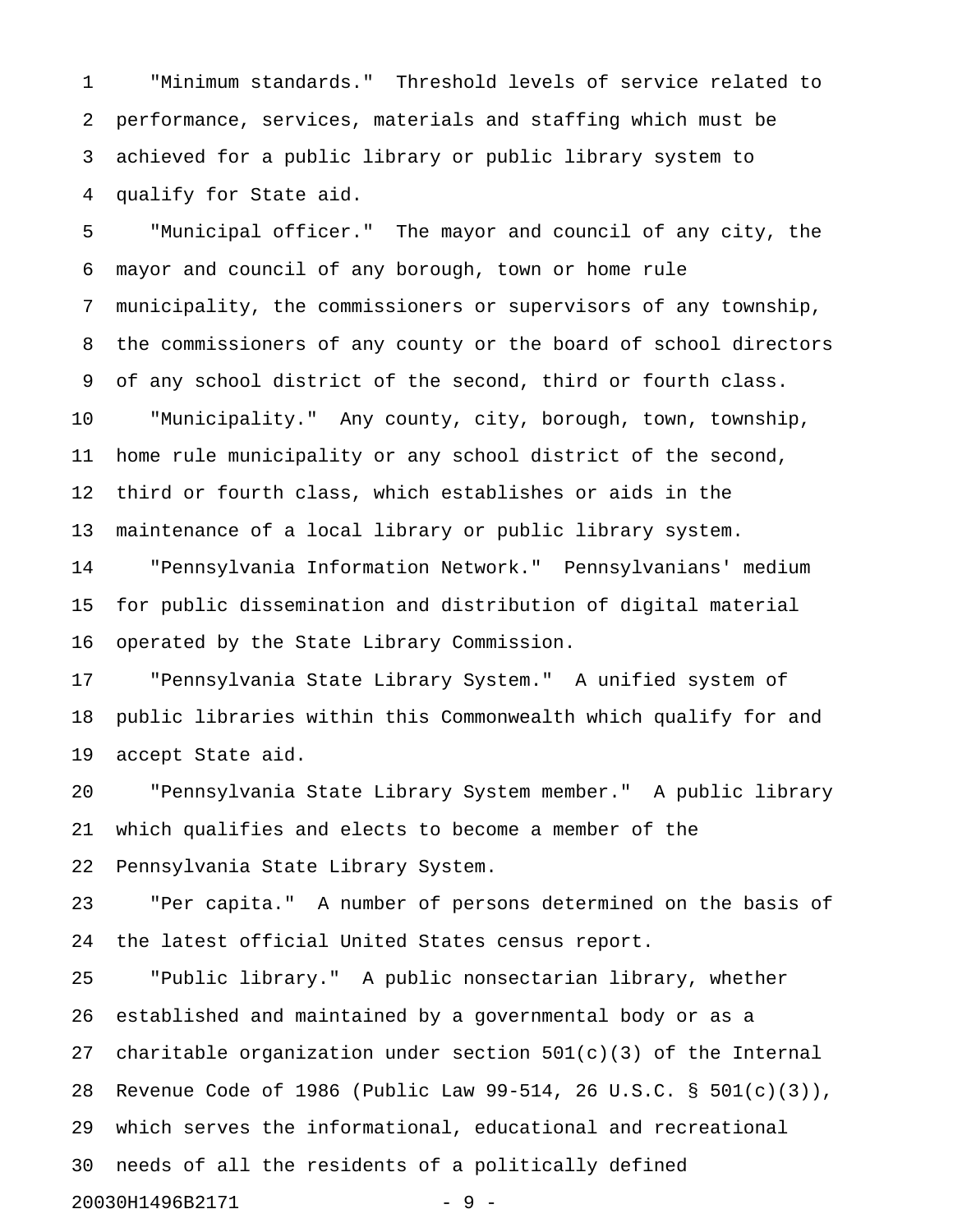"Minimum standards." Threshold levels of service related to performance, services, materials and staffing which must be achieved for a public library or public library system to qualify for State aid.

"Municipal officer." The mayor and council of any city, the mayor and council of any borough, town or home rule municipality, the commissioners or supervisors of any township, the commissioners of any county or the board of school directors of any school district of the second, third or fourth class.

"Municipality." Any county, city, borough, town, township, home rule municipality or any school district of the second, third or fourth class, which establishes or aids in the maintenance of a local library or public library system.

"Pennsylvania Information Network." Pennsylvanians' medium for public dissemination and distribution of digital material operated by the State Library Commission.

"Pennsylvania State Library System." A unified system of public libraries within this Commonwealth which qualify for and accept State aid.

"Pennsylvania State Library System member." A public library which qualifies and elects to become a member of the Pennsylvania State Library System.

"Per capita." A number of persons determined on the basis of the latest official United States census report.

"Public library." A public nonsectarian library, whether established and maintained by a governmental body or as a charitable organization under section 501(c)(3) of the Internal Revenue Code of 1986 (Public Law 99-514, 26 U.S.C. § 501(c)(3)), which serves the informational, educational and recreational needs of all the residents of a politically defined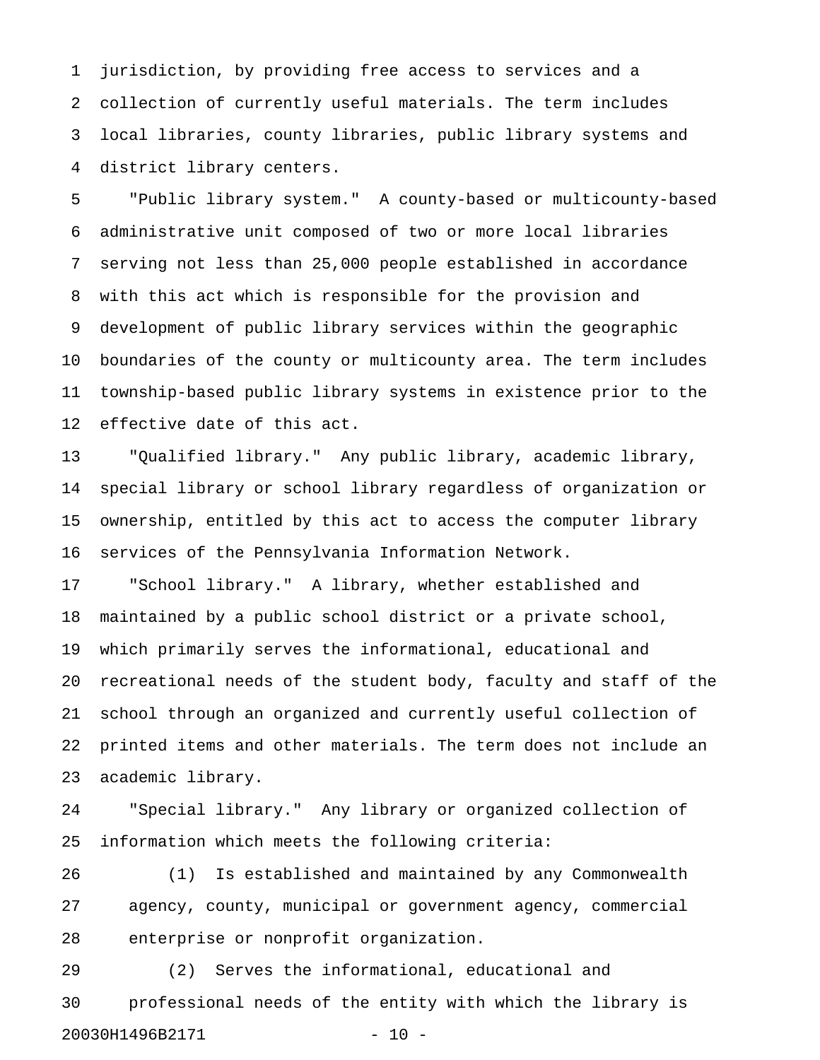jurisdiction, by providing free access to services and a collection of currently useful materials. The term includes local libraries, county libraries, public library systems and district library centers.

"Public library system." A county-based or multicounty-based administrative unit composed of two or more local libraries serving not less than 25,000 people established in accordance with this act which is responsible for the provision and development of public library services within the geographic boundaries of the county or multicounty area. The term includes township-based public library systems in existence prior to the effective date of this act.

"Qualified library." Any public library, academic library, special library or school library regardless of organization or ownership, entitled by this act to access the computer library services of the Pennsylvania Information Network.

"School library." A library, whether established and maintained by a public school district or a private school, which primarily serves the informational, educational and recreational needs of the student body, faculty and staff of the school through an organized and currently useful collection of printed items and other materials. The term does not include an academic library.

"Special library." Any library or organized collection of information which meets the following criteria:

(1) Is established and maintained by any Commonwealth agency, county, municipal or government agency, commercial enterprise or nonprofit organization.

(2) Serves the informational, educational and professional needs of the entity with which the library is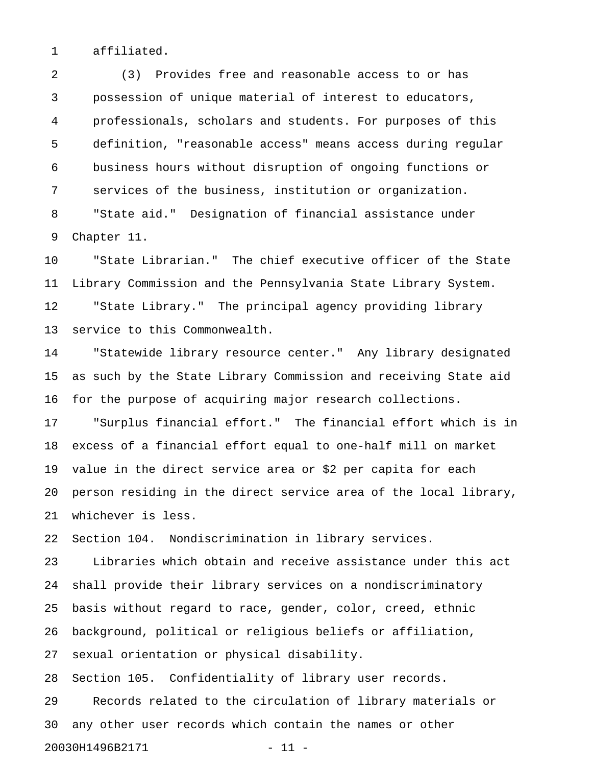affiliated.

(3) Provides free and reasonable access to or has possession of unique material of interest to educators, professionals, scholars and students. For purposes of this definition, "reasonable access" means access during regular business hours without disruption of ongoing functions or services of the business, institution or organization.

"State aid." Designation of financial assistance under Chapter 11.

"State Librarian." The chief executive officer of the State Library Commission and the Pennsylvania State Library System.

"State Library." The principal agency providing library service to this Commonwealth.

"Statewide library resource center." Any library designated as such by the State Library Commission and receiving State aid for the purpose of acquiring major research collections.

"Surplus financial effort." The financial effort which is in excess of a financial effort equal to one-half mill on market value in the direct service area or $2 per capita for each person residing in the direct service area of the local library, whichever is less.

Section 104. Nondiscrimination in library services.

Libraries which obtain and receive assistance under this act shall provide their library services on a nondiscriminatory basis without regard to race, gender, color, creed, ethnic background, political or religious beliefs or affiliation, sexual orientation or physical disability.

Section 105. Confidentiality of library user records.

Records related to the circulation of library materials or any other user records which contain the names or other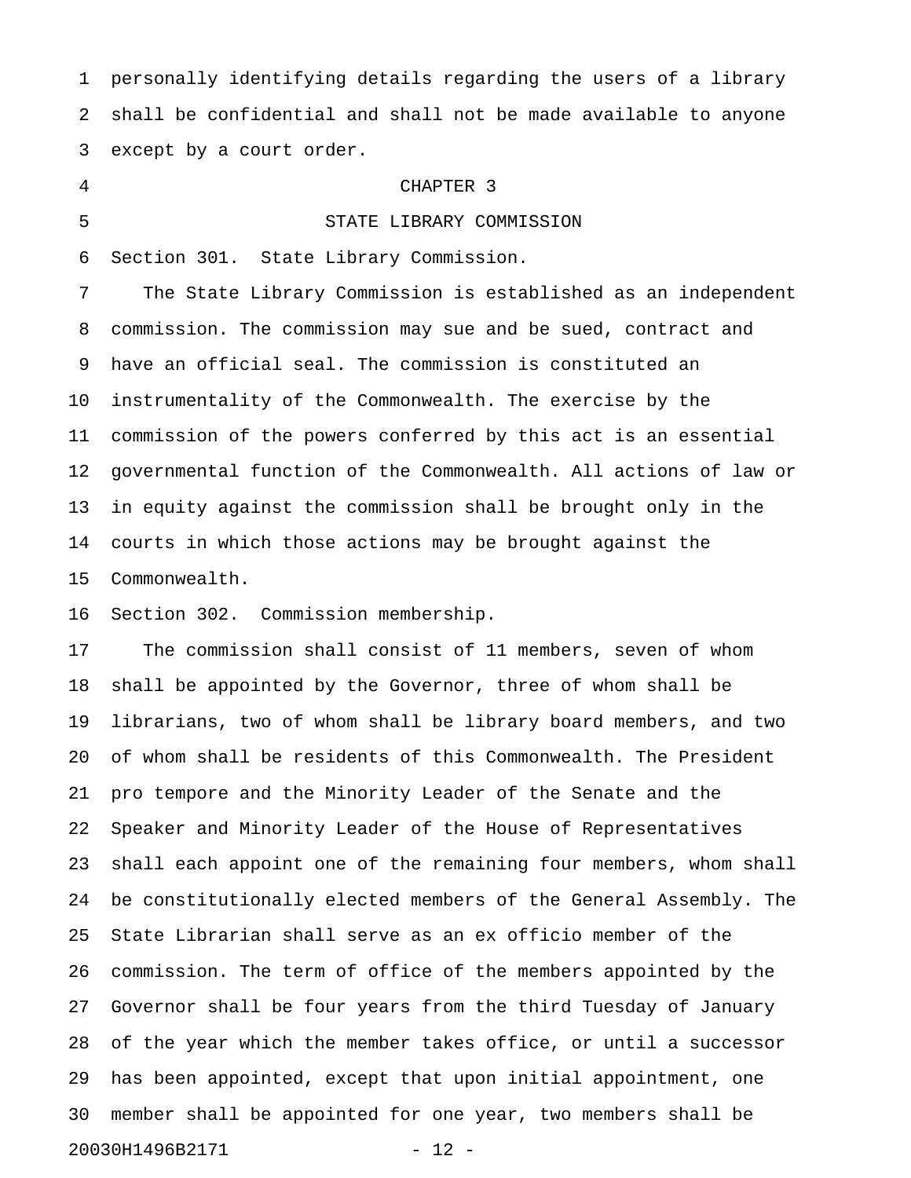personally identifying details regarding the users of a library shall be confidential and shall not be made available to anyone except by a court order.

## CHAPTER 3

## STATE LIBRARY COMMISSION

Section 301. State Library Commission.

The State Library Commission is established as an independent commission. The commission may sue and be sued, contract and have an official seal. The commission is constituted an instrumentality of the Commonwealth. The exercise by the commission of the powers conferred by this act is an essential governmental function of the Commonwealth. All actions of law or in equity against the commission shall be brought only in the courts in which those actions may be brought against the Commonwealth.

Section 302. Commission membership.

The commission shall consist of 11 members, seven of whom shall be appointed by the Governor, three of whom shall be librarians, two of whom shall be library board members, and two of whom shall be residents of this Commonwealth. The President pro tempore and the Minority Leader of the Senate and the Speaker and Minority Leader of the House of Representatives shall each appoint one of the remaining four members, whom shall be constitutionally elected members of the General Assembly. The State Librarian shall serve as an ex officio member of the commission. The term of office of the members appointed by the Governor shall be four years from the third Tuesday of January of the year which the member takes office, or until a successor has been appointed, except that upon initial appointment, one member shall be appointed for one year, two members shall be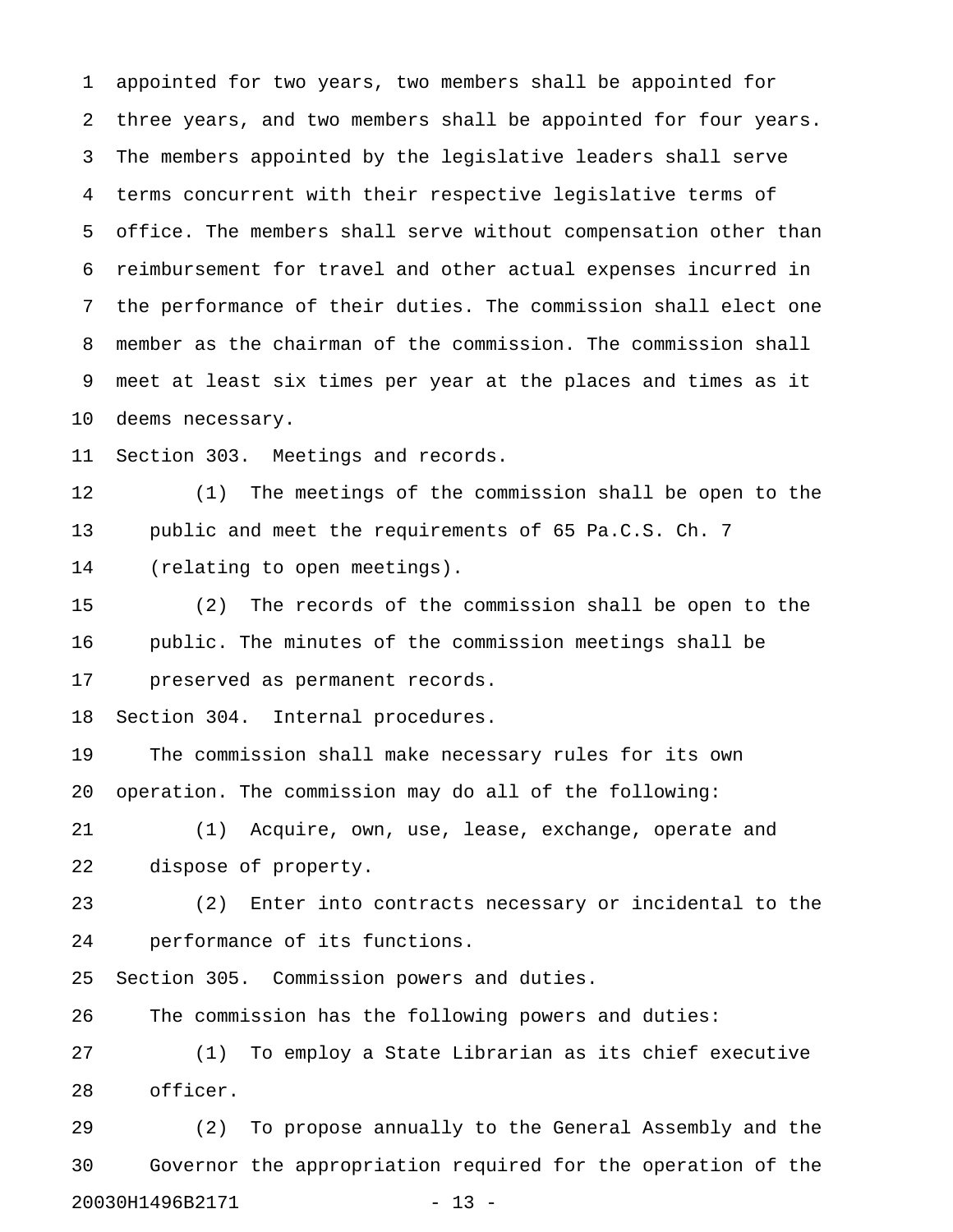appointed for two years, two members shall be appointed for three years, and two members shall be appointed for four years. The members appointed by the legislative leaders shall serve terms concurrent with their respective legislative terms of office. The members shall serve without compensation other than reimbursement for travel and other actual expenses incurred in the performance of their duties. The commission shall elect one member as the chairman of the commission. The commission shall meet at least six times per year at the places and times as it deems necessary.

Section 303. Meetings and records.

(1) The meetings of the commission shall be open to the public and meet the requirements of 65 Pa.C.S. Ch. 7 (relating to open meetings).

(2) The records of the commission shall be open to the public. The minutes of the commission meetings shall be preserved as permanent records.

Section 304. Internal procedures.

The commission shall make necessary rules for its own operation. The commission may do all of the following:

(1) Acquire, own, use, lease, exchange, operate and dispose of property.

(2) Enter into contracts necessary or incidental to the performance of its functions.

Section 305. Commission powers and duties.

The commission has the following powers and duties:

(1) To employ a State Librarian as its chief executive officer.

(2) To propose annually to the General Assembly and the Governor the appropriation required for the operation of the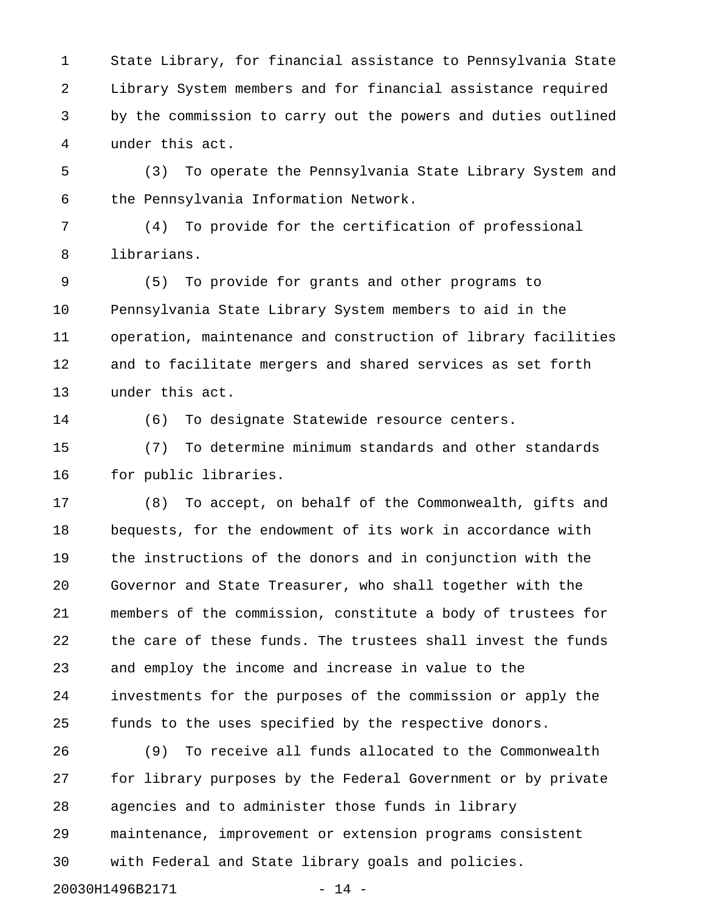State Library, for financial assistance to Pennsylvania State Library System members and for financial assistance required by the commission to carry out the powers and duties outlined under this act.

(3) To operate the Pennsylvania State Library System and the Pennsylvania Information Network.

(4) To provide for the certification of professional librarians.

(5) To provide for grants and other programs to Pennsylvania State Library System members to aid in the operation, maintenance and construction of library facilities and to facilitate mergers and shared services as set forth under this act.

(6) To designate Statewide resource centers.

(7) To determine minimum standards and other standards for public libraries.

(8) To accept, on behalf of the Commonwealth, gifts and bequests, for the endowment of its work in accordance with the instructions of the donors and in conjunction with the Governor and State Treasurer, who shall together with the members of the commission, constitute a body of trustees for the care of these funds. The trustees shall invest the funds and employ the income and increase in value to the investments for the purposes of the commission or apply the funds to the uses specified by the respective donors.

(9) To receive all funds allocated to the Commonwealth for library purposes by the Federal Government or by private agencies and to administer those funds in library maintenance, improvement or extension programs consistent with Federal and State library goals and policies.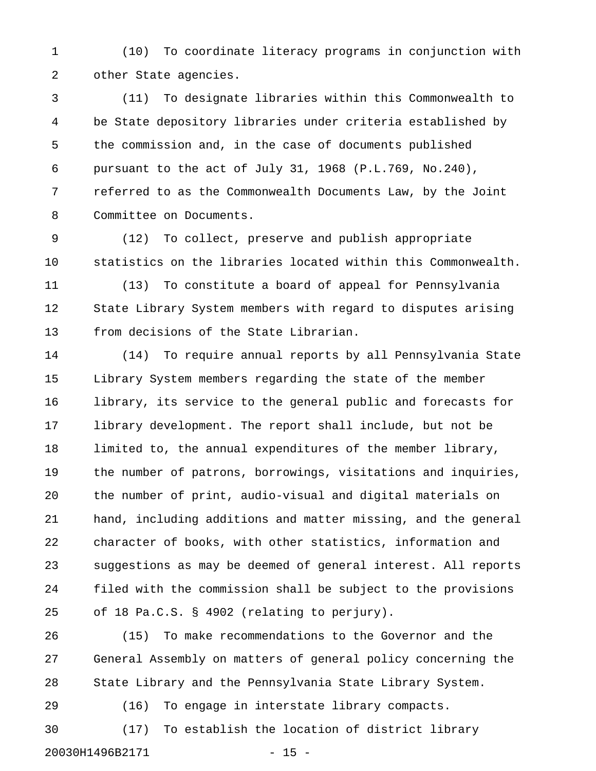(10) To coordinate literacy programs in conjunction with other State agencies.

(11) To designate libraries within this Commonwealth to be State depository libraries under criteria established by the commission and, in the case of documents published pursuant to the act of July 31, 1968 (P.L.769, No.240), referred to as the Commonwealth Documents Law, by the Joint Committee on Documents.

(12) To collect, preserve and publish appropriate statistics on the libraries located within this Commonwealth.

(13) To constitute a board of appeal for Pennsylvania State Library System members with regard to disputes arising from decisions of the State Librarian.

(14) To require annual reports by all Pennsylvania State Library System members regarding the state of the member library, its service to the general public and forecasts for library development. The report shall include, but not be limited to, the annual expenditures of the member library, the number of patrons, borrowings, visitations and inquiries, the number of print, audio-visual and digital materials on hand, including additions and matter missing, and the general character of books, with other statistics, information and suggestions as may be deemed of general interest. All reports filed with the commission shall be subject to the provisions of 18 Pa.C.S. § 4902 (relating to perjury).

(15) To make recommendations to the Governor and the General Assembly on matters of general policy concerning the State Library and the Pennsylvania State Library System.

(16) To engage in interstate library compacts.

(17) To establish the location of district library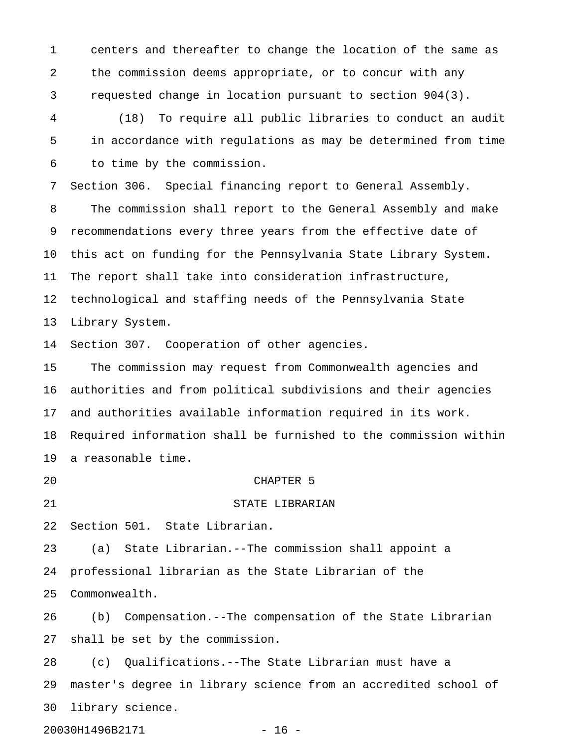centers and thereafter to change the location of the same as the commission deems appropriate, or to concur with any requested change in location pursuant to section 904(3).

(18) To require all public libraries to conduct an audit in accordance with regulations as may be determined from time to time by the commission.

Section 306. Special financing report to General Assembly.

The commission shall report to the General Assembly and make recommendations every three years from the effective date of this act on funding for the Pennsylvania State Library System. The report shall take into consideration infrastructure, technological and staffing needs of the Pennsylvania State Library System.

Section 307. Cooperation of other agencies.

The commission may request from Commonwealth agencies and authorities and from political subdivisions and their agencies and authorities available information required in its work. Required information shall be furnished to the commission within a reasonable time.

## CHAPTER 5

## STATE LIBRARIAN

Section 501. State Librarian.

(a) State Librarian.--The commission shall appoint a professional librarian as the State Librarian of the Commonwealth.

(b) Compensation.--The compensation of the State Librarian shall be set by the commission.

(c) Qualifications.--The State Librarian must have a master's degree in library science from an accredited school of library science.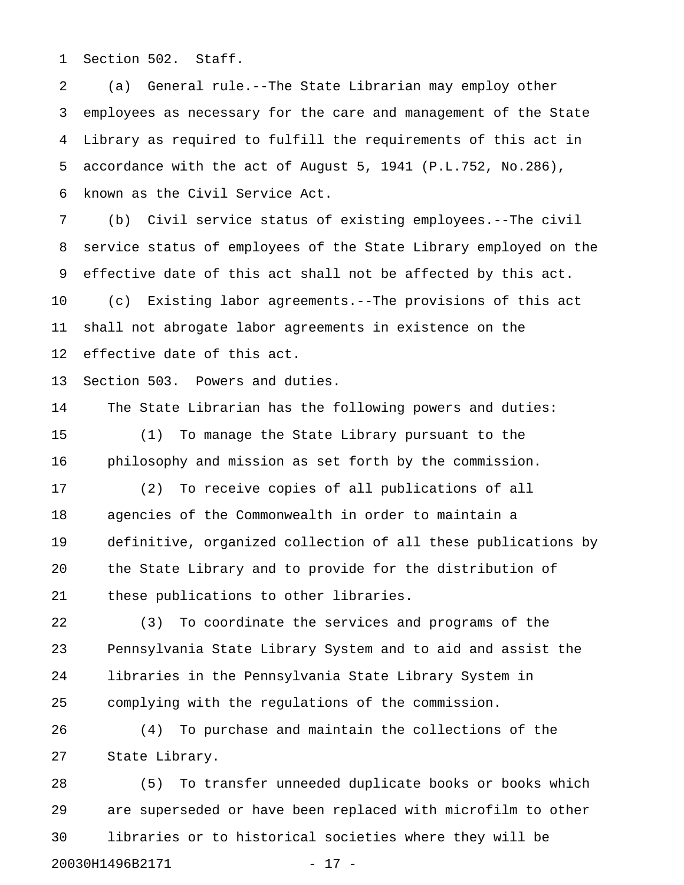Section 502. Staff.

(a) General rule.--The State Librarian may employ other employees as necessary for the care and management of the State Library as required to fulfill the requirements of this act in accordance with the act of August 5, 1941 (P.L.752, No.286), known as the Civil Service Act.

(b) Civil service status of existing employees.--The civil service status of employees of the State Library employed on the effective date of this act shall not be affected by this act.

(c) Existing labor agreements.--The provisions of this act shall not abrogate labor agreements in existence on the effective date of this act.

Section 503. Powers and duties.

The State Librarian has the following powers and duties:

(1) To manage the State Library pursuant to the philosophy and mission as set forth by the commission.

(2) To receive copies of all publications of all agencies of the Commonwealth in order to maintain a definitive, organized collection of all these publications by the State Library and to provide for the distribution of these publications to other libraries.

(3) To coordinate the services and programs of the Pennsylvania State Library System and to aid and assist the libraries in the Pennsylvania State Library System in complying with the regulations of the commission.

(4) To purchase and maintain the collections of the State Library.

(5) To transfer unneeded duplicate books or books which are superseded or have been replaced with microfilm to other libraries or to historical societies where they will be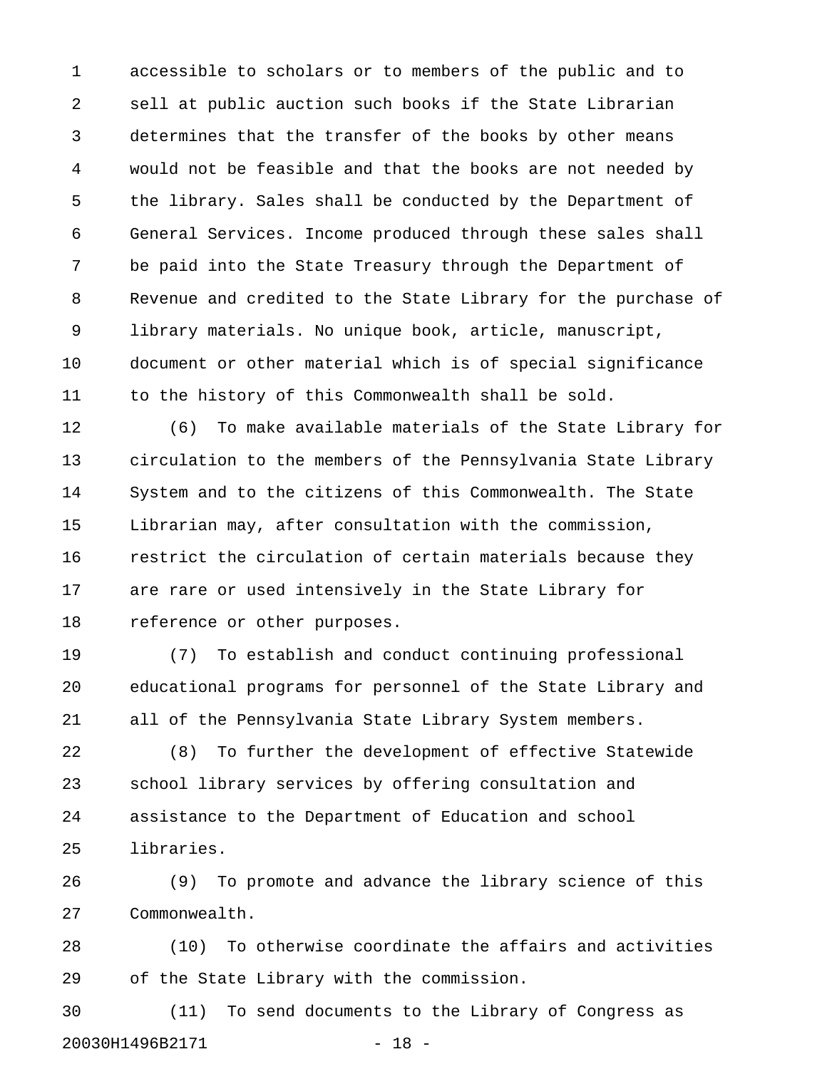accessible to scholars or to members of the public and to sell at public auction such books if the State Librarian determines that the transfer of the books by other means would not be feasible and that the books are not needed by the library. Sales shall be conducted by the Department of General Services. Income produced through these sales shall be paid into the State Treasury through the Department of Revenue and credited to the State Library for the purchase of library materials. No unique book, article, manuscript, document or other material which is of special significance to the history of this Commonwealth shall be sold.

(6) To make available materials of the State Library for circulation to the members of the Pennsylvania State Library System and to the citizens of this Commonwealth. The State Librarian may, after consultation with the commission, restrict the circulation of certain materials because they are rare or used intensively in the State Library for reference or other purposes.

(7) To establish and conduct continuing professional educational programs for personnel of the State Library and all of the Pennsylvania State Library System members.

(8) To further the development of effective Statewide school library services by offering consultation and assistance to the Department of Education and school libraries.

(9) To promote and advance the library science of this Commonwealth.

(10) To otherwise coordinate the affairs and activities of the State Library with the commission.

(11) To send documents to the Library of Congress as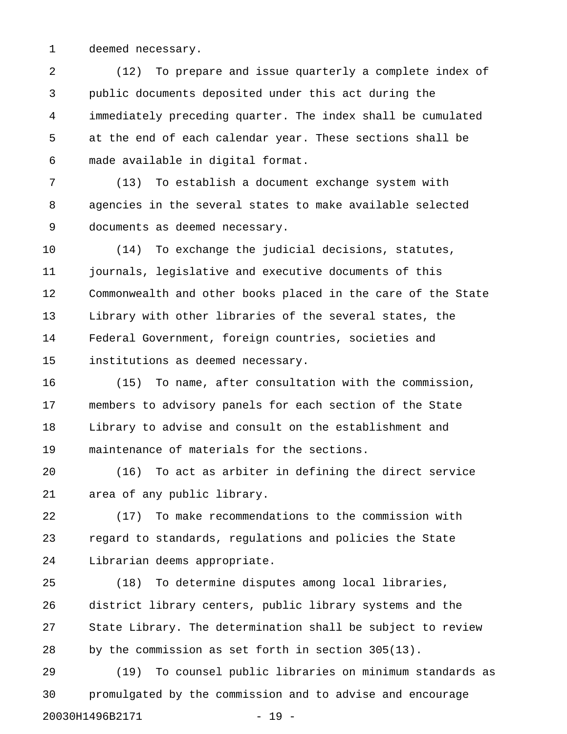deemed necessary.

(12) To prepare and issue quarterly a complete index of public documents deposited under this act during the immediately preceding quarter. The index shall be cumulated at the end of each calendar year. These sections shall be made available in digital format.

(13) To establish a document exchange system with agencies in the several states to make available selected documents as deemed necessary.

(14) To exchange the judicial decisions, statutes, journals, legislative and executive documents of this Commonwealth and other books placed in the care of the State Library with other libraries of the several states, the Federal Government, foreign countries, societies and institutions as deemed necessary.

(15) To name, after consultation with the commission, members to advisory panels for each section of the State Library to advise and consult on the establishment and maintenance of materials for the sections.

(16) To act as arbiter in defining the direct service area of any public library.

(17) To make recommendations to the commission with regard to standards, regulations and policies the State Librarian deems appropriate.

(18) To determine disputes among local libraries, district library centers, public library systems and the State Library. The determination shall be subject to review by the commission as set forth in section 305(13).

(19) To counsel public libraries on minimum standards as promulgated by the commission and to advise and encourage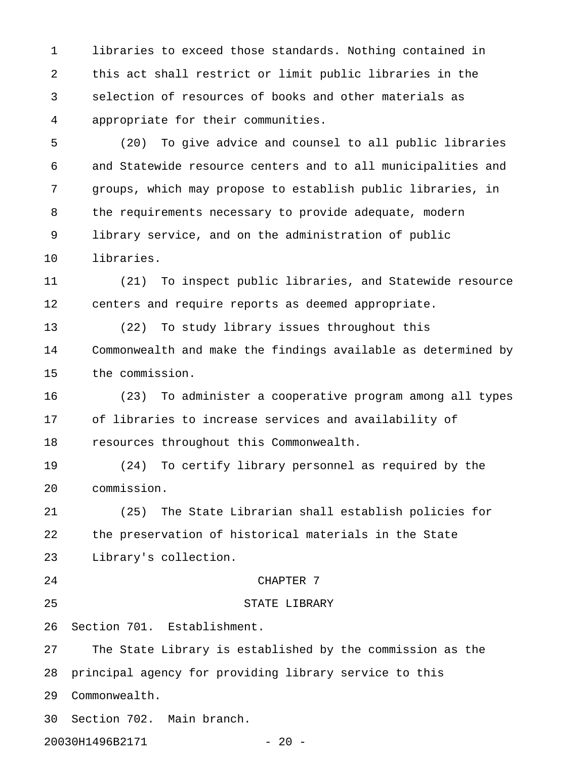libraries to exceed those standards. Nothing contained in this act shall restrict or limit public libraries in the selection of resources of books and other materials as appropriate for their communities.

(20) To give advice and counsel to all public libraries and Statewide resource centers and to all municipalities and groups, which may propose to establish public libraries, in the requirements necessary to provide adequate, modern library service, and on the administration of public libraries.

(21) To inspect public libraries, and Statewide resource centers and require reports as deemed appropriate.

(22) To study library issues throughout this Commonwealth and make the findings available as determined by the commission.

(23) To administer a cooperative program among all types of libraries to increase services and availability of resources throughout this Commonwealth.

(24) To certify library personnel as required by the commission.

(25) The State Librarian shall establish policies for the preservation of historical materials in the State Library's collection.

## CHAPTER 7

## STATE LIBRARY

Section 701. Establishment.

The State Library is established by the commission as the principal agency for providing library service to this Commonwealth.

Section 702. Main branch.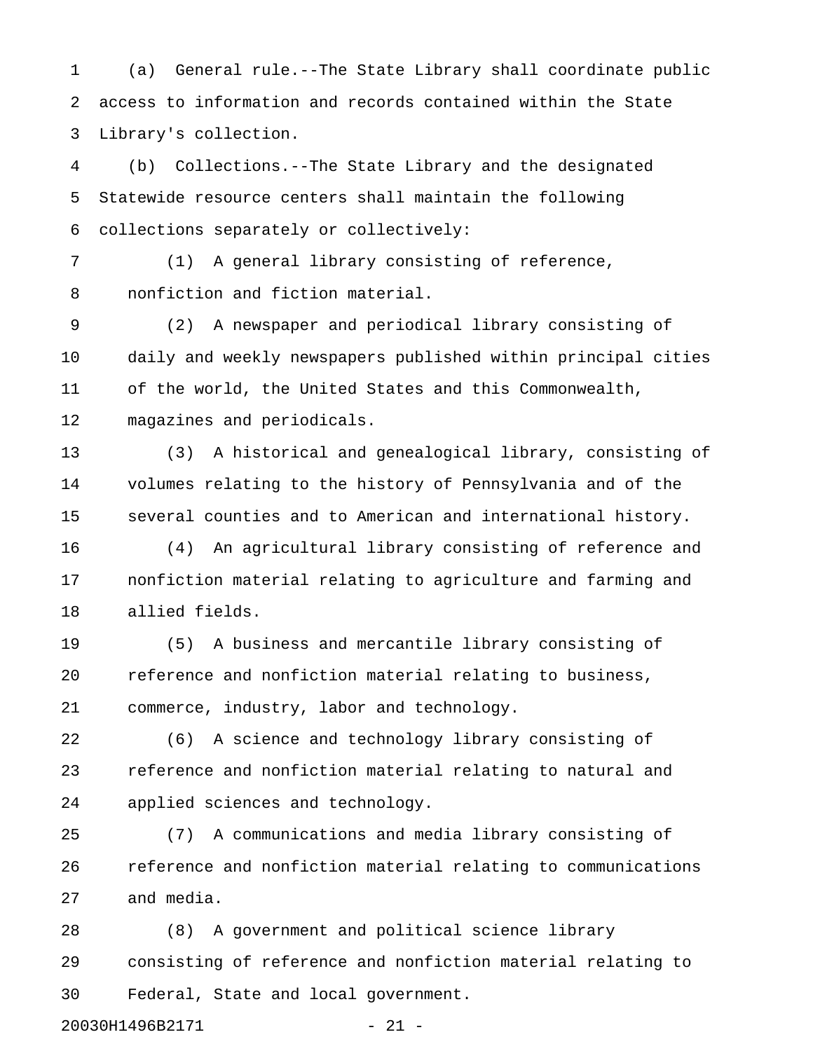(a) General rule.--The State Library shall coordinate public access to information and records contained within the State Library's collection.

(b) Collections.--The State Library and the designated Statewide resource centers shall maintain the following collections separately or collectively:

(1) A general library consisting of reference, nonfiction and fiction material.

(2) A newspaper and periodical library consisting of daily and weekly newspapers published within principal cities of the world, the United States and this Commonwealth, magazines and periodicals.

(3) A historical and genealogical library, consisting of volumes relating to the history of Pennsylvania and of the several counties and to American and international history.

(4) An agricultural library consisting of reference and nonfiction material relating to agriculture and farming and allied fields.

(5) A business and mercantile library consisting of reference and nonfiction material relating to business, commerce, industry, labor and technology.

(6) A science and technology library consisting of reference and nonfiction material relating to natural and applied sciences and technology.

(7) A communications and media library consisting of reference and nonfiction material relating to communications and media.

(8) A government and political science library consisting of reference and nonfiction material relating to Federal, State and local government.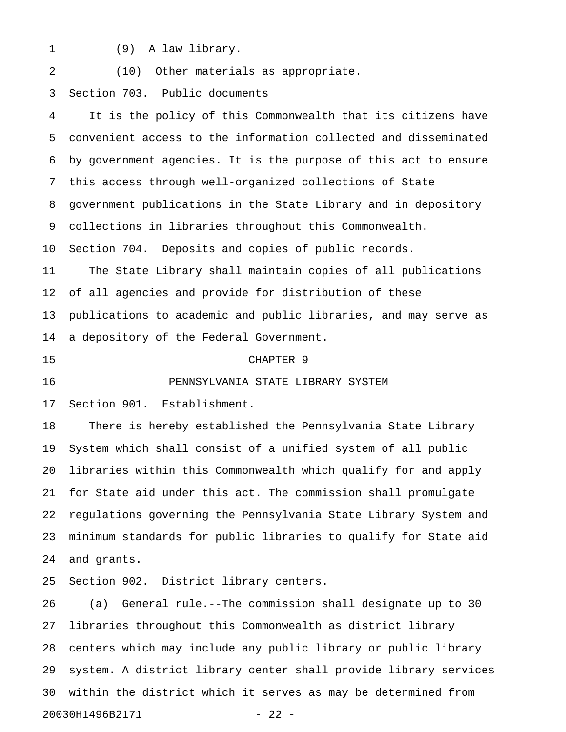(9) A law library.

(10) Other materials as appropriate.

Section 703. Public documents

It is the policy of this Commonwealth that its citizens have convenient access to the information collected and disseminated by government agencies. It is the purpose of this act to ensure this access through well-organized collections of State government publications in the State Library and in depository collections in libraries throughout this Commonwealth.

Section 704. Deposits and copies of public records.

The State Library shall maintain copies of all publications of all agencies and provide for distribution of these publications to academic and public libraries, and may serve as a depository of the Federal Government.

## CHAPTER 9

## PENNSYLVANIA STATE LIBRARY SYSTEM

Section 901. Establishment.

There is hereby established the Pennsylvania State Library System which shall consist of a unified system of all public libraries within this Commonwealth which qualify for and apply for State aid under this act. The commission shall promulgate regulations governing the Pennsylvania State Library System and minimum standards for public libraries to qualify for State aid and grants.

Section 902. District library centers.

(a) General rule.--The commission shall designate up to 30 libraries throughout this Commonwealth as district library centers which may include any public library or public library system. A district library center shall provide library services within the district which it serves as may be determined from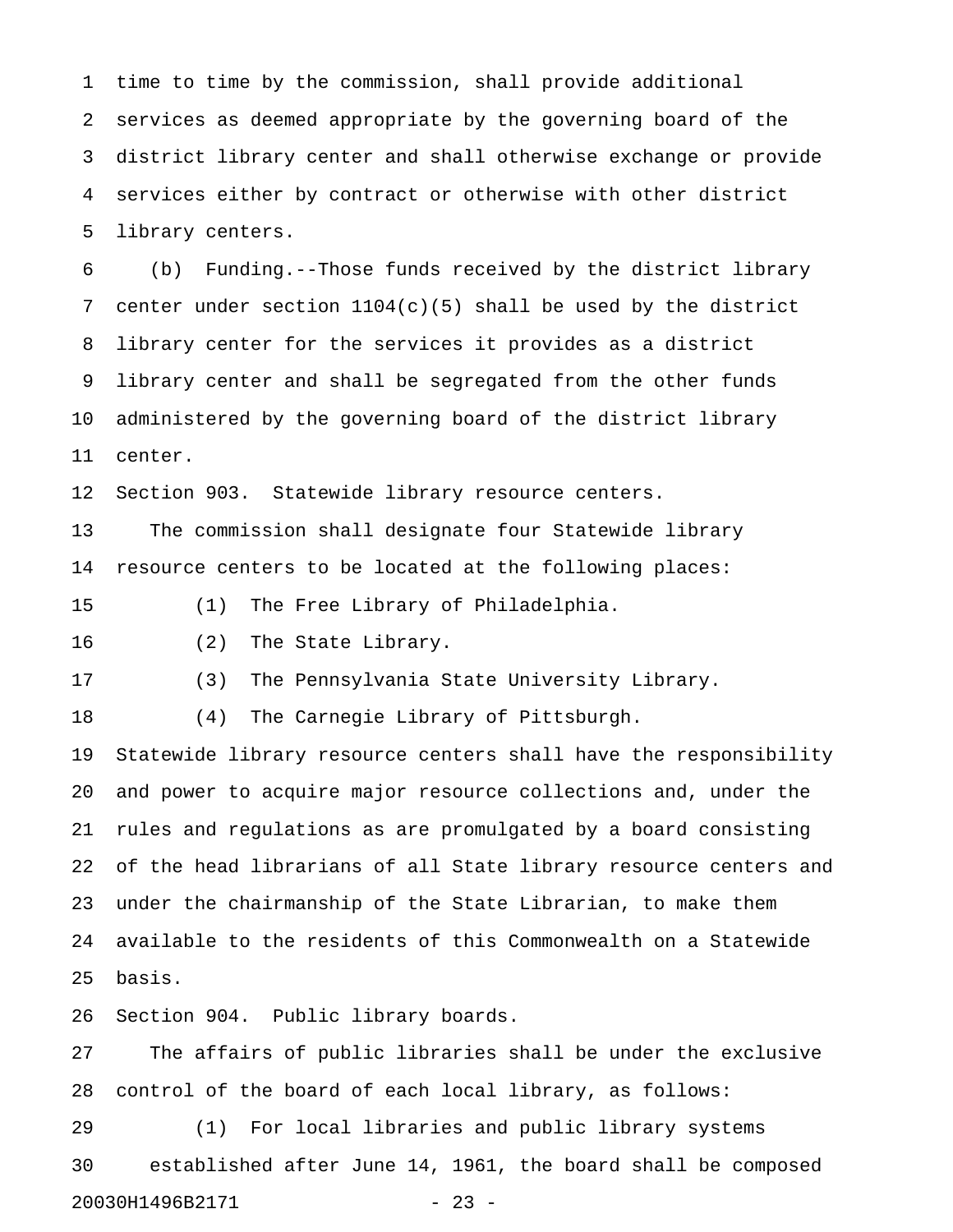time to time by the commission, shall provide additional services as deemed appropriate by the governing board of the district library center and shall otherwise exchange or provide services either by contract or otherwise with other district library centers.

(b) Funding.--Those funds received by the district library center under section 1104(c)(5) shall be used by the district library center for the services it provides as a district library center and shall be segregated from the other funds administered by the governing board of the district library center.

Section 903. Statewide library resource centers.

The commission shall designate four Statewide library resource centers to be located at the following places:

(1) The Free Library of Philadelphia.

(2) The State Library.

(3) The Pennsylvania State University Library.

(4) The Carnegie Library of Pittsburgh.

Statewide library resource centers shall have the responsibility and power to acquire major resource collections and, under the rules and regulations as are promulgated by a board consisting of the head librarians of all State library resource centers and under the chairmanship of the State Librarian, to make them available to the residents of this Commonwealth on a Statewide basis.

Section 904. Public library boards.

The affairs of public libraries shall be under the exclusive control of the board of each local library, as follows:

(1) For local libraries and public library systems established after June 14, 1961, the board shall be composed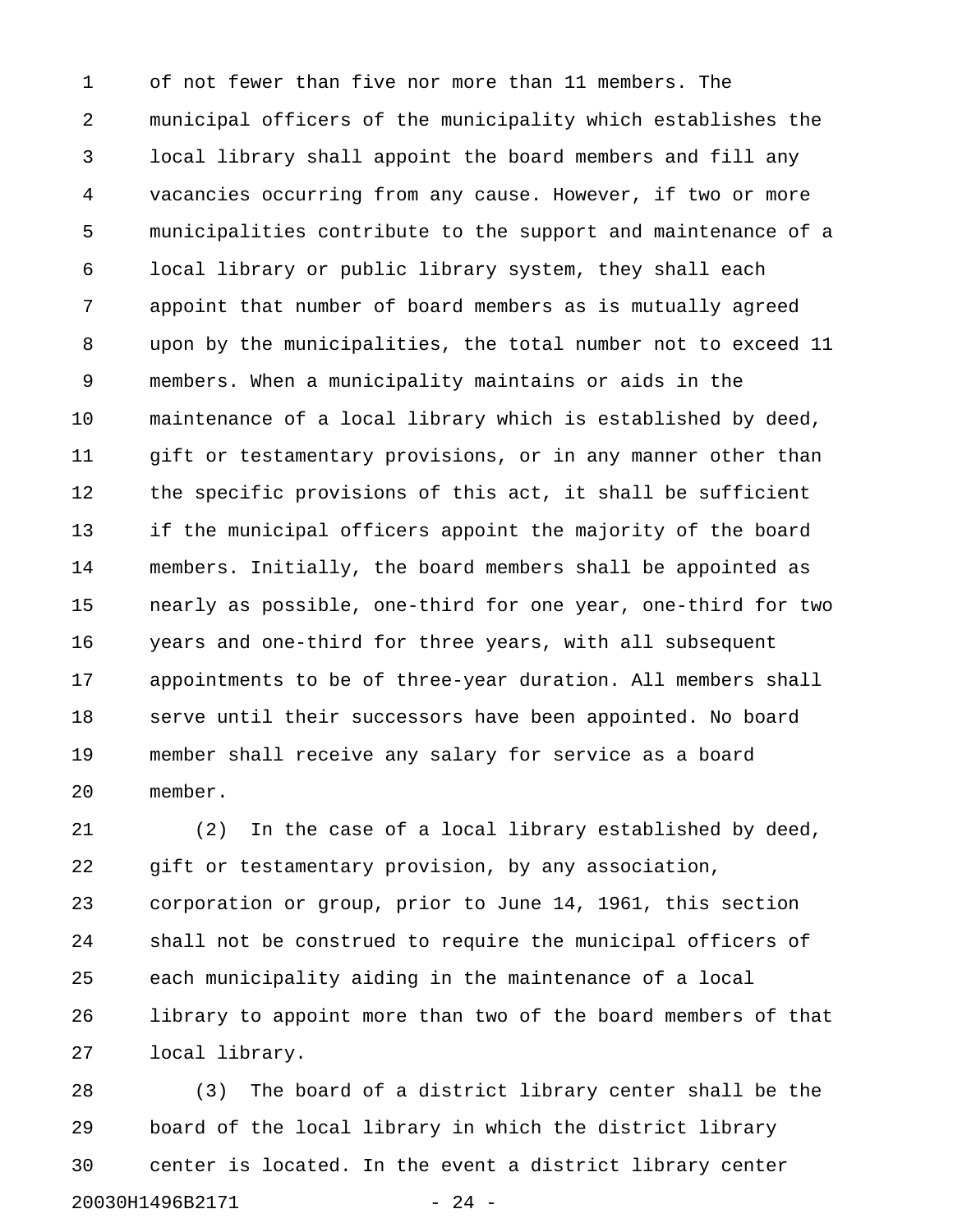of not fewer than five nor more than 11 members. The municipal officers of the municipality which establishes the local library shall appoint the board members and fill any vacancies occurring from any cause. However, if two or more municipalities contribute to the support and maintenance of a local library or public library system, they shall each appoint that number of board members as is mutually agreed upon by the municipalities, the total number not to exceed 11 members. When a municipality maintains or aids in the maintenance of a local library which is established by deed, gift or testamentary provisions, or in any manner other than the specific provisions of this act, it shall be sufficient if the municipal officers appoint the majority of the board members. Initially, the board members shall be appointed as nearly as possible, one-third for one year, one-third for two years and one-third for three years, with all subsequent appointments to be of three-year duration. All members shall serve until their successors have been appointed. No board member shall receive any salary for service as a board member.

(2) In the case of a local library established by deed, gift or testamentary provision, by any association, corporation or group, prior to June 14, 1961, this section shall not be construed to require the municipal officers of each municipality aiding in the maintenance of a local library to appoint more than two of the board members of that local library.

(3) The board of a district library center shall be the board of the local library in which the district library center is located. In the event a district library center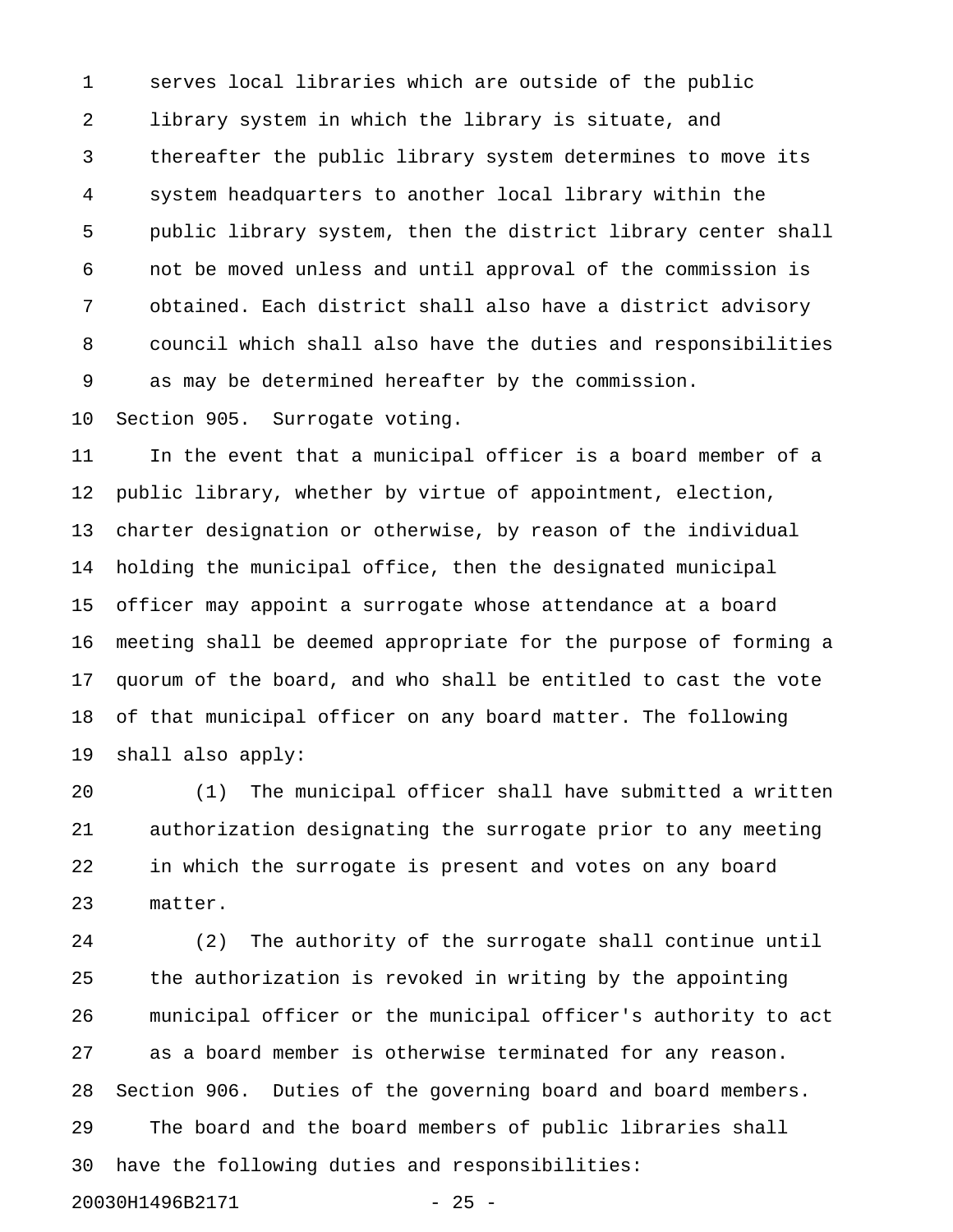serves local libraries which are outside of the public library system in which the library is situate, and thereafter the public library system determines to move its system headquarters to another local library within the public library system, then the district library center shall not be moved unless and until approval of the commission is obtained. Each district shall also have a district advisory council which shall also have the duties and responsibilities as may be determined hereafter by the commission.

Section 905. Surrogate voting.

In the event that a municipal officer is a board member of a public library, whether by virtue of appointment, election, charter designation or otherwise, by reason of the individual holding the municipal office, then the designated municipal officer may appoint a surrogate whose attendance at a board meeting shall be deemed appropriate for the purpose of forming a quorum of the board, and who shall be entitled to cast the vote of that municipal officer on any board matter. The following shall also apply:

(1) The municipal officer shall have submitted a written authorization designating the surrogate prior to any meeting in which the surrogate is present and votes on any board matter.

(2) The authority of the surrogate shall continue until the authorization is revoked in writing by the appointing municipal officer or the municipal officer's authority to act as a board member is otherwise terminated for any reason.

Section 906. Duties of the governing board and board members.

The board and the board members of public libraries shall have the following duties and responsibilities: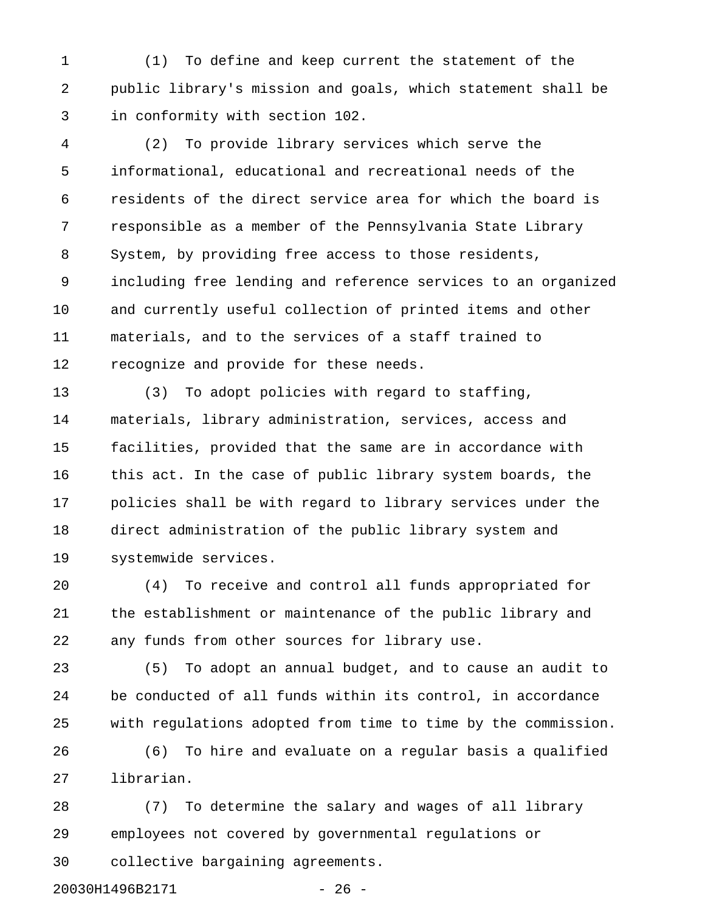(1) To define and keep current the statement of the public library's mission and goals, which statement shall be in conformity with section 102.

(2) To provide library services which serve the informational, educational and recreational needs of the residents of the direct service area for which the board is responsible as a member of the Pennsylvania State Library System, by providing free access to those residents, including free lending and reference services to an organized and currently useful collection of printed items and other materials, and to the services of a staff trained to recognize and provide for these needs.

(3) To adopt policies with regard to staffing, materials, library administration, services, access and facilities, provided that the same are in accordance with this act. In the case of public library system boards, the policies shall be with regard to library services under the direct administration of the public library system and systemwide services.

(4) To receive and control all funds appropriated for the establishment or maintenance of the public library and any funds from other sources for library use.

(5) To adopt an annual budget, and to cause an audit to be conducted of all funds within its control, in accordance with regulations adopted from time to time by the commission.

(6) To hire and evaluate on a regular basis a qualified librarian.

(7) To determine the salary and wages of all library employees not covered by governmental regulations or collective bargaining agreements.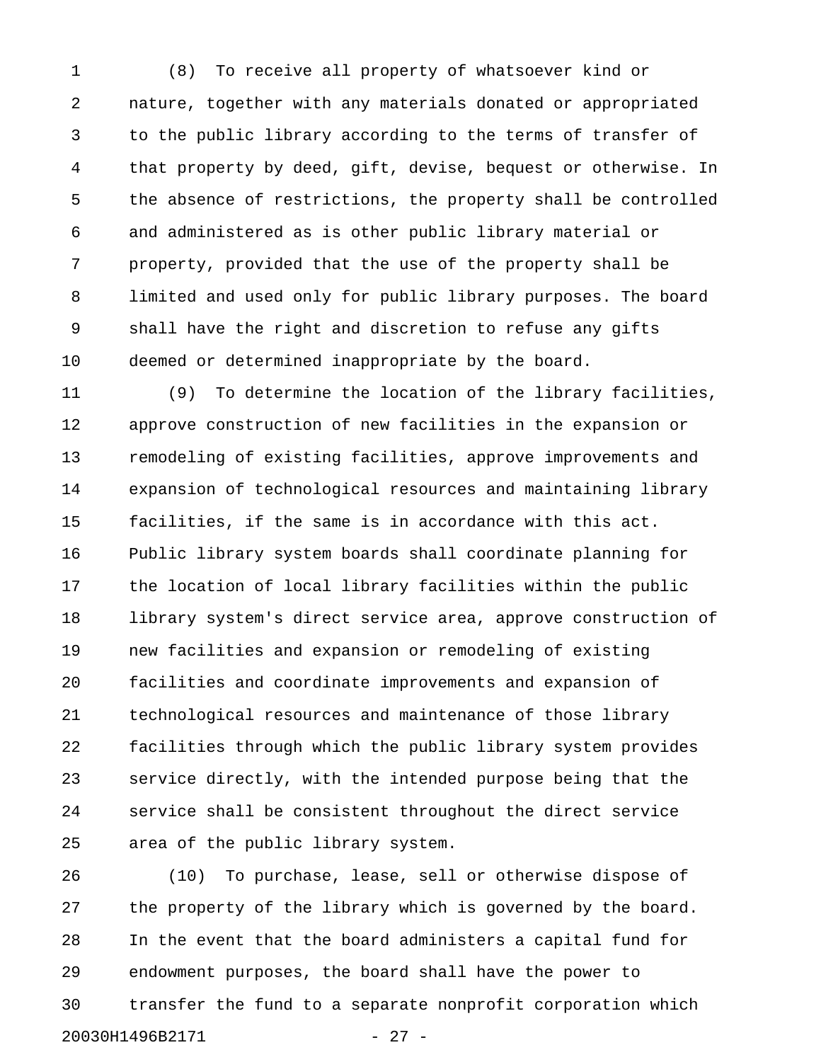(8) To receive all property of whatsoever kind or nature, together with any materials donated or appropriated to the public library according to the terms of transfer of that property by deed, gift, devise, bequest or otherwise. In the absence of restrictions, the property shall be controlled and administered as is other public library material or property, provided that the use of the property shall be limited and used only for public library purposes. The board shall have the right and discretion to refuse any gifts deemed or determined inappropriate by the board.

(9) To determine the location of the library facilities, approve construction of new facilities in the expansion or remodeling of existing facilities, approve improvements and expansion of technological resources and maintaining library facilities, if the same is in accordance with this act. Public library system boards shall coordinate planning for the location of local library facilities within the public library system's direct service area, approve construction of new facilities and expansion or remodeling of existing facilities and coordinate improvements and expansion of technological resources and maintenance of those library facilities through which the public library system provides service directly, with the intended purpose being that the service shall be consistent throughout the direct service area of the public library system.

(10) To purchase, lease, sell or otherwise dispose of the property of the library which is governed by the board. In the event that the board administers a capital fund for endowment purposes, the board shall have the power to transfer the fund to a separate nonprofit corporation which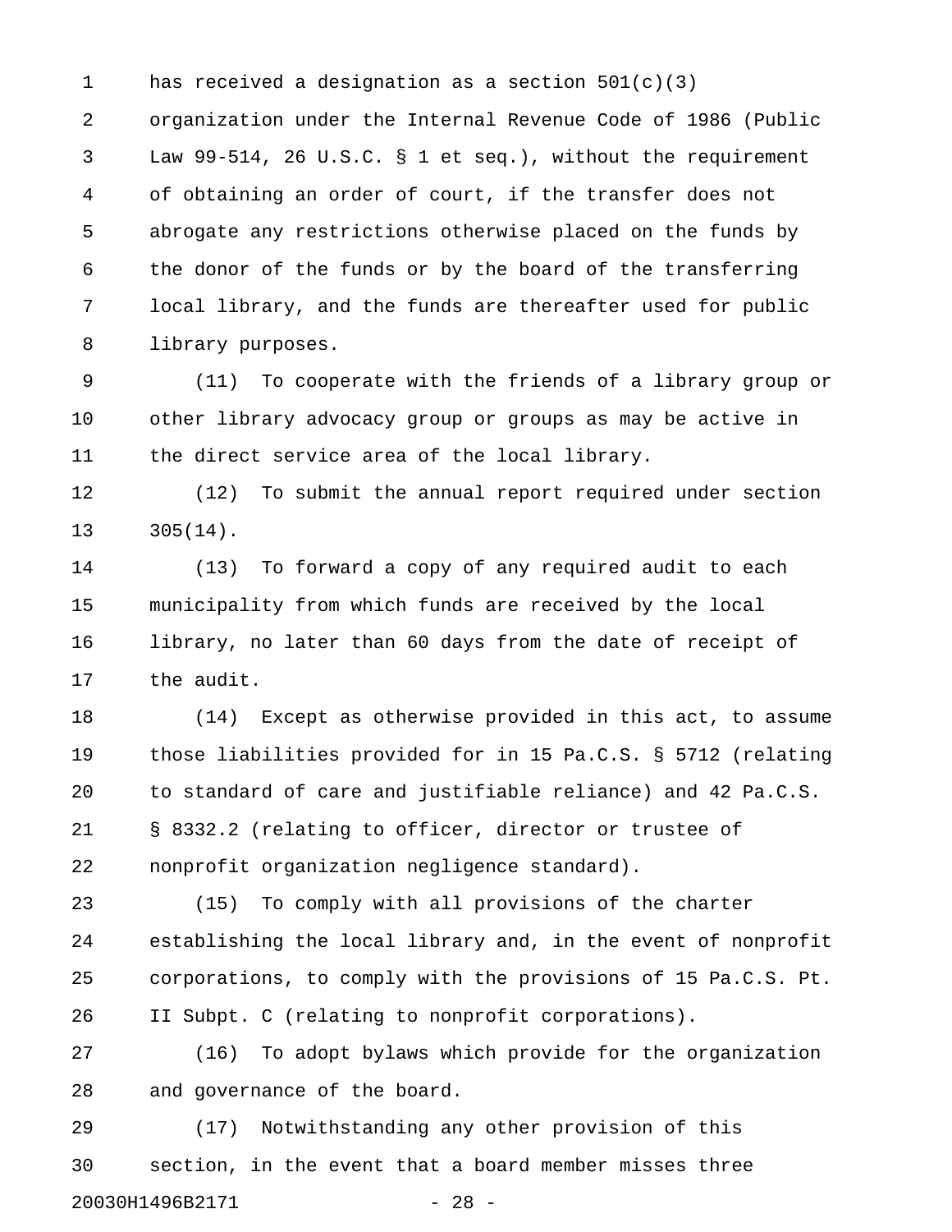has received a designation as a section 501(c)(3) organization under the Internal Revenue Code of 1986 (Public Law 99-514, 26 U.S.C. § 1 et seq.), without the requirement of obtaining an order of court, if the transfer does not abrogate any restrictions otherwise placed on the funds by the donor of the funds or by the board of the transferring local library, and the funds are thereafter used for public library purposes.

(11) To cooperate with the friends of a library group or other library advocacy group or groups as may be active in the direct service area of the local library.

(12) To submit the annual report required under section 305(14).

(13) To forward a copy of any required audit to each municipality from which funds are received by the local library, no later than 60 days from the date of receipt of the audit.

(14) Except as otherwise provided in this act, to assume those liabilities provided for in 15 Pa.C.S. § 5712 (relating to standard of care and justifiable reliance) and 42 Pa.C.S. § 8332.2 (relating to officer, director or trustee of nonprofit organization negligence standard).

(15) To comply with all provisions of the charter establishing the local library and, in the event of nonprofit corporations, to comply with the provisions of 15 Pa.C.S. Pt. II Subpt. C (relating to nonprofit corporations).

(16) To adopt bylaws which provide for the organization and governance of the board.

(17) Notwithstanding any other provision of this section, in the event that a board member misses three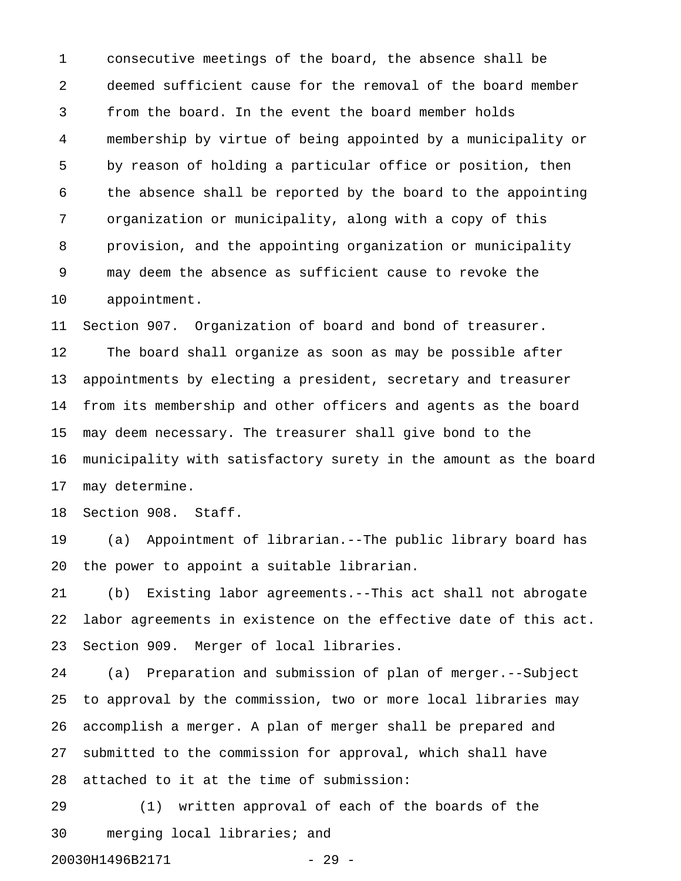consecutive meetings of the board, the absence shall be deemed sufficient cause for the removal of the board member from the board. In the event the board member holds membership by virtue of being appointed by a municipality or by reason of holding a particular office or position, then the absence shall be reported by the board to the appointing organization or municipality, along with a copy of this provision, and the appointing organization or municipality may deem the absence as sufficient cause to revoke the appointment.

Section 907. Organization of board and bond of treasurer.

The board shall organize as soon as may be possible after appointments by electing a president, secretary and treasurer from its membership and other officers and agents as the board may deem necessary. The treasurer shall give bond to the municipality with satisfactory surety in the amount as the board may determine.

Section 908. Staff.

(a) Appointment of librarian.--The public library board has the power to appoint a suitable librarian.

(b) Existing labor agreements.--This act shall not abrogate labor agreements in existence on the effective date of this act.

Section 909. Merger of local libraries.

(a) Preparation and submission of plan of merger.--Subject to approval by the commission, two or more local libraries may accomplish a merger. A plan of merger shall be prepared and submitted to the commission for approval, which shall have attached to it at the time of submission:

(1) written approval of each of the boards of the merging local libraries; and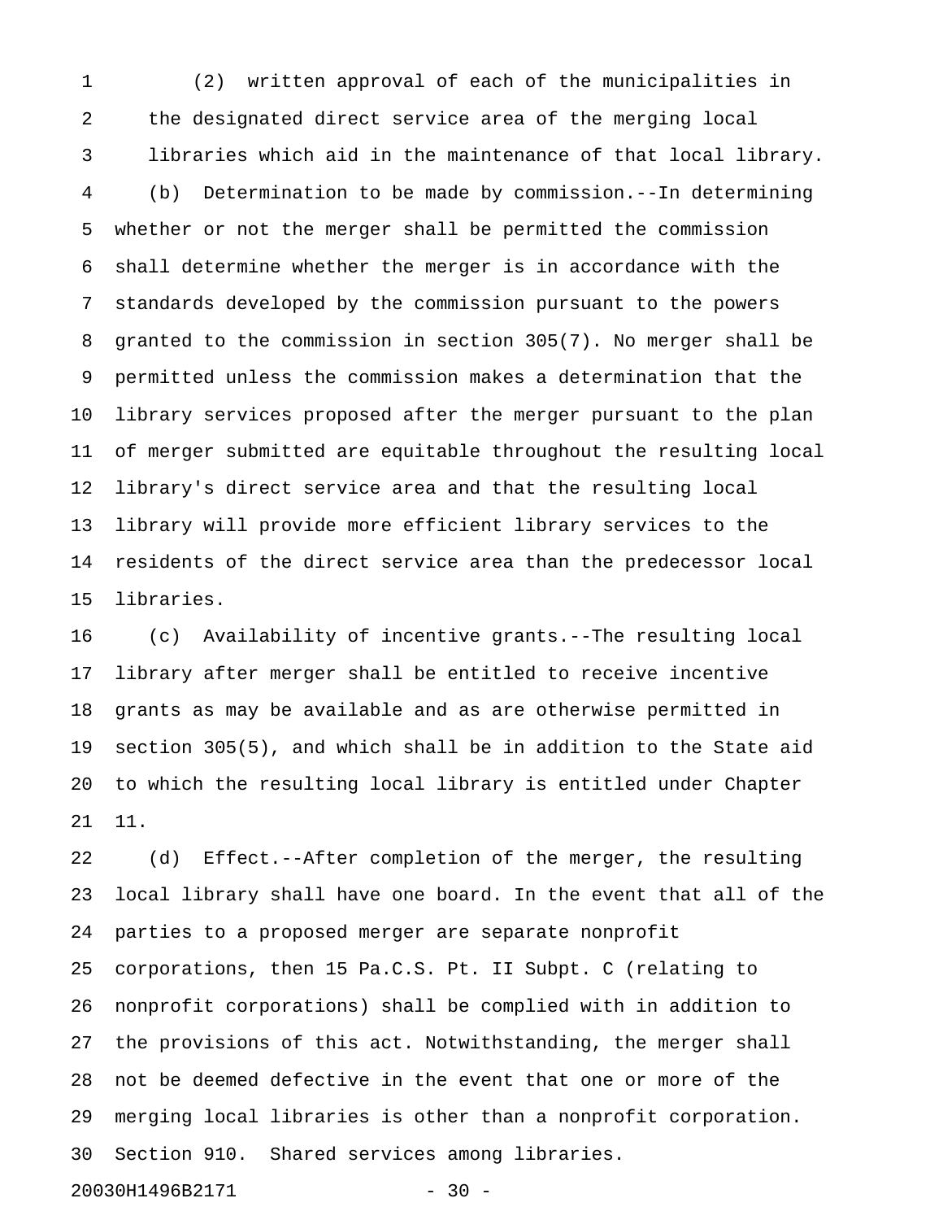(2) written approval of each of the municipalities in the designated direct service area of the merging local libraries which aid in the maintenance of that local library.

(b) Determination to be made by commission.--In determining whether or not the merger shall be permitted the commission shall determine whether the merger is in accordance with the standards developed by the commission pursuant to the powers granted to the commission in section 305(7). No merger shall be permitted unless the commission makes a determination that the library services proposed after the merger pursuant to the plan of merger submitted are equitable throughout the resulting local library's direct service area and that the resulting local library will provide more efficient library services to the residents of the direct service area than the predecessor local libraries.

(c) Availability of incentive grants.--The resulting local library after merger shall be entitled to receive incentive grants as may be available and as are otherwise permitted in section 305(5), and which shall be in addition to the State aid to which the resulting local library is entitled under Chapter 11.

(d) Effect.--After completion of the merger, the resulting local library shall have one board. In the event that all of the parties to a proposed merger are separate nonprofit corporations, then 15 Pa.C.S. Pt. II Subpt. C (relating to nonprofit corporations) shall be complied with in addition to the provisions of this act. Notwithstanding, the merger shall not be deemed defective in the event that one or more of the merging local libraries is other than a nonprofit corporation.

Section 910. Shared services among libraries.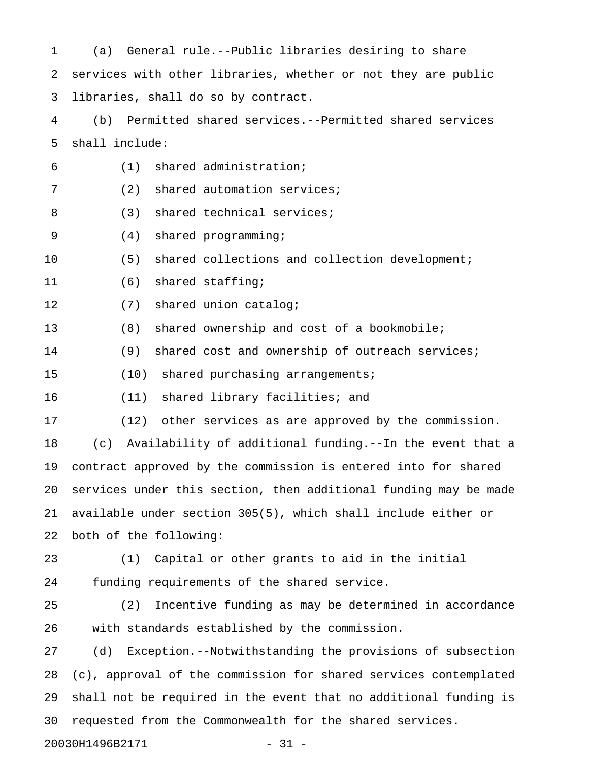(a) General rule.--Public libraries desiring to share services with other libraries, whether or not they are public libraries, shall do so by contract.

(b) Permitted shared services.--Permitted shared services shall include:

(1) shared administration;

(2) shared automation services;

(3) shared technical services;

(4) shared programming;

(5) shared collections and collection development;

(6) shared staffing;

(7) shared union catalog;

(8) shared ownership and cost of a bookmobile;

(9) shared cost and ownership of outreach services;

(10) shared purchasing arrangements;

(11) shared library facilities; and

(12) other services as are approved by the commission.

(c) Availability of additional funding.--In the event that a contract approved by the commission is entered into for shared services under this section, then additional funding may be made available under section 305(5), which shall include either or both of the following:

(1) Capital or other grants to aid in the initial funding requirements of the shared service.

(2) Incentive funding as may be determined in accordance with standards established by the commission.

(d) Exception.--Notwithstanding the provisions of subsection (c), approval of the commission for shared services contemplated shall not be required in the event that no additional funding is requested from the Commonwealth for the shared services.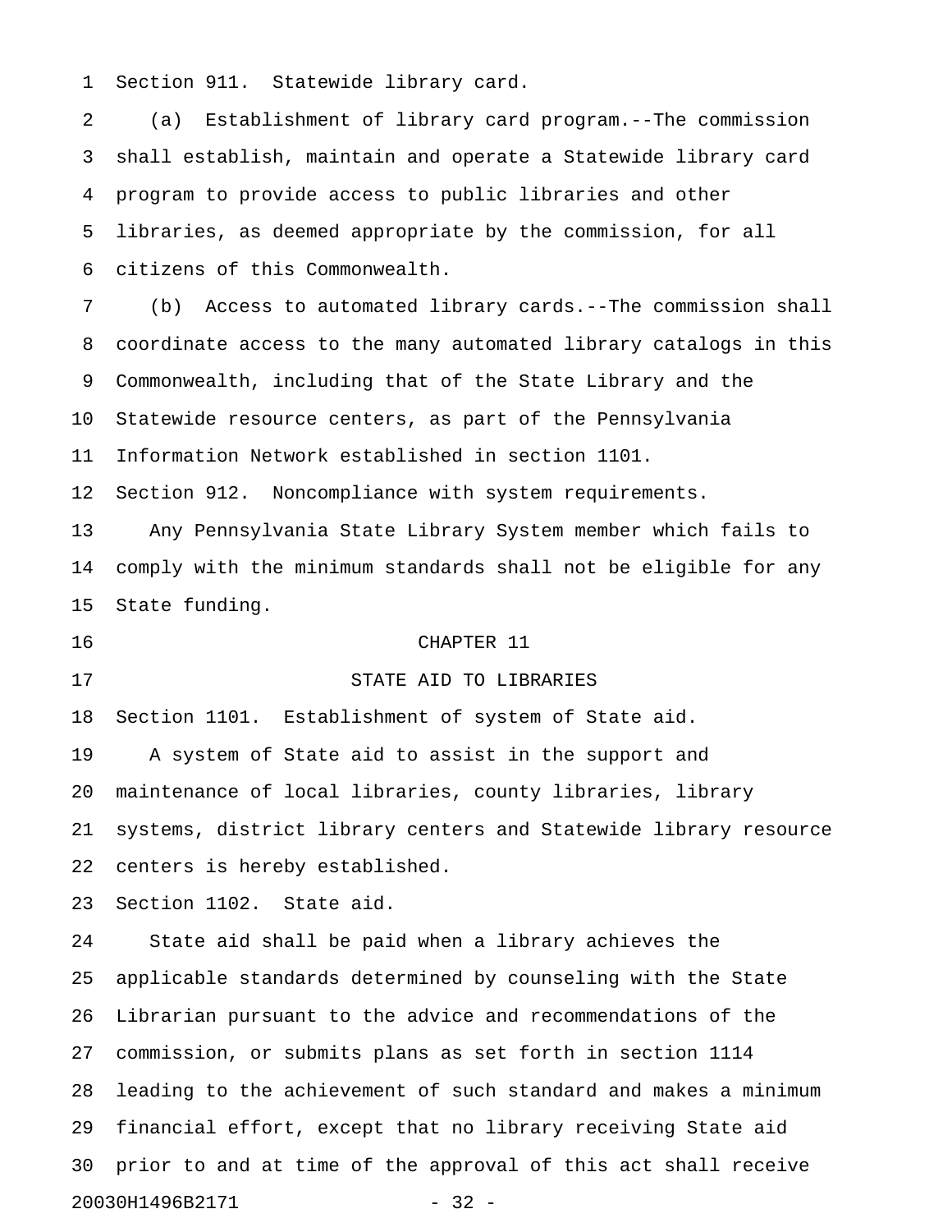Section 911. Statewide library card.

(a) Establishment of library card program.--The commission shall establish, maintain and operate a Statewide library card program to provide access to public libraries and other libraries, as deemed appropriate by the commission, for all citizens of this Commonwealth.

(b) Access to automated library cards.--The commission shall coordinate access to the many automated library catalogs in this Commonwealth, including that of the State Library and the Statewide resource centers, as part of the Pennsylvania Information Network established in section 1101.

Section 912. Noncompliance with system requirements.

Any Pennsylvania State Library System member which fails to comply with the minimum standards shall not be eligible for any State funding.

CHAPTER 11

STATE AID TO LIBRARIES

Section 1101. Establishment of system of State aid.

A system of State aid to assist in the support and maintenance of local libraries, county libraries, library systems, district library centers and Statewide library resource centers is hereby established.

Section 1102. State aid.

State aid shall be paid when a library achieves the applicable standards determined by counseling with the State Librarian pursuant to the advice and recommendations of the commission, or submits plans as set forth in section 1114 leading to the achievement of such standard and makes a minimum financial effort, except that no library receiving State aid prior to and at time of the approval of this act shall receive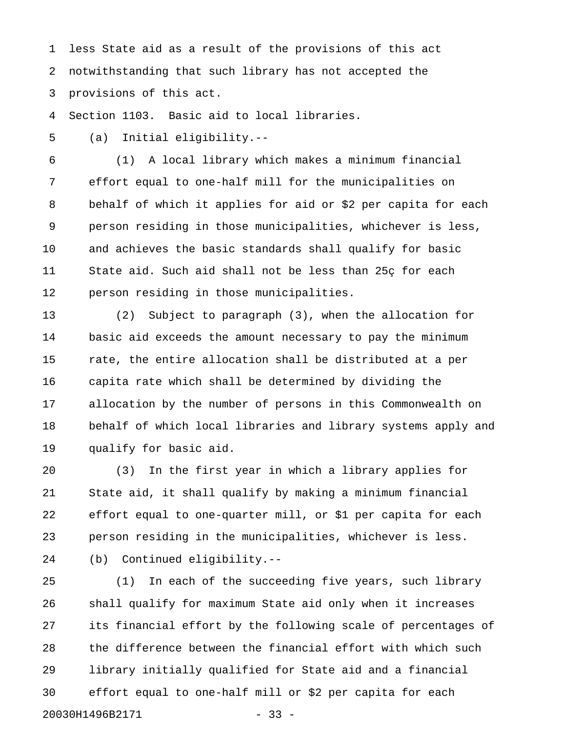less State aid as a result of the provisions of this act notwithstanding that such library has not accepted the provisions of this act.

Section 1103. Basic aid to local libraries.

(a) Initial eligibility.--

(1) A local library which makes a minimum financial effort equal to one-half mill for the municipalities on behalf of which it applies for aid or $2 per capita for each person residing in those municipalities, whichever is less, and achieves the basic standards shall qualify for basic State aid. Such aid shall not be less than 25ç for each person residing in those municipalities.

(2) Subject to paragraph (3), when the allocation for basic aid exceeds the amount necessary to pay the minimum rate, the entire allocation shall be distributed at a per capita rate which shall be determined by dividing the allocation by the number of persons in this Commonwealth on behalf of which local libraries and library systems apply and qualify for basic aid.

(3) In the first year in which a library applies for State aid, it shall qualify by making a minimum financial effort equal to one-quarter mill, or $1 per capita for each person residing in the municipalities, whichever is less.

(b) Continued eligibility.--

(1) In each of the succeeding five years, such library shall qualify for maximum State aid only when it increases its financial effort by the following scale of percentages of the difference between the financial effort with which such library initially qualified for State aid and a financial effort equal to one-half mill or $2 per capita for each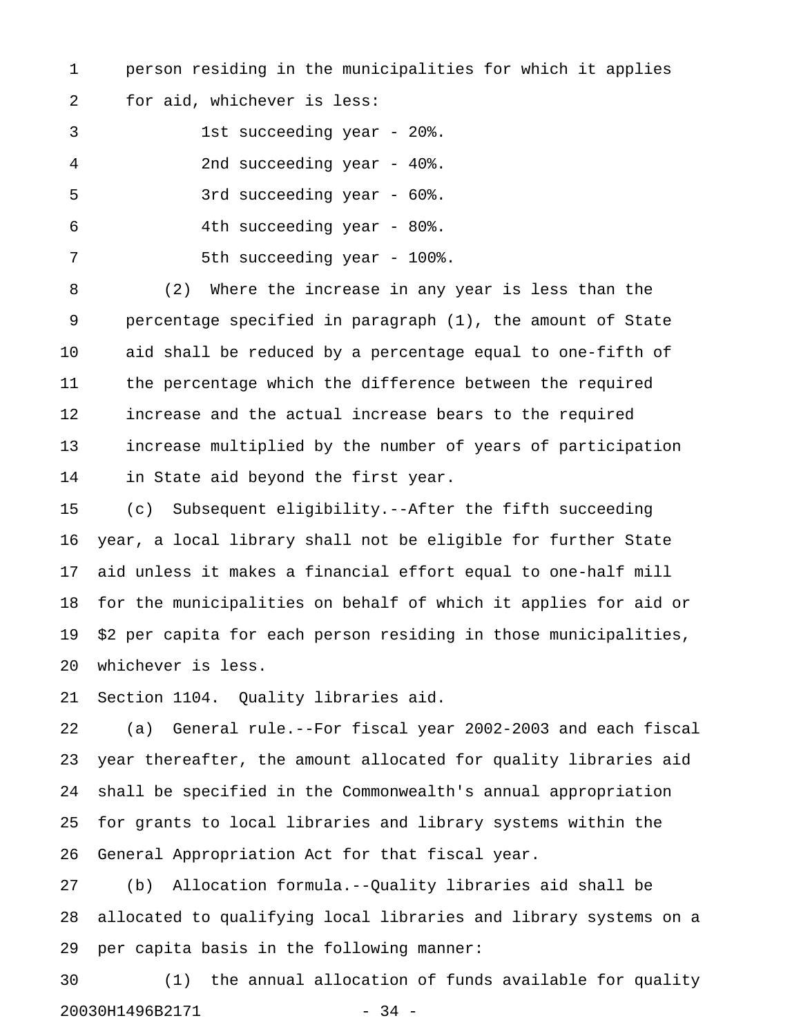person residing in the municipalities for which it applies for aid, whichever is less:

1st succeeding year - 20%.

2nd succeeding year - 40%.

3rd succeeding year - 60%.

4th succeeding year - 80%.

5th succeeding year - 100%.

(2) Where the increase in any year is less than the percentage specified in paragraph (1), the amount of State aid shall be reduced by a percentage equal to one-fifth of the percentage which the difference between the required increase and the actual increase bears to the required increase multiplied by the number of years of participation in State aid beyond the first year.

(c) Subsequent eligibility.--After the fifth succeeding year, a local library shall not be eligible for further State aid unless it makes a financial effort equal to one-half mill for the municipalities on behalf of which it applies for aid or $2 per capita for each person residing in those municipalities, whichever is less.

Section 1104. Quality libraries aid.

(a) General rule.--For fiscal year 2002-2003 and each fiscal year thereafter, the amount allocated for quality libraries aid shall be specified in the Commonwealth's annual appropriation for grants to local libraries and library systems within the General Appropriation Act for that fiscal year.

(b) Allocation formula.--Quality libraries aid shall be allocated to qualifying local libraries and library systems on a per capita basis in the following manner:

(1) the annual allocation of funds available for quality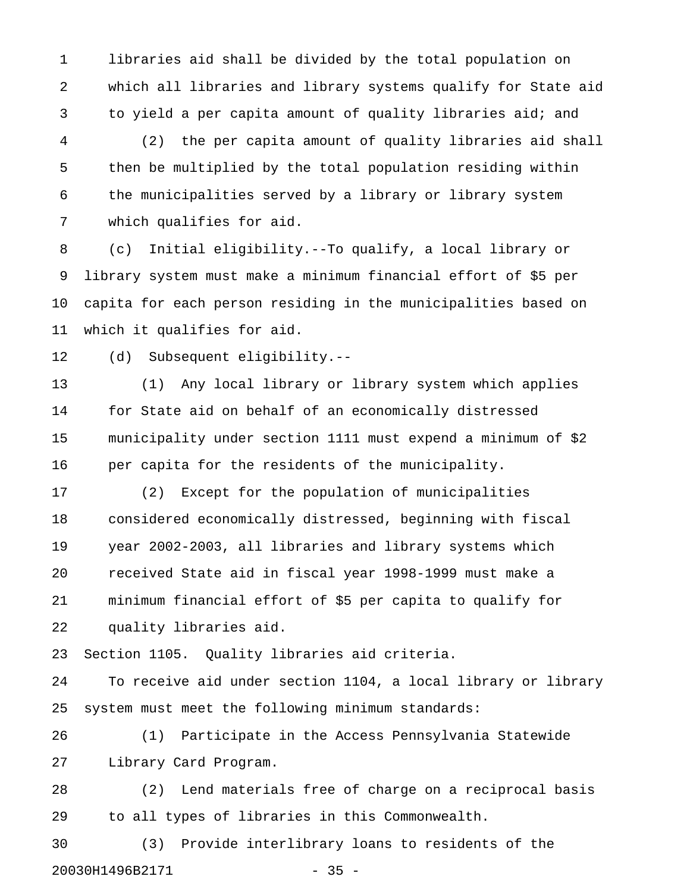libraries aid shall be divided by the total population on which all libraries and library systems qualify for State aid to yield a per capita amount of quality libraries aid; and

(2) the per capita amount of quality libraries aid shall then be multiplied by the total population residing within the municipalities served by a library or library system which qualifies for aid.

(c) Initial eligibility.--To qualify, a local library or library system must make a minimum financial effort of $5 per capita for each person residing in the municipalities based on which it qualifies for aid.

(d) Subsequent eligibility.--

(1) Any local library or library system which applies for State aid on behalf of an economically distressed municipality under section 1111 must expend a minimum of $2 per capita for the residents of the municipality.

(2) Except for the population of municipalities considered economically distressed, beginning with fiscal year 2002-2003, all libraries and library systems which received State aid in fiscal year 1998-1999 must make a minimum financial effort of $5 per capita to qualify for quality libraries aid.

Section 1105. Quality libraries aid criteria.

To receive aid under section 1104, a local library or library system must meet the following minimum standards:

(1) Participate in the Access Pennsylvania Statewide Library Card Program.

(2) Lend materials free of charge on a reciprocal basis to all types of libraries in this Commonwealth.

(3) Provide interlibrary loans to residents of the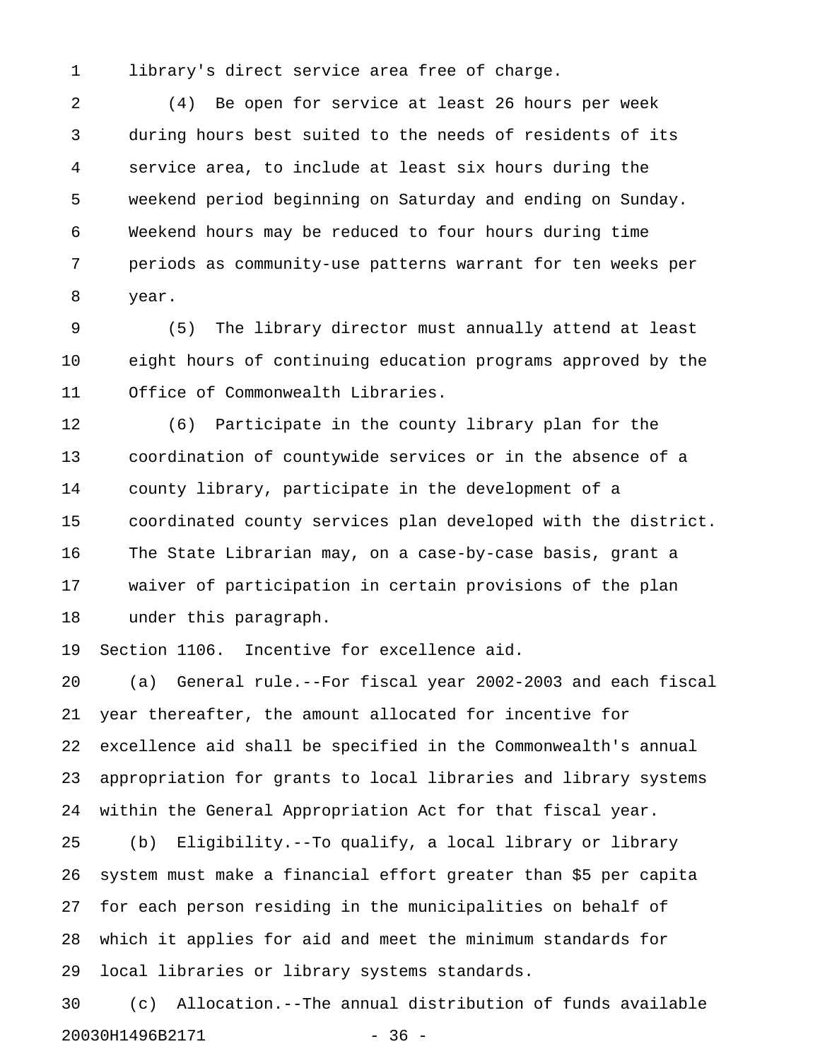library's direct service area free of charge.

(4) Be open for service at least 26 hours per week during hours best suited to the needs of residents of its service area, to include at least six hours during the weekend period beginning on Saturday and ending on Sunday. Weekend hours may be reduced to four hours during time periods as community-use patterns warrant for ten weeks per year.

(5) The library director must annually attend at least eight hours of continuing education programs approved by the Office of Commonwealth Libraries.

(6) Participate in the county library plan for the coordination of countywide services or in the absence of a county library, participate in the development of a coordinated county services plan developed with the district. The State Librarian may, on a case-by-case basis, grant a waiver of participation in certain provisions of the plan under this paragraph.

Section 1106. Incentive for excellence aid.

(a) General rule.--For fiscal year 2002-2003 and each fiscal year thereafter, the amount allocated for incentive for excellence aid shall be specified in the Commonwealth's annual appropriation for grants to local libraries and library systems within the General Appropriation Act for that fiscal year.

(b) Eligibility.--To qualify, a local library or library system must make a financial effort greater than $5 per capita for each person residing in the municipalities on behalf of which it applies for aid and meet the minimum standards for local libraries or library systems standards.

(c) Allocation.--The annual distribution of funds available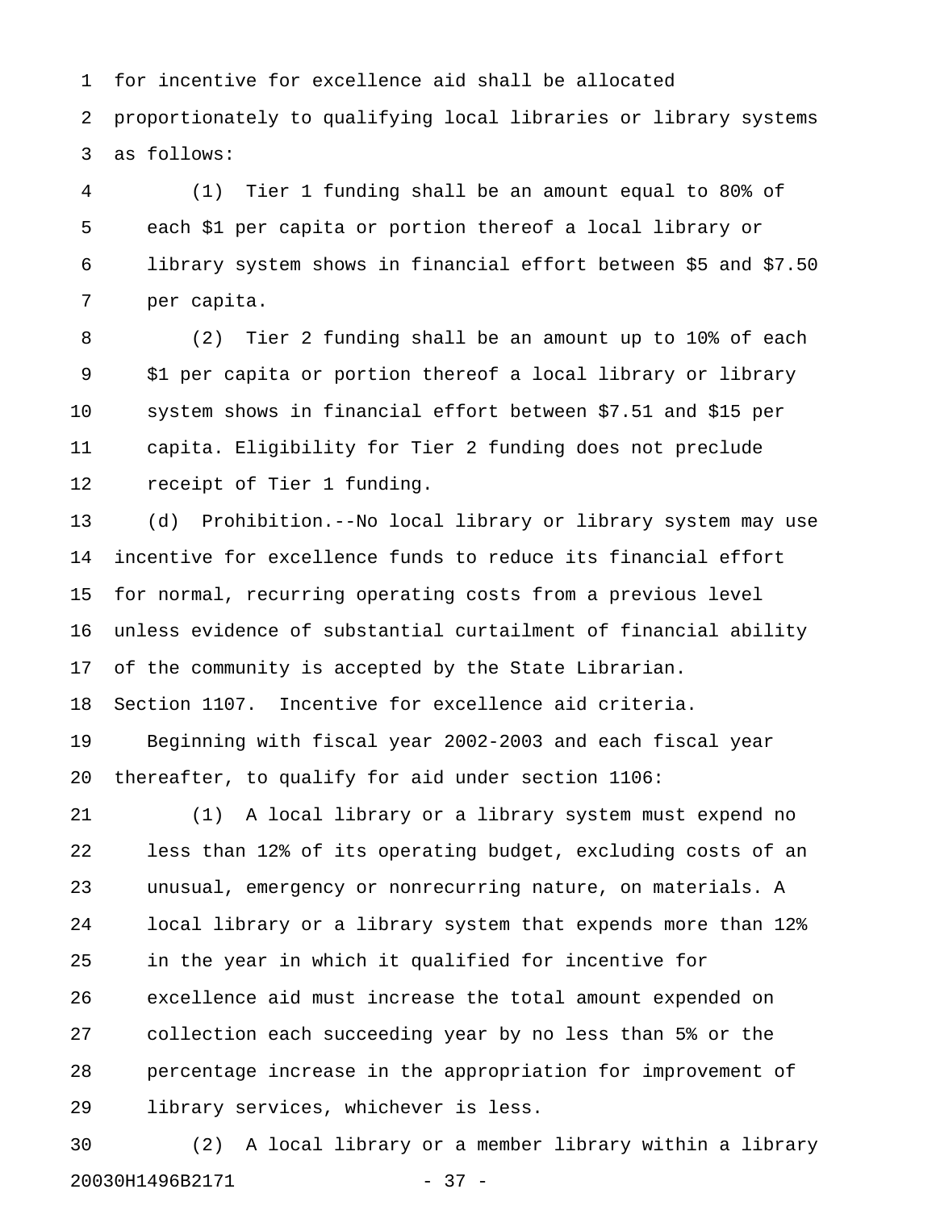for incentive for excellence aid shall be allocated proportionately to qualifying local libraries or library systems as follows:

(1) Tier 1 funding shall be an amount equal to 80% of each $1 per capita or portion thereof a local library or library system shows in financial effort between $5 and $7.50 per capita.

(2) Tier 2 funding shall be an amount up to 10% of each $1 per capita or portion thereof a local library or library system shows in financial effort between $7.51 and $15 per capita. Eligibility for Tier 2 funding does not preclude receipt of Tier 1 funding.

(d) Prohibition.--No local library or library system may use incentive for excellence funds to reduce its financial effort for normal, recurring operating costs from a previous level unless evidence of substantial curtailment of financial ability of the community is accepted by the State Librarian.

Section 1107. Incentive for excellence aid criteria.

Beginning with fiscal year 2002-2003 and each fiscal year thereafter, to qualify for aid under section 1106:

(1) A local library or a library system must expend no less than 12% of its operating budget, excluding costs of an unusual, emergency or nonrecurring nature, on materials. A local library or a library system that expends more than 12% in the year in which it qualified for incentive for excellence aid must increase the total amount expended on collection each succeeding year by no less than 5% or the percentage increase in the appropriation for improvement of library services, whichever is less.

(2) A local library or a member library within a library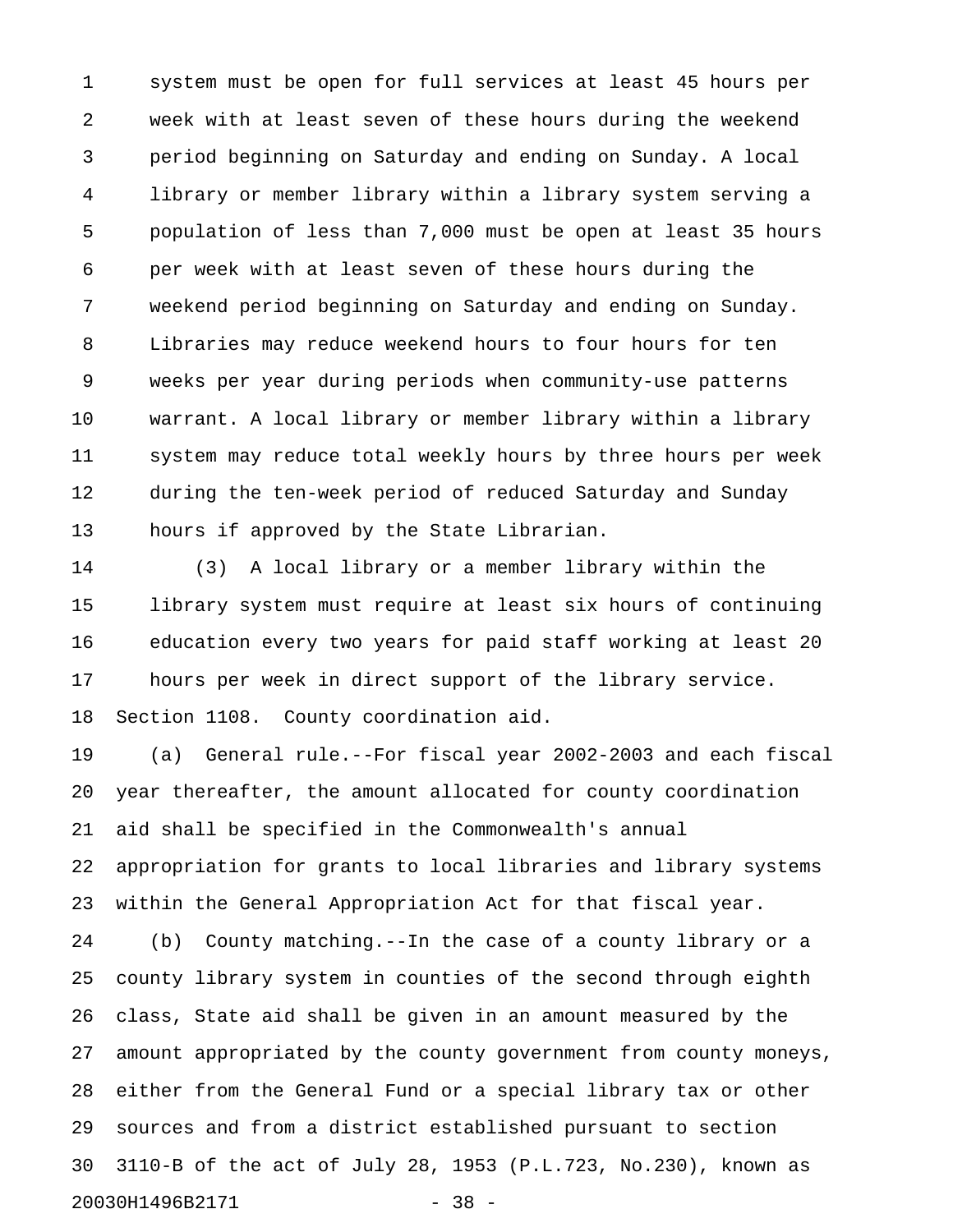system must be open for full services at least 45 hours per week with at least seven of these hours during the weekend period beginning on Saturday and ending on Sunday. A local library or member library within a library system serving a population of less than 7,000 must be open at least 35 hours per week with at least seven of these hours during the weekend period beginning on Saturday and ending on Sunday. Libraries may reduce weekend hours to four hours for ten weeks per year during periods when community-use patterns warrant. A local library or member library within a library system may reduce total weekly hours by three hours per week during the ten-week period of reduced Saturday and Sunday hours if approved by the State Librarian.

(3) A local library or a member library within the library system must require at least six hours of continuing education every two years for paid staff working at least 20 hours per week in direct support of the library service.

Section 1108. County coordination aid.

(a) General rule.--For fiscal year 2002-2003 and each fiscal year thereafter, the amount allocated for county coordination aid shall be specified in the Commonwealth's annual appropriation for grants to local libraries and library systems within the General Appropriation Act for that fiscal year.

(b) County matching.--In the case of a county library or a county library system in counties of the second through eighth class, State aid shall be given in an amount measured by the amount appropriated by the county government from county moneys, either from the General Fund or a special library tax or other sources and from a district established pursuant to section 3110-B of the act of July 28, 1953 (P.L.723, No.230), known as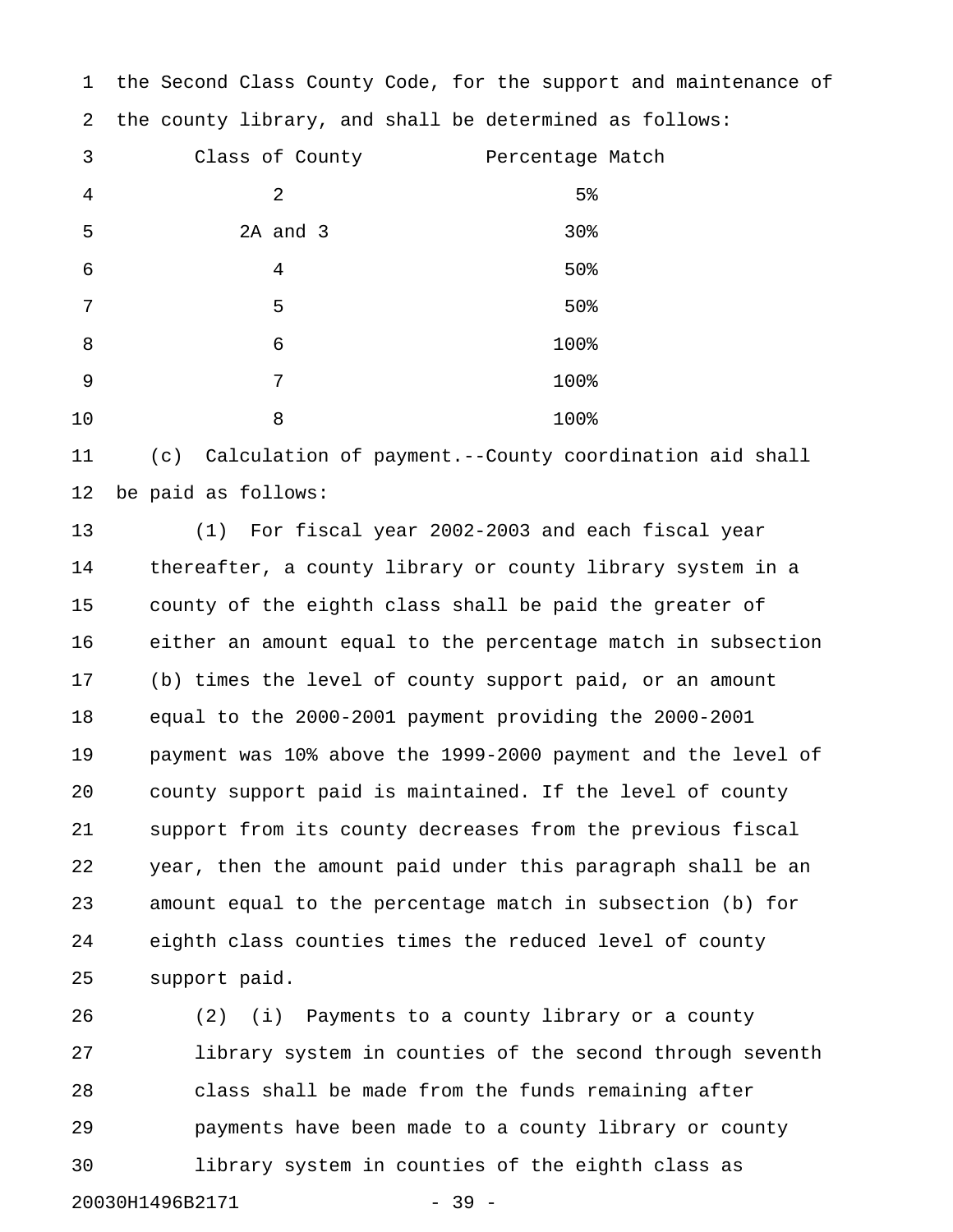the Second Class County Code, for the support and maintenance of the county library, and shall be determined as follows:

| Class of County | Percentage Match |
|---|---|
| 2 | 5% |
| 2A and 3 | 30% |
| 4 | 50% |
| 5 | 50% |
| 6 | 100% |
| 7 | 100% |
| 8 | 100% |

(c) Calculation of payment.--County coordination aid shall be paid as follows:

(1) For fiscal year 2002-2003 and each fiscal year thereafter, a county library or county library system in a county of the eighth class shall be paid the greater of either an amount equal to the percentage match in subsection (b) times the level of county support paid, or an amount equal to the 2000-2001 payment providing the 2000-2001 payment was 10% above the 1999-2000 payment and the level of county support paid is maintained. If the level of county support from its county decreases from the previous fiscal year, then the amount paid under this paragraph shall be an amount equal to the percentage match in subsection (b) for eighth class counties times the reduced level of county support paid.

(2) (i) Payments to a county library or a county library system in counties of the second through seventh class shall be made from the funds remaining after payments have been made to a county library or county library system in counties of the eighth class as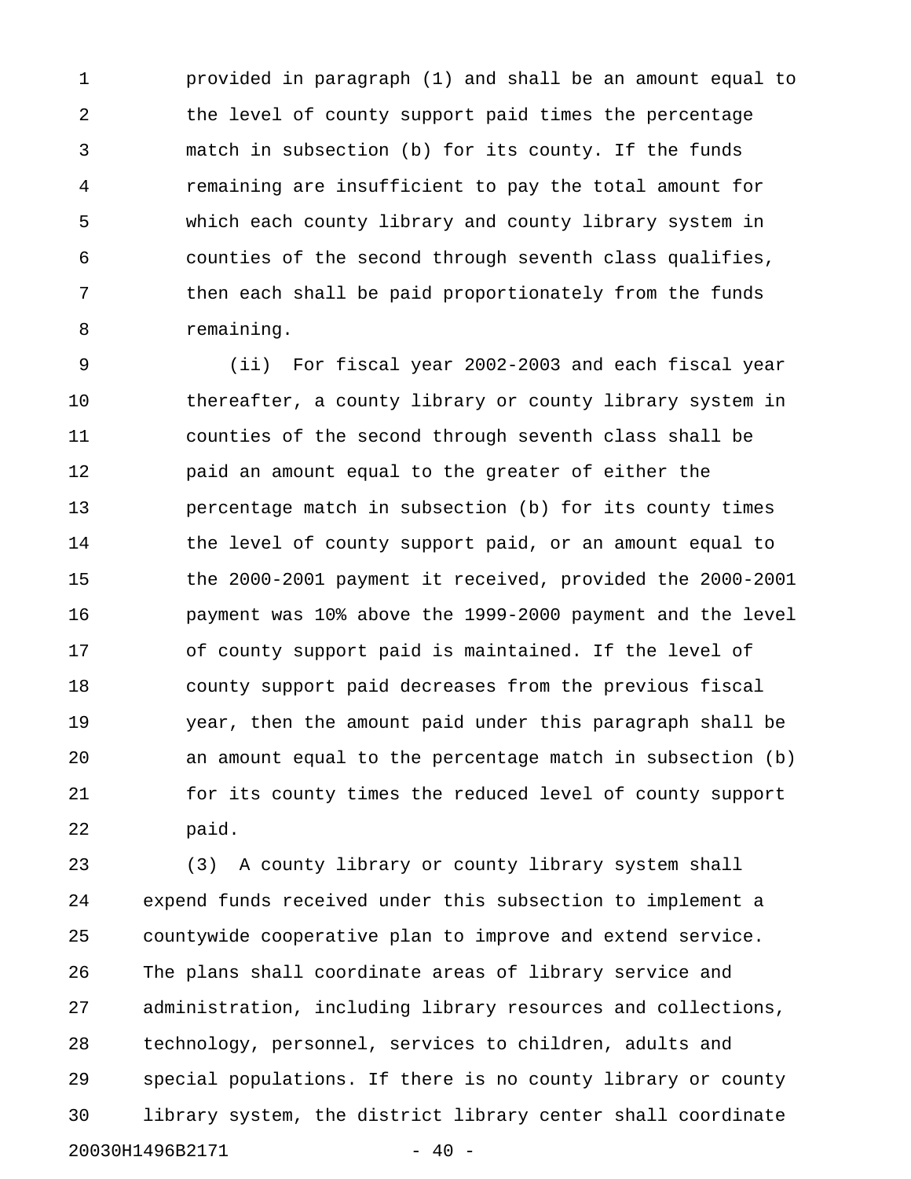provided in paragraph (1) and shall be an amount equal to the level of county support paid times the percentage match in subsection (b) for its county. If the funds remaining are insufficient to pay the total amount for which each county library and county library system in counties of the second through seventh class qualifies, then each shall be paid proportionately from the funds remaining.

(ii) For fiscal year 2002-2003 and each fiscal year thereafter, a county library or county library system in counties of the second through seventh class shall be paid an amount equal to the greater of either the percentage match in subsection (b) for its county times the level of county support paid, or an amount equal to the 2000-2001 payment it received, provided the 2000-2001 payment was 10% above the 1999-2000 payment and the level of county support paid is maintained. If the level of county support paid decreases from the previous fiscal year, then the amount paid under this paragraph shall be an amount equal to the percentage match in subsection (b) for its county times the reduced level of county support paid.

(3) A county library or county library system shall expend funds received under this subsection to implement a countywide cooperative plan to improve and extend service. The plans shall coordinate areas of library service and administration, including library resources and collections, technology, personnel, services to children, adults and special populations. If there is no county library or county library system, the district library center shall coordinate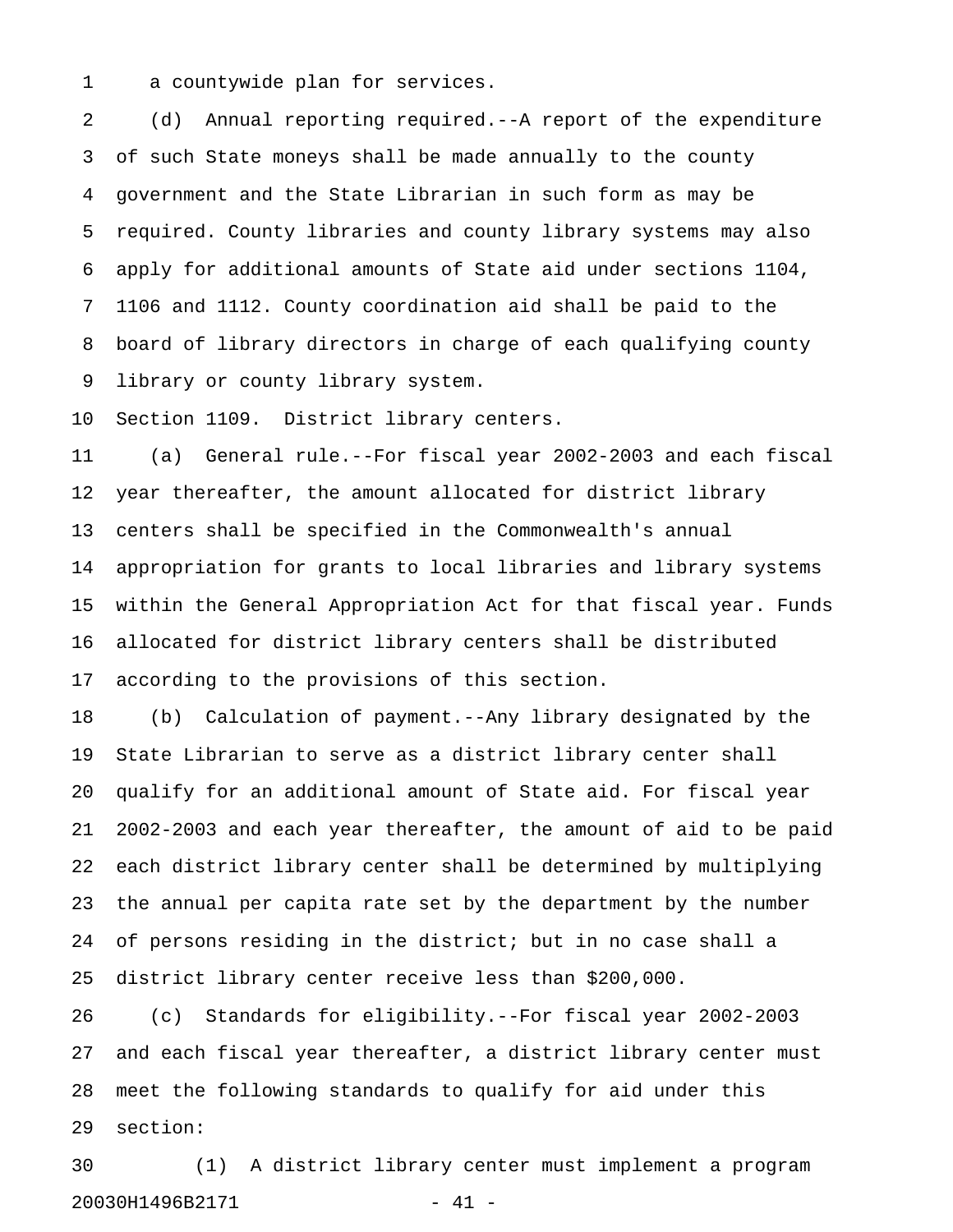a countywide plan for services.

(d) Annual reporting required.--A report of the expenditure of such State moneys shall be made annually to the county government and the State Librarian in such form as may be required. County libraries and county library systems may also apply for additional amounts of State aid under sections 1104, 1106 and 1112. County coordination aid shall be paid to the board of library directors in charge of each qualifying county library or county library system.

Section 1109. District library centers.

(a) General rule.--For fiscal year 2002-2003 and each fiscal year thereafter, the amount allocated for district library centers shall be specified in the Commonwealth's annual appropriation for grants to local libraries and library systems within the General Appropriation Act for that fiscal year. Funds allocated for district library centers shall be distributed according to the provisions of this section.

(b) Calculation of payment.--Any library designated by the State Librarian to serve as a district library center shall qualify for an additional amount of State aid. For fiscal year 2002-2003 and each year thereafter, the amount of aid to be paid each district library center shall be determined by multiplying the annual per capita rate set by the department by the number of persons residing in the district; but in no case shall a district library center receive less than $200,000.

(c) Standards for eligibility.--For fiscal year 2002-2003 and each fiscal year thereafter, a district library center must meet the following standards to qualify for aid under this section:

(1) A district library center must implement a program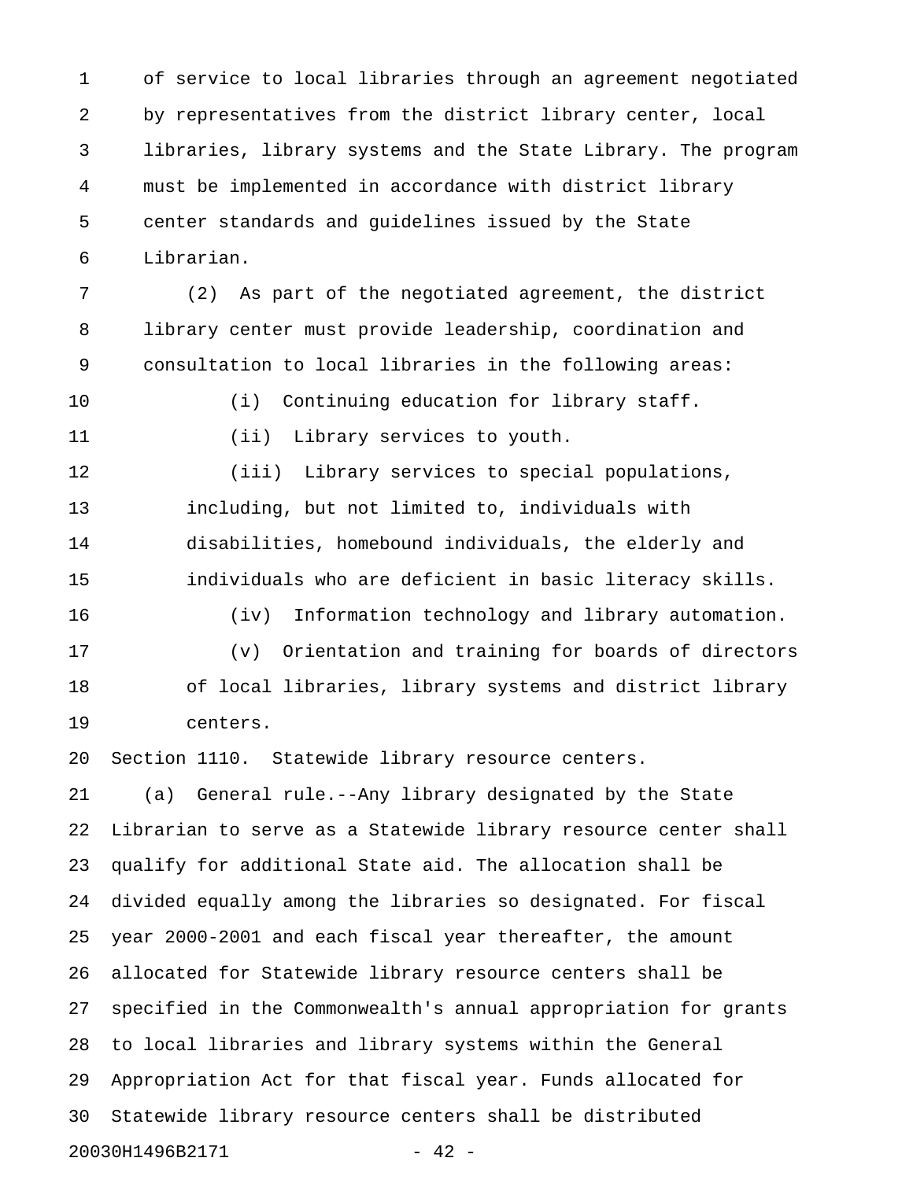of service to local libraries through an agreement negotiated by representatives from the district library center, local libraries, library systems and the State Library. The program must be implemented in accordance with district library center standards and guidelines issued by the State Librarian.

(2) As part of the negotiated agreement, the district library center must provide leadership, coordination and consultation to local libraries in the following areas:

(i) Continuing education for library staff.

(ii) Library services to youth.

(iii) Library services to special populations, including, but not limited to, individuals with disabilities, homebound individuals, the elderly and individuals who are deficient in basic literacy skills.

(iv) Information technology and library automation.

(v) Orientation and training for boards of directors of local libraries, library systems and district library centers.

Section 1110. Statewide library resource centers.

(a) General rule.--Any library designated by the State Librarian to serve as a Statewide library resource center shall qualify for additional State aid. The allocation shall be divided equally among the libraries so designated. For fiscal year 2000-2001 and each fiscal year thereafter, the amount allocated for Statewide library resource centers shall be specified in the Commonwealth's annual appropriation for grants to local libraries and library systems within the General Appropriation Act for that fiscal year. Funds allocated for Statewide library resource centers shall be distributed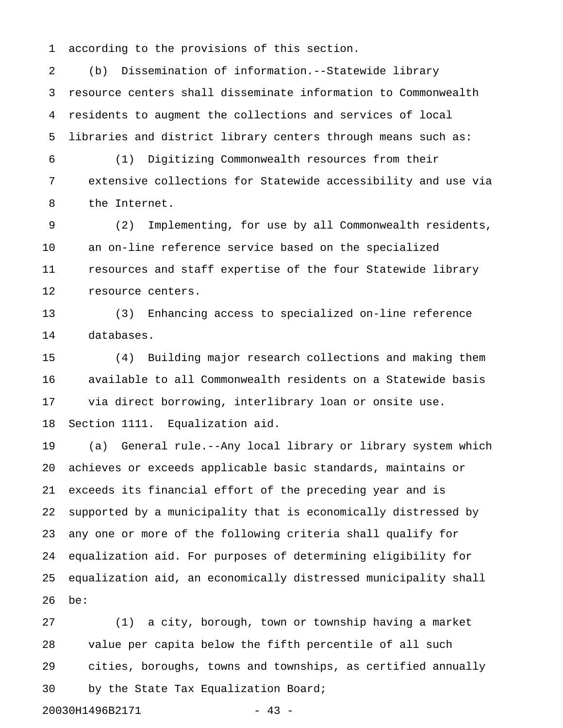according to the provisions of this section.

(b) Dissemination of information.--Statewide library resource centers shall disseminate information to Commonwealth residents to augment the collections and services of local libraries and district library centers through means such as:

(1) Digitizing Commonwealth resources from their extensive collections for Statewide accessibility and use via the Internet.

(2) Implementing, for use by all Commonwealth residents, an on-line reference service based on the specialized resources and staff expertise of the four Statewide library resource centers.

(3) Enhancing access to specialized on-line reference databases.

(4) Building major research collections and making them available to all Commonwealth residents on a Statewide basis via direct borrowing, interlibrary loan or onsite use.

Section 1111. Equalization aid.

(a) General rule.--Any local library or library system which achieves or exceeds applicable basic standards, maintains or exceeds its financial effort of the preceding year and is supported by a municipality that is economically distressed by any one or more of the following criteria shall qualify for equalization aid. For purposes of determining eligibility for equalization aid, an economically distressed municipality shall be:

(1) a city, borough, town or township having a market value per capita below the fifth percentile of all such cities, boroughs, towns and townships, as certified annually by the State Tax Equalization Board;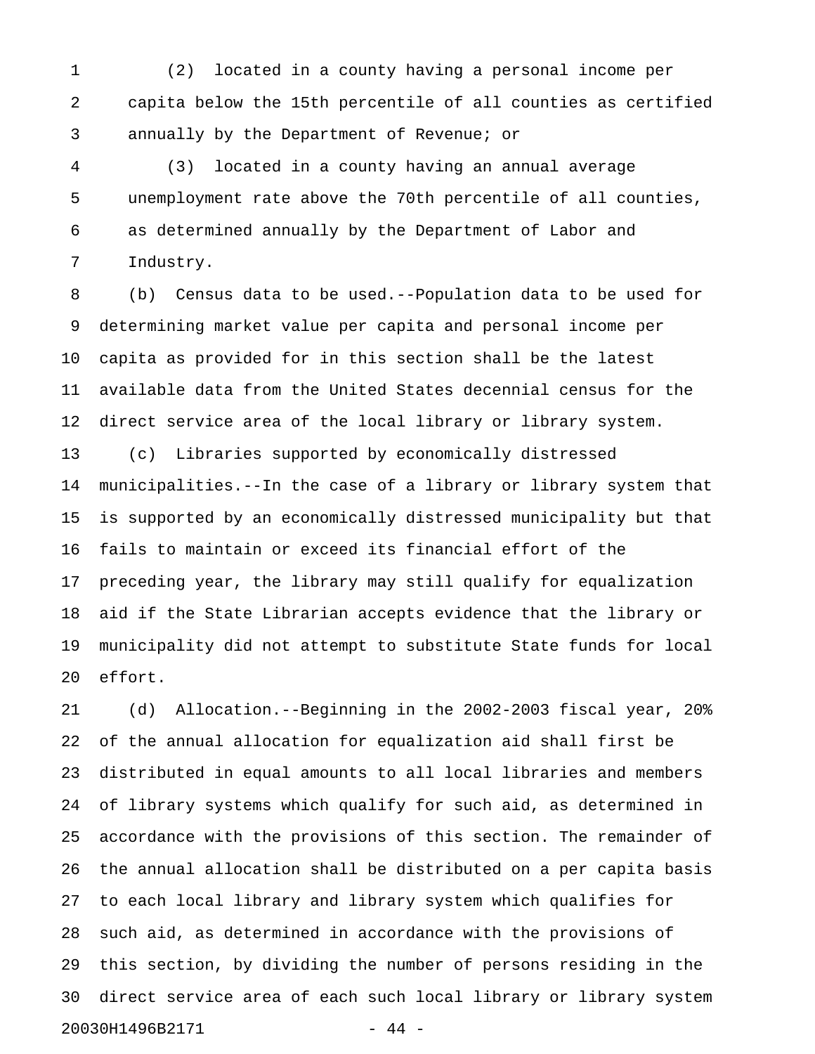(2) located in a county having a personal income per capita below the 15th percentile of all counties as certified annually by the Department of Revenue; or

(3) located in a county having an annual average unemployment rate above the 70th percentile of all counties, as determined annually by the Department of Labor and Industry.

(b) Census data to be used.--Population data to be used for determining market value per capita and personal income per capita as provided for in this section shall be the latest available data from the United States decennial census for the direct service area of the local library or library system.

(c) Libraries supported by economically distressed municipalities.--In the case of a library or library system that is supported by an economically distressed municipality but that fails to maintain or exceed its financial effort of the preceding year, the library may still qualify for equalization aid if the State Librarian accepts evidence that the library or municipality did not attempt to substitute State funds for local effort.

(d) Allocation.--Beginning in the 2002-2003 fiscal year, 20% of the annual allocation for equalization aid shall first be distributed in equal amounts to all local libraries and members of library systems which qualify for such aid, as determined in accordance with the provisions of this section. The remainder of the annual allocation shall be distributed on a per capita basis to each local library and library system which qualifies for such aid, as determined in accordance with the provisions of this section, by dividing the number of persons residing in the direct service area of each such local library or library system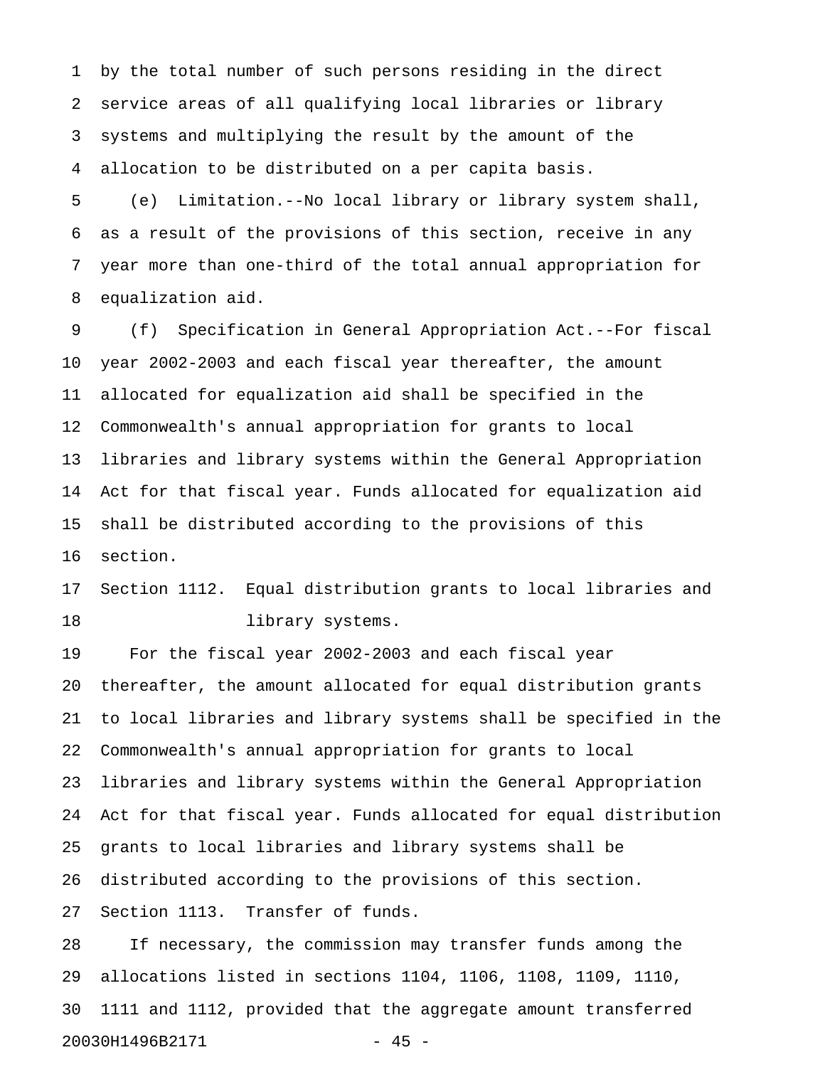by the total number of such persons residing in the direct service areas of all qualifying local libraries or library systems and multiplying the result by the amount of the allocation to be distributed on a per capita basis.

(e) Limitation.--No local library or library system shall, as a result of the provisions of this section, receive in any year more than one-third of the total annual appropriation for equalization aid.

(f) Specification in General Appropriation Act.--For fiscal year 2002-2003 and each fiscal year thereafter, the amount allocated for equalization aid shall be specified in the Commonwealth's annual appropriation for grants to local libraries and library systems within the General Appropriation Act for that fiscal year. Funds allocated for equalization aid shall be distributed according to the provisions of this section.

Section 1112. Equal distribution grants to local libraries and library systems.

For the fiscal year 2002-2003 and each fiscal year thereafter, the amount allocated for equal distribution grants to local libraries and library systems shall be specified in the Commonwealth's annual appropriation for grants to local libraries and library systems within the General Appropriation Act for that fiscal year. Funds allocated for equal distribution grants to local libraries and library systems shall be distributed according to the provisions of this section.

Section 1113. Transfer of funds.

If necessary, the commission may transfer funds among the allocations listed in sections 1104, 1106, 1108, 1109, 1110, 1111 and 1112, provided that the aggregate amount transferred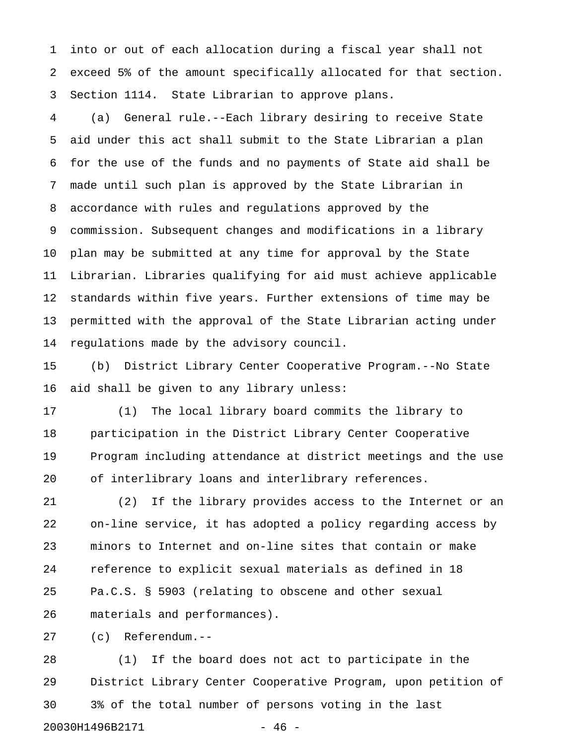into or out of each allocation during a fiscal year shall not exceed 5% of the amount specifically allocated for that section.

Section 1114. State Librarian to approve plans.

(a) General rule.--Each library desiring to receive State aid under this act shall submit to the State Librarian a plan for the use of the funds and no payments of State aid shall be made until such plan is approved by the State Librarian in accordance with rules and regulations approved by the commission. Subsequent changes and modifications in a library plan may be submitted at any time for approval by the State Librarian. Libraries qualifying for aid must achieve applicable standards within five years. Further extensions of time may be permitted with the approval of the State Librarian acting under regulations made by the advisory council.

(b) District Library Center Cooperative Program.--No State aid shall be given to any library unless:

(1) The local library board commits the library to participation in the District Library Center Cooperative Program including attendance at district meetings and the use of interlibrary loans and interlibrary references.

(2) If the library provides access to the Internet or an on-line service, it has adopted a policy regarding access by minors to Internet and on-line sites that contain or make reference to explicit sexual materials as defined in 18 Pa.C.S. § 5903 (relating to obscene and other sexual materials and performances).

(c) Referendum.--

(1) If the board does not act to participate in the District Library Center Cooperative Program, upon petition of 3% of the total number of persons voting in the last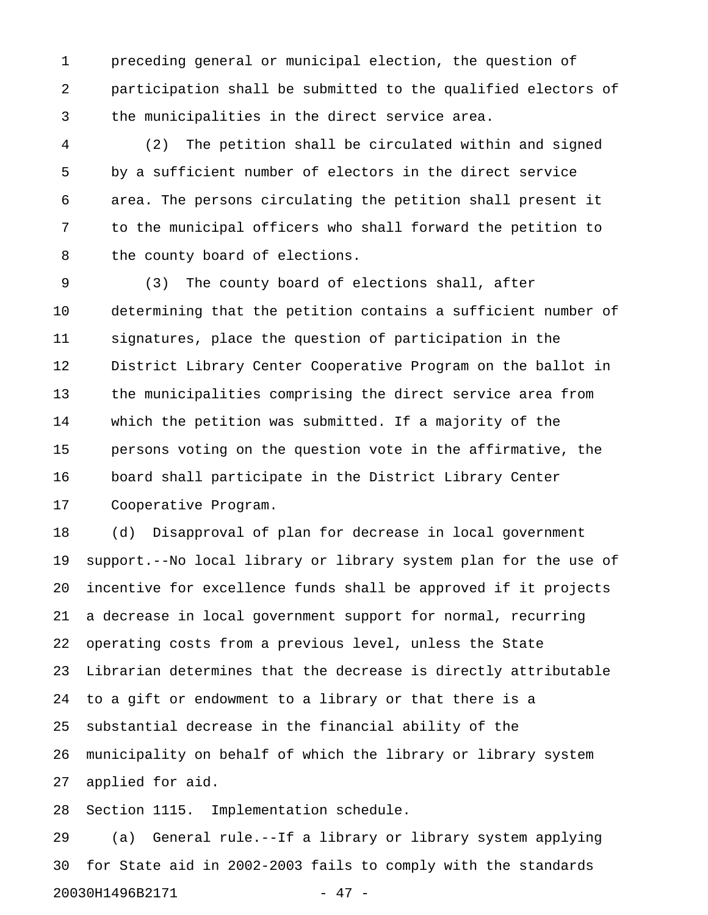preceding general or municipal election, the question of participation shall be submitted to the qualified electors of the municipalities in the direct service area.

(2) The petition shall be circulated within and signed by a sufficient number of electors in the direct service area. The persons circulating the petition shall present it to the municipal officers who shall forward the petition to the county board of elections.

(3) The county board of elections shall, after determining that the petition contains a sufficient number of signatures, place the question of participation in the District Library Center Cooperative Program on the ballot in the municipalities comprising the direct service area from which the petition was submitted. If a majority of the persons voting on the question vote in the affirmative, the board shall participate in the District Library Center Cooperative Program.

(d) Disapproval of plan for decrease in local government support.--No local library or library system plan for the use of incentive for excellence funds shall be approved if it projects a decrease in local government support for normal, recurring operating costs from a previous level, unless the State Librarian determines that the decrease is directly attributable to a gift or endowment to a library or that there is a substantial decrease in the financial ability of the municipality on behalf of which the library or library system applied for aid.

Section 1115. Implementation schedule.

(a) General rule.--If a library or library system applying for State aid in 2002-2003 fails to comply with the standards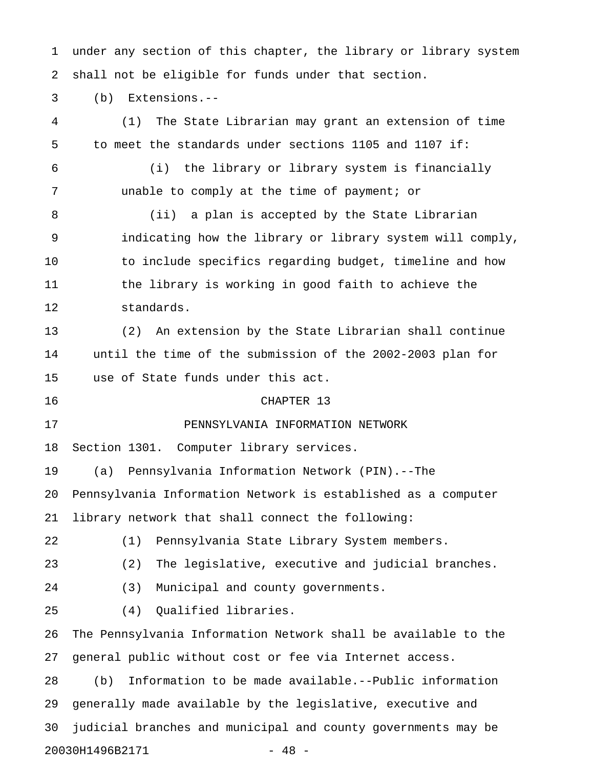under any section of this chapter, the library or library system shall not be eligible for funds under that section.

(b) Extensions.--

(1) The State Librarian may grant an extension of time to meet the standards under sections 1105 and 1107 if:

(i) the library or library system is financially unable to comply at the time of payment; or

(ii) a plan is accepted by the State Librarian indicating how the library or library system will comply, to include specifics regarding budget, timeline and how the library is working in good faith to achieve the standards.

(2) An extension by the State Librarian shall continue until the time of the submission of the 2002-2003 plan for use of State funds under this act.

## CHAPTER 13

## PENNSYLVANIA INFORMATION NETWORK

Section 1301. Computer library services.

(a) Pennsylvania Information Network (PIN).--The Pennsylvania Information Network is established as a computer library network that shall connect the following:

(1) Pennsylvania State Library System members.

(2) The legislative, executive and judicial branches.

(3) Municipal and county governments.

(4) Qualified libraries.

The Pennsylvania Information Network shall be available to the general public without cost or fee via Internet access.

(b) Information to be made available.--Public information generally made available by the legislative, executive and judicial branches and municipal and county governments may be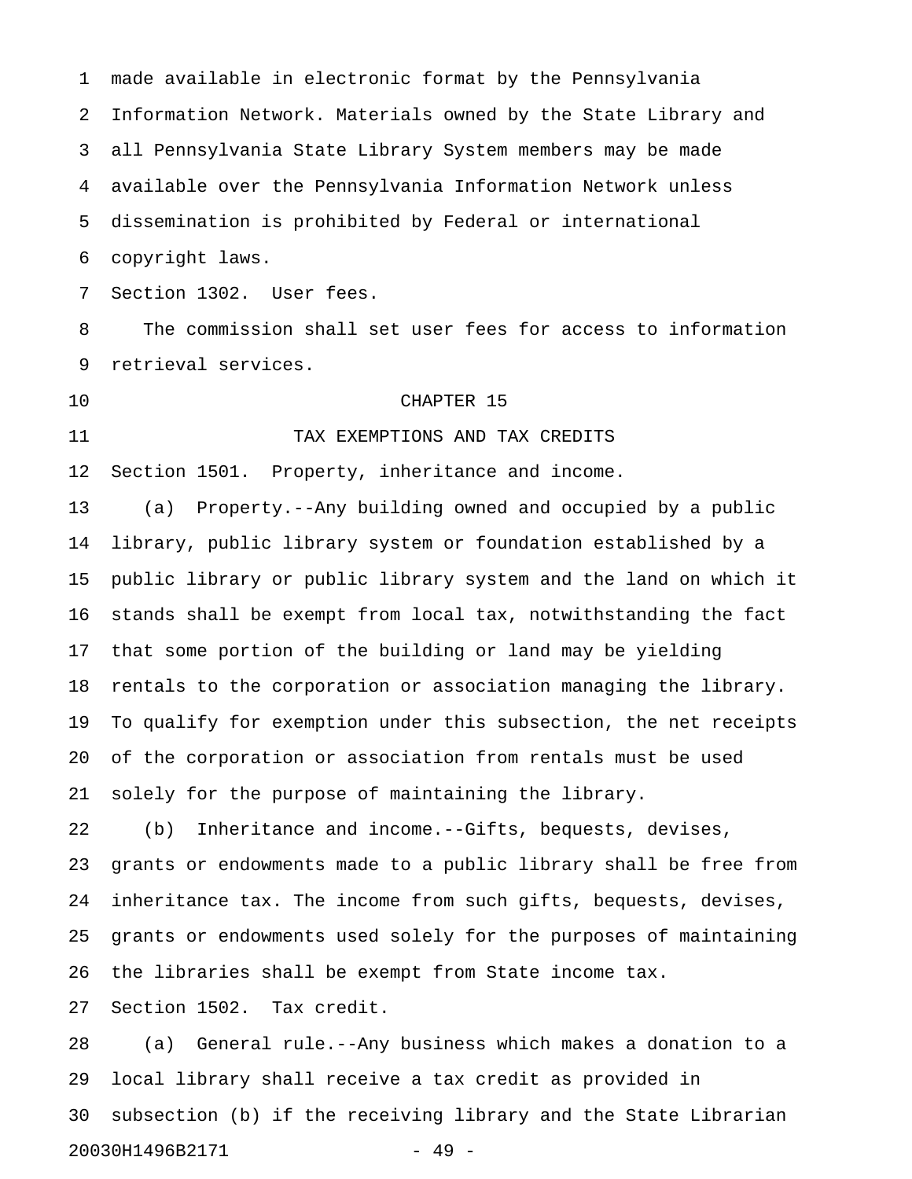made available in electronic format by the Pennsylvania Information Network. Materials owned by the State Library and all Pennsylvania State Library System members may be made available over the Pennsylvania Information Network unless dissemination is prohibited by Federal or international copyright laws.

Section 1302. User fees.

The commission shall set user fees for access to information retrieval services.

## CHAPTER 15

## TAX EXEMPTIONS AND TAX CREDITS

Section 1501. Property, inheritance and income.

(a) Property.--Any building owned and occupied by a public library, public library system or foundation established by a public library or public library system and the land on which it stands shall be exempt from local tax, notwithstanding the fact that some portion of the building or land may be yielding rentals to the corporation or association managing the library. To qualify for exemption under this subsection, the net receipts of the corporation or association from rentals must be used solely for the purpose of maintaining the library.

(b) Inheritance and income.--Gifts, bequests, devises, grants or endowments made to a public library shall be free from inheritance tax. The income from such gifts, bequests, devises, grants or endowments used solely for the purposes of maintaining the libraries shall be exempt from State income tax.

Section 1502. Tax credit.

(a) General rule.--Any business which makes a donation to a local library shall receive a tax credit as provided in subsection (b) if the receiving library and the State Librarian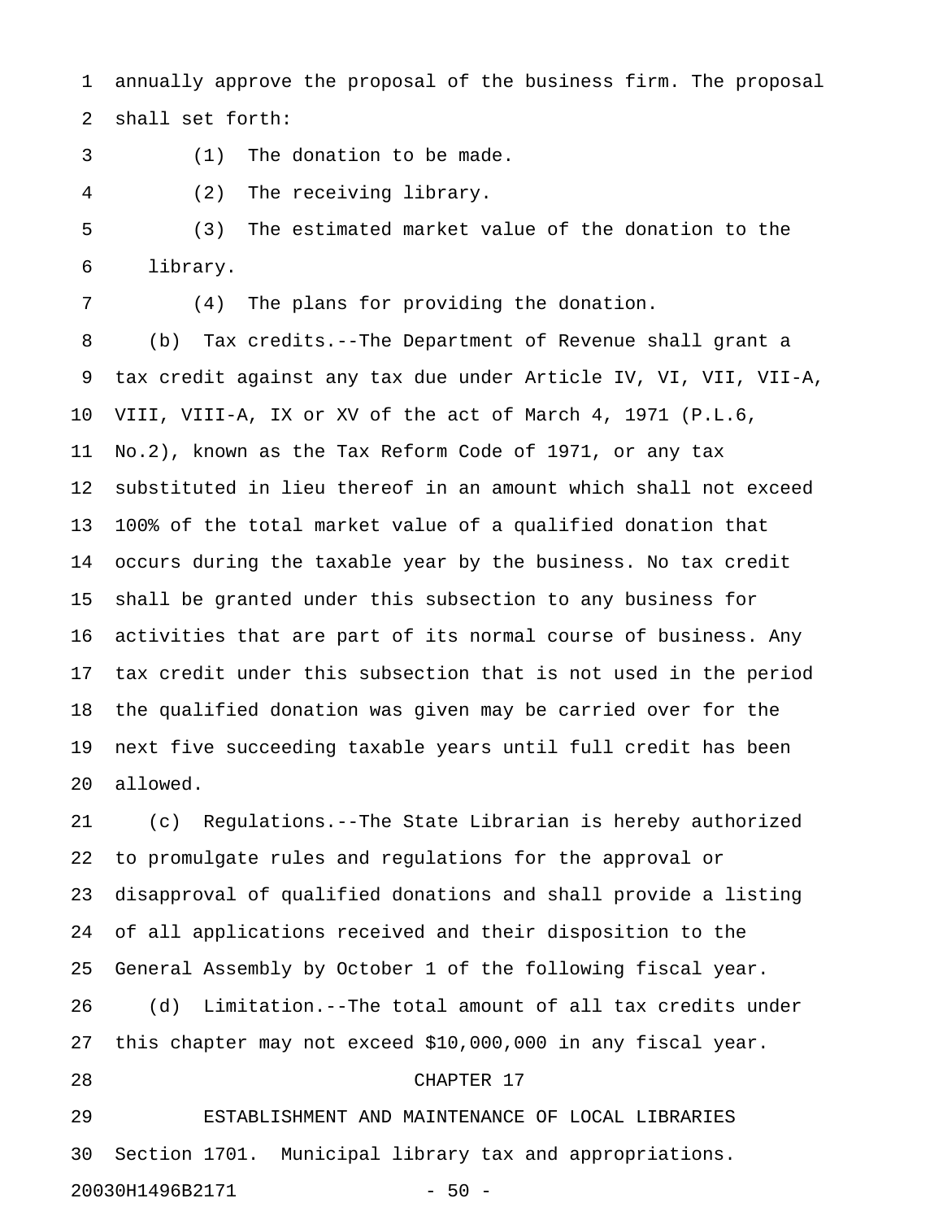annually approve the proposal of the business firm. The proposal shall set forth:

(1) The donation to be made.

(2) The receiving library.

(3) The estimated market value of the donation to the library.

(4) The plans for providing the donation.

(b) Tax credits.--The Department of Revenue shall grant a tax credit against any tax due under Article IV, VI, VII, VII-A, VIII, VIII-A, IX or XV of the act of March 4, 1971 (P.L.6, No.2), known as the Tax Reform Code of 1971, or any tax substituted in lieu thereof in an amount which shall not exceed 100% of the total market value of a qualified donation that occurs during the taxable year by the business. No tax credit shall be granted under this subsection to any business for activities that are part of its normal course of business. Any tax credit under this subsection that is not used in the period the qualified donation was given may be carried over for the next five succeeding taxable years until full credit has been allowed.

(c) Regulations.--The State Librarian is hereby authorized to promulgate rules and regulations for the approval or disapproval of qualified donations and shall provide a listing of all applications received and their disposition to the General Assembly by October 1 of the following fiscal year.

(d) Limitation.--The total amount of all tax credits under this chapter may not exceed $10,000,000 in any fiscal year.

## CHAPTER 17

## ESTABLISHMENT AND MAINTENANCE OF LOCAL LIBRARIES

Section 1701. Municipal library tax and appropriations.

20030H1496B2171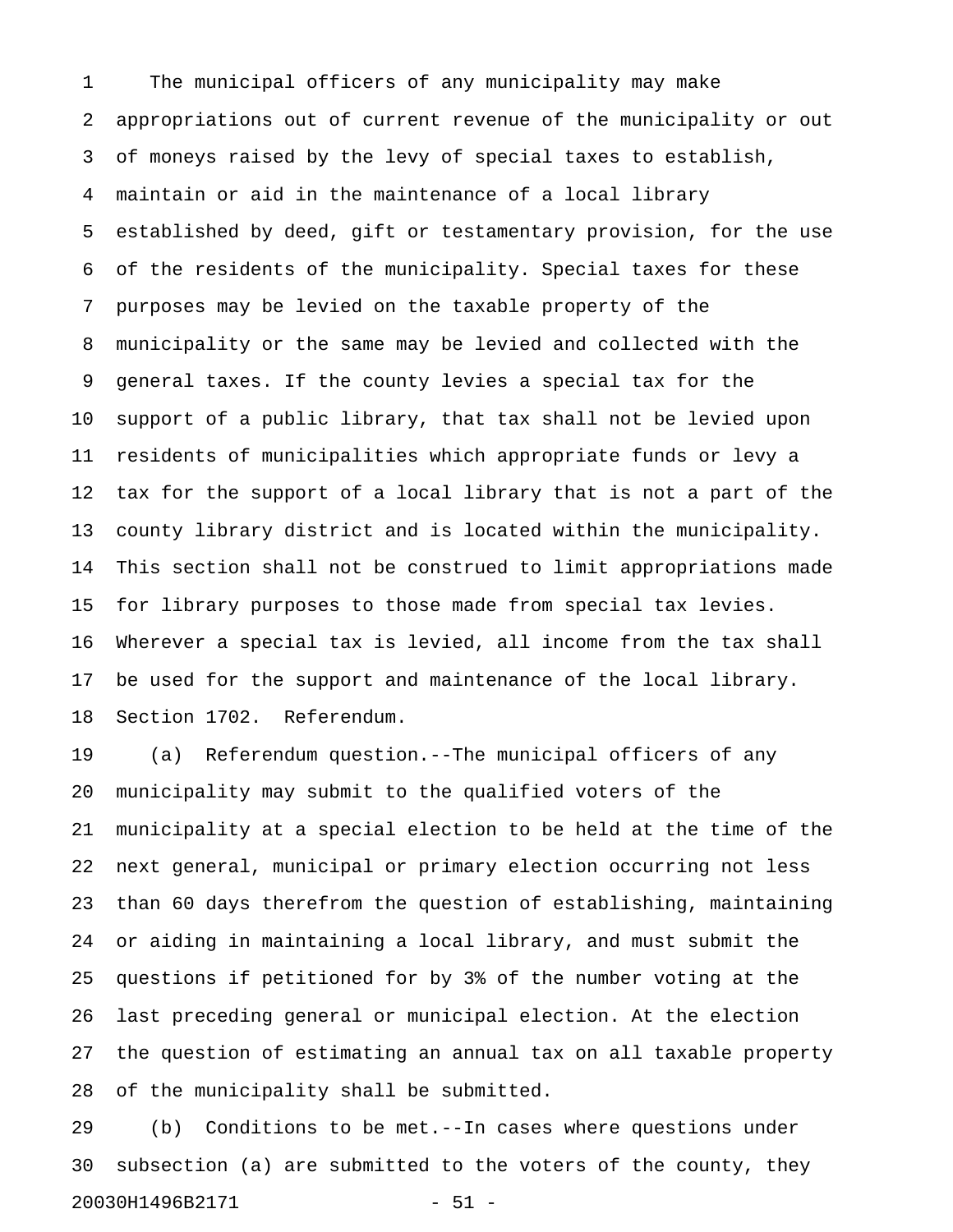The municipal officers of any municipality may make appropriations out of current revenue of the municipality or out of moneys raised by the levy of special taxes to establish, maintain or aid in the maintenance of a local library established by deed, gift or testamentary provision, for the use of the residents of the municipality. Special taxes for these purposes may be levied on the taxable property of the municipality or the same may be levied and collected with the general taxes. If the county levies a special tax for the support of a public library, that tax shall not be levied upon residents of municipalities which appropriate funds or levy a tax for the support of a local library that is not a part of the county library district and is located within the municipality. This section shall not be construed to limit appropriations made for library purposes to those made from special tax levies. Wherever a special tax is levied, all income from the tax shall be used for the support and maintenance of the local library.

Section 1702. Referendum.

(a) Referendum question.--The municipal officers of any municipality may submit to the qualified voters of the municipality at a special election to be held at the time of the next general, municipal or primary election occurring not less than 60 days therefrom the question of establishing, maintaining or aiding in maintaining a local library, and must submit the questions if petitioned for by 3% of the number voting at the last preceding general or municipal election. At the election the question of estimating an annual tax on all taxable property of the municipality shall be submitted.

(b) Conditions to be met.--In cases where questions under subsection (a) are submitted to the voters of the county, they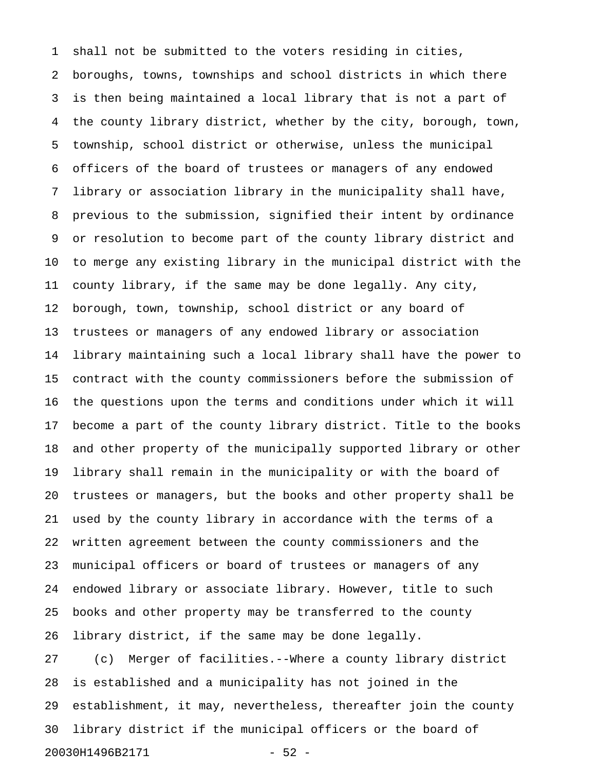shall not be submitted to the voters residing in cities, boroughs, towns, townships and school districts in which there is then being maintained a local library that is not a part of the county library district, whether by the city, borough, town, township, school district or otherwise, unless the municipal officers of the board of trustees or managers of any endowed library or association library in the municipality shall have, previous to the submission, signified their intent by ordinance or resolution to become part of the county library district and to merge any existing library in the municipal district with the county library, if the same may be done legally. Any city, borough, town, township, school district or any board of trustees or managers of any endowed library or association library maintaining such a local library shall have the power to contract with the county commissioners before the submission of the questions upon the terms and conditions under which it will become a part of the county library district. Title to the books and other property of the municipally supported library or other library shall remain in the municipality or with the board of trustees or managers, but the books and other property shall be used by the county library in accordance with the terms of a written agreement between the county commissioners and the municipal officers or board of trustees or managers of any endowed library or associate library. However, title to such books and other property may be transferred to the county library district, if the same may be done legally.

(c) Merger of facilities.--Where a county library district is established and a municipality has not joined in the establishment, it may, nevertheless, thereafter join the county library district if the municipal officers or the board of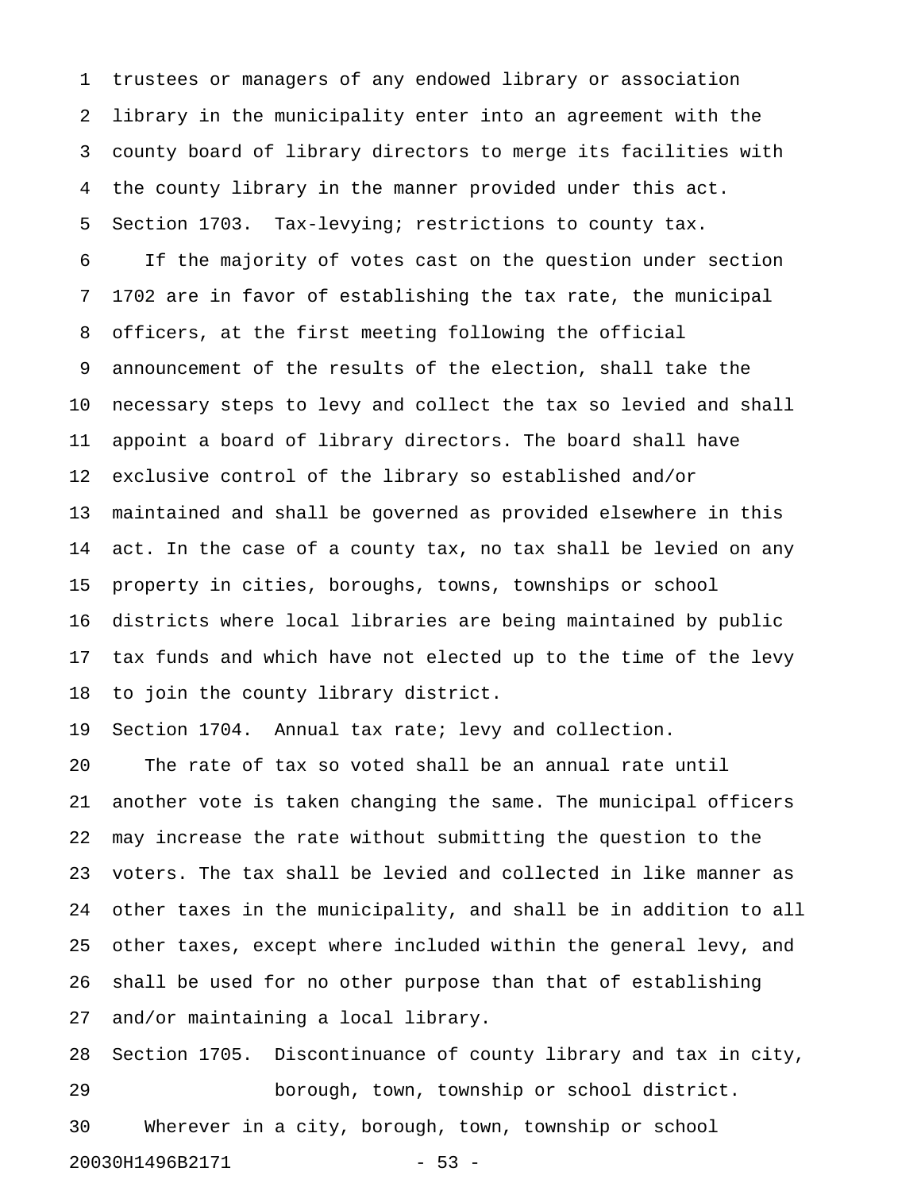trustees or managers of any endowed library or association library in the municipality enter into an agreement with the county board of library directors to merge its facilities with the county library in the manner provided under this act.

Section 1703. Tax-levying; restrictions to county tax.

If the majority of votes cast on the question under section 1702 are in favor of establishing the tax rate, the municipal officers, at the first meeting following the official announcement of the results of the election, shall take the necessary steps to levy and collect the tax so levied and shall appoint a board of library directors. The board shall have exclusive control of the library so established and/or maintained and shall be governed as provided elsewhere in this act. In the case of a county tax, no tax shall be levied on any property in cities, boroughs, towns, townships or school districts where local libraries are being maintained by public tax funds and which have not elected up to the time of the levy to join the county library district.

Section 1704. Annual tax rate; levy and collection.

The rate of tax so voted shall be an annual rate until another vote is taken changing the same. The municipal officers may increase the rate without submitting the question to the voters. The tax shall be levied and collected in like manner as other taxes in the municipality, and shall be in addition to all other taxes, except where included within the general levy, and shall be used for no other purpose than that of establishing and/or maintaining a local library.

Section 1705. Discontinuance of county library and tax in city, borough, town, township or school district.

Wherever in a city, borough, town, township or school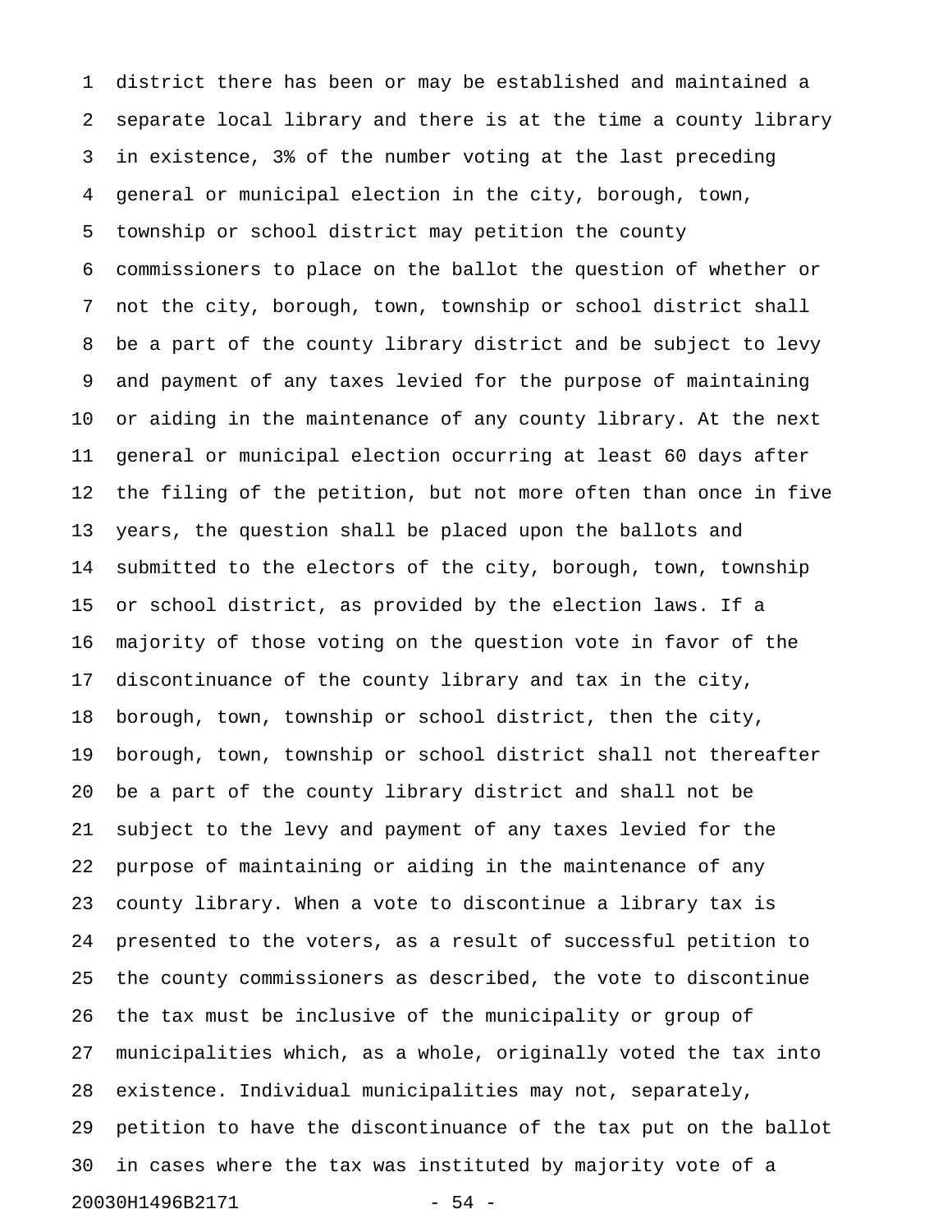district there has been or may be established and maintained a separate local library and there is at the time a county library in existence, 3% of the number voting at the last preceding general or municipal election in the city, borough, town, township or school district may petition the county commissioners to place on the ballot the question of whether or not the city, borough, town, township or school district shall be a part of the county library district and be subject to levy and payment of any taxes levied for the purpose of maintaining or aiding in the maintenance of any county library. At the next general or municipal election occurring at least 60 days after the filing of the petition, but not more often than once in five years, the question shall be placed upon the ballots and submitted to the electors of the city, borough, town, township or school district, as provided by the election laws. If a majority of those voting on the question vote in favor of the discontinuance of the county library and tax in the city, borough, town, township or school district, then the city, borough, town, township or school district shall not thereafter be a part of the county library district and shall not be subject to the levy and payment of any taxes levied for the purpose of maintaining or aiding in the maintenance of any county library. When a vote to discontinue a library tax is presented to the voters, as a result of successful petition to the county commissioners as described, the vote to discontinue the tax must be inclusive of the municipality or group of municipalities which, as a whole, originally voted the tax into existence. Individual municipalities may not, separately, petition to have the discontinuance of the tax put on the ballot in cases where the tax was instituted by majority vote of a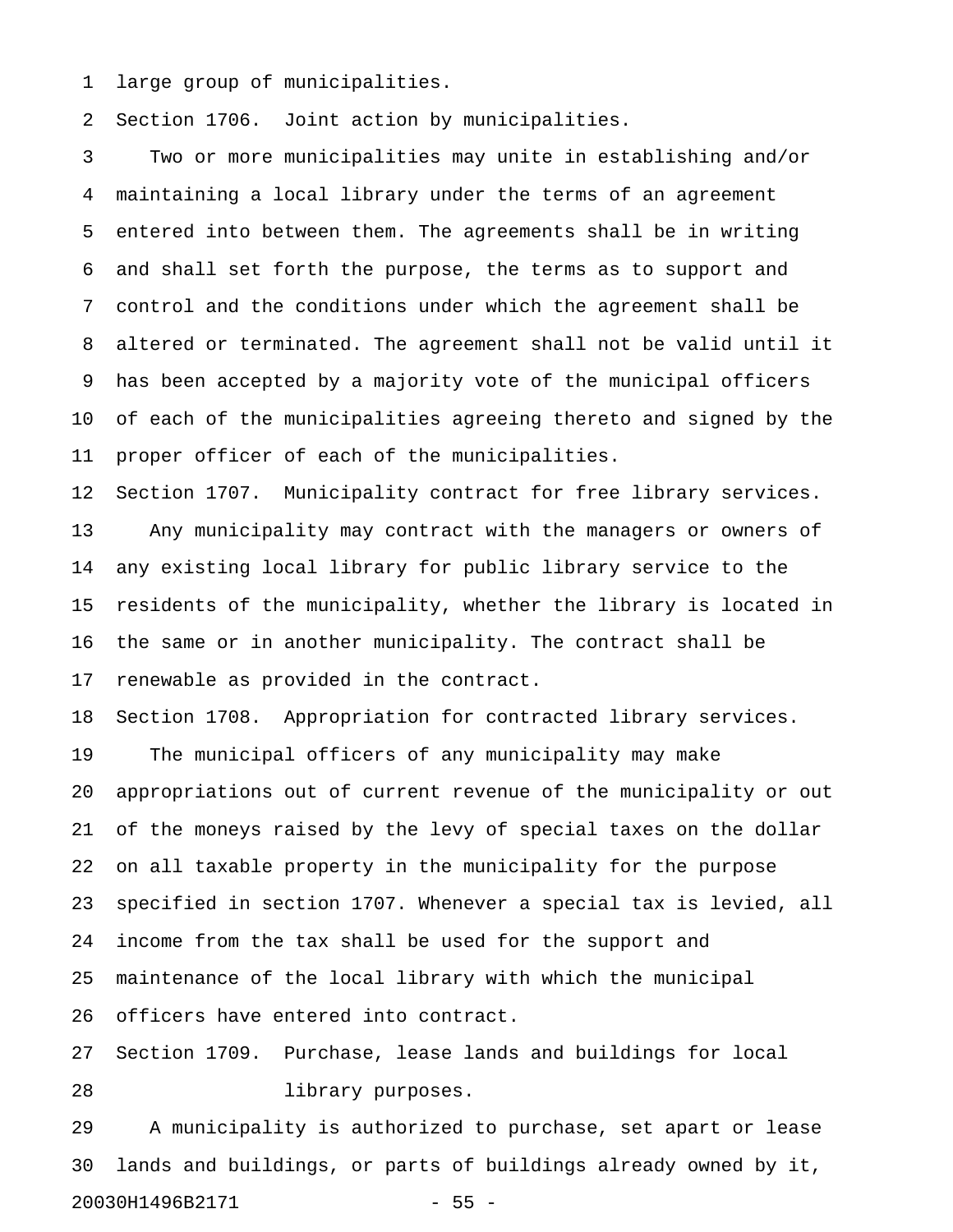large group of municipalities.

Section 1706. Joint action by municipalities.

Two or more municipalities may unite in establishing and/or maintaining a local library under the terms of an agreement entered into between them. The agreements shall be in writing and shall set forth the purpose, the terms as to support and control and the conditions under which the agreement shall be altered or terminated. The agreement shall not be valid until it has been accepted by a majority vote of the municipal officers of each of the municipalities agreeing thereto and signed by the proper officer of each of the municipalities.

Section 1707. Municipality contract for free library services.

Any municipality may contract with the managers or owners of any existing local library for public library service to the residents of the municipality, whether the library is located in the same or in another municipality. The contract shall be renewable as provided in the contract.

Section 1708. Appropriation for contracted library services.

The municipal officers of any municipality may make appropriations out of current revenue of the municipality or out of the moneys raised by the levy of special taxes on the dollar on all taxable property in the municipality for the purpose specified in section 1707. Whenever a special tax is levied, all income from the tax shall be used for the support and maintenance of the local library with which the municipal officers have entered into contract.

Section 1709. Purchase, lease lands and buildings for local library purposes.

A municipality is authorized to purchase, set apart or lease lands and buildings, or parts of buildings already owned by it,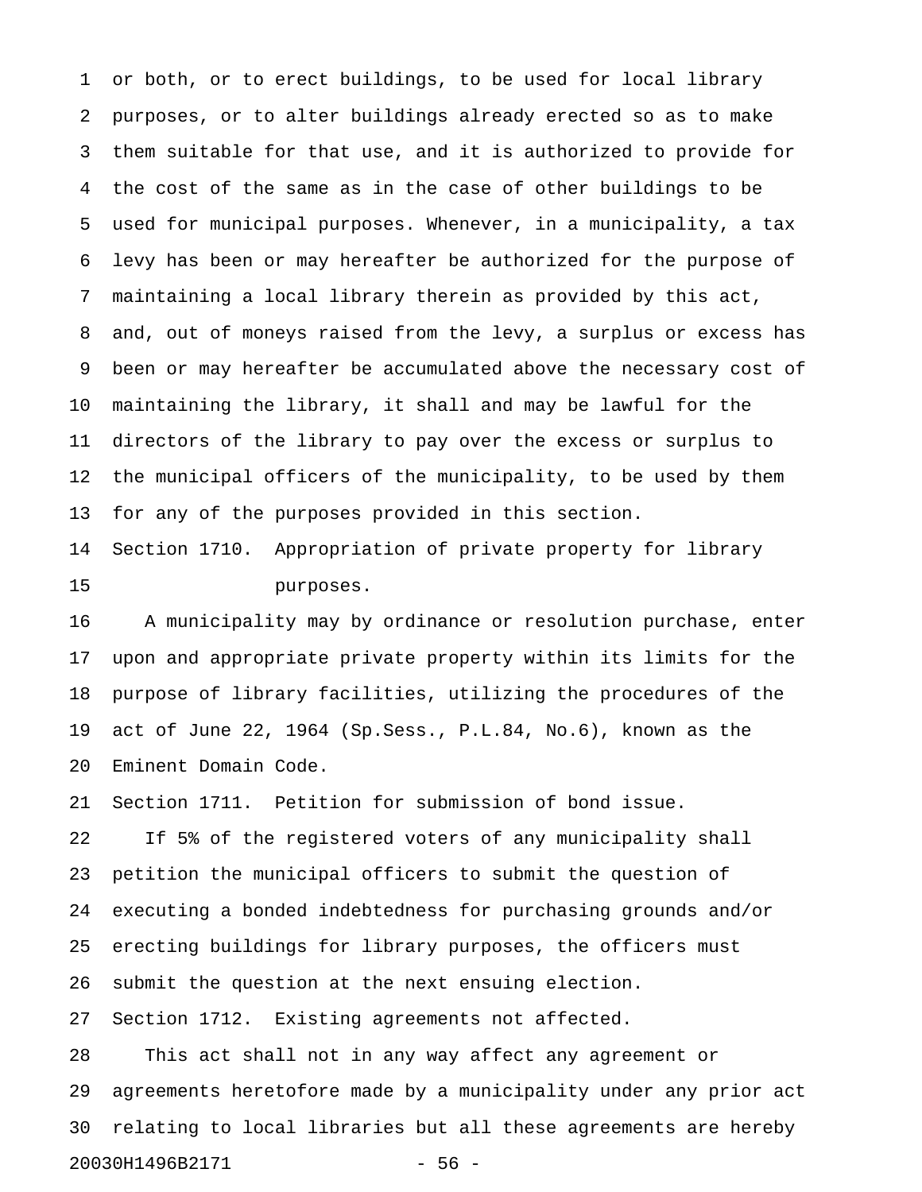or both, or to erect buildings, to be used for local library purposes, or to alter buildings already erected so as to make them suitable for that use, and it is authorized to provide for the cost of the same as in the case of other buildings to be used for municipal purposes. Whenever, in a municipality, a tax levy has been or may hereafter be authorized for the purpose of maintaining a local library therein as provided by this act, and, out of moneys raised from the levy, a surplus or excess has been or may hereafter be accumulated above the necessary cost of maintaining the library, it shall and may be lawful for the directors of the library to pay over the excess or surplus to the municipal officers of the municipality, to be used by them for any of the purposes provided in this section.

Section 1710. Appropriation of private property for library purposes.

A municipality may by ordinance or resolution purchase, enter upon and appropriate private property within its limits for the purpose of library facilities, utilizing the procedures of the act of June 22, 1964 (Sp.Sess., P.L.84, No.6), known as the Eminent Domain Code.

Section 1711. Petition for submission of bond issue.

If 5% of the registered voters of any municipality shall petition the municipal officers to submit the question of executing a bonded indebtedness for purchasing grounds and/or erecting buildings for library purposes, the officers must submit the question at the next ensuing election.

Section 1712. Existing agreements not affected.

This act shall not in any way affect any agreement or agreements heretofore made by a municipality under any prior act relating to local libraries but all these agreements are hereby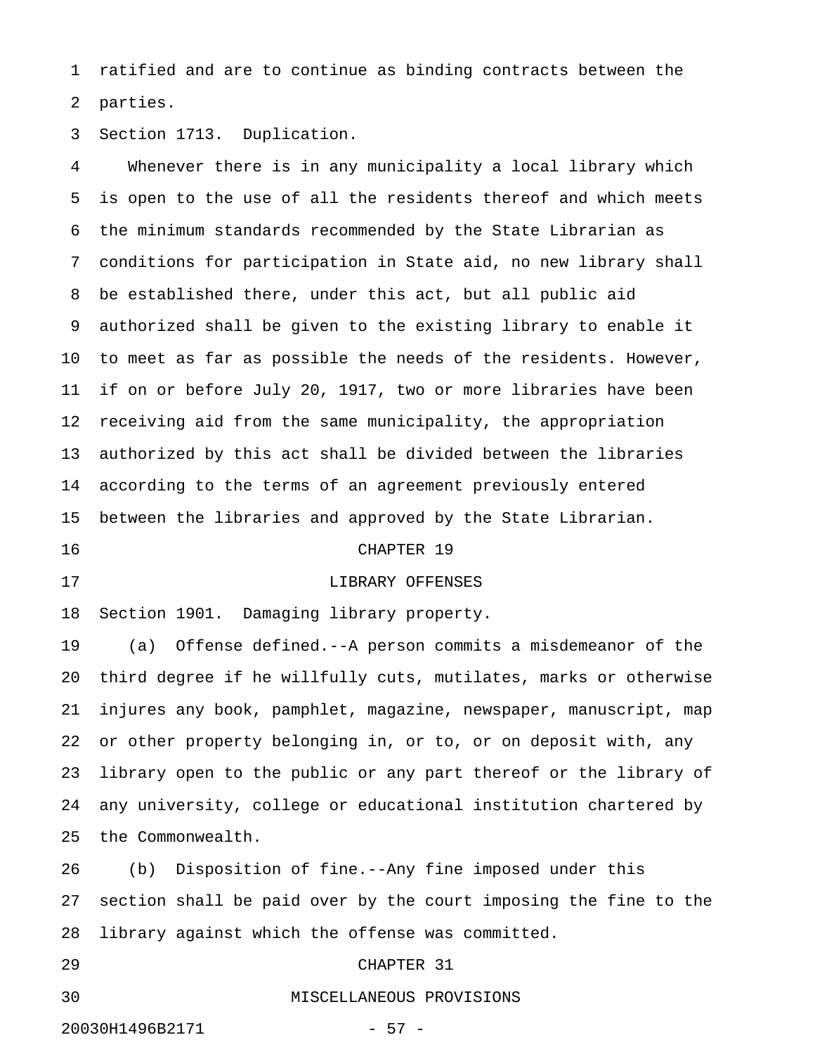ratified and are to continue as binding contracts between the parties.

Section 1713. Duplication.

Whenever there is in any municipality a local library which is open to the use of all the residents thereof and which meets the minimum standards recommended by the State Librarian as conditions for participation in State aid, no new library shall be established there, under this act, but all public aid authorized shall be given to the existing library to enable it to meet as far as possible the needs of the residents. However, if on or before July 20, 1917, two or more libraries have been receiving aid from the same municipality, the appropriation authorized by this act shall be divided between the libraries according to the terms of an agreement previously entered between the libraries and approved by the State Librarian.

## CHAPTER 19

## LIBRARY OFFENSES

Section 1901. Damaging library property.

(a) Offense defined.--A person commits a misdemeanor of the third degree if he willfully cuts, mutilates, marks or otherwise injures any book, pamphlet, magazine, newspaper, manuscript, map or other property belonging in, or to, or on deposit with, any library open to the public or any part thereof or the library of any university, college or educational institution chartered by the Commonwealth.

(b) Disposition of fine.--Any fine imposed under this section shall be paid over by the court imposing the fine to the library against which the offense was committed.

## CHAPTER 31

## MISCELLANEOUS PROVISIONS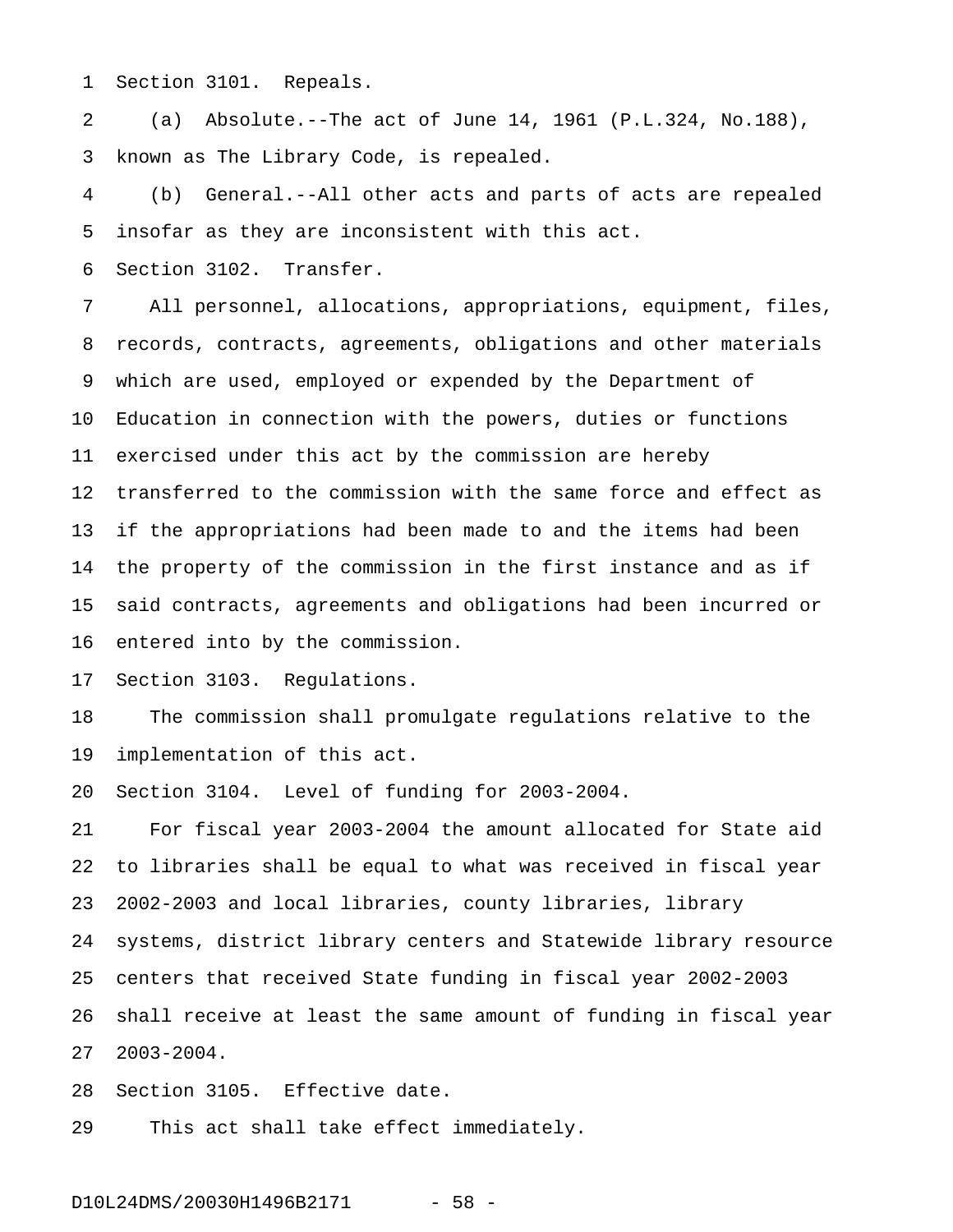Section 3101. Repeals.

(a) Absolute.--The act of June 14, 1961 (P.L.324, No.188), known as The Library Code, is repealed.

(b) General.--All other acts and parts of acts are repealed insofar as they are inconsistent with this act.

Section 3102. Transfer.

All personnel, allocations, appropriations, equipment, files, records, contracts, agreements, obligations and other materials which are used, employed or expended by the Department of Education in connection with the powers, duties or functions exercised under this act by the commission are hereby transferred to the commission with the same force and effect as if the appropriations had been made to and the items had been the property of the commission in the first instance and as if said contracts, agreements and obligations had been incurred or entered into by the commission.

Section 3103. Regulations.

The commission shall promulgate regulations relative to the implementation of this act.

Section 3104. Level of funding for 2003-2004.

For fiscal year 2003-2004 the amount allocated for State aid to libraries shall be equal to what was received in fiscal year 2002-2003 and local libraries, county libraries, library systems, district library centers and Statewide library resource centers that received State funding in fiscal year 2002-2003 shall receive at least the same amount of funding in fiscal year 2003-2004.

Section 3105. Effective date.

This act shall take effect immediately.

D10L24DMS/20030H1496B2171